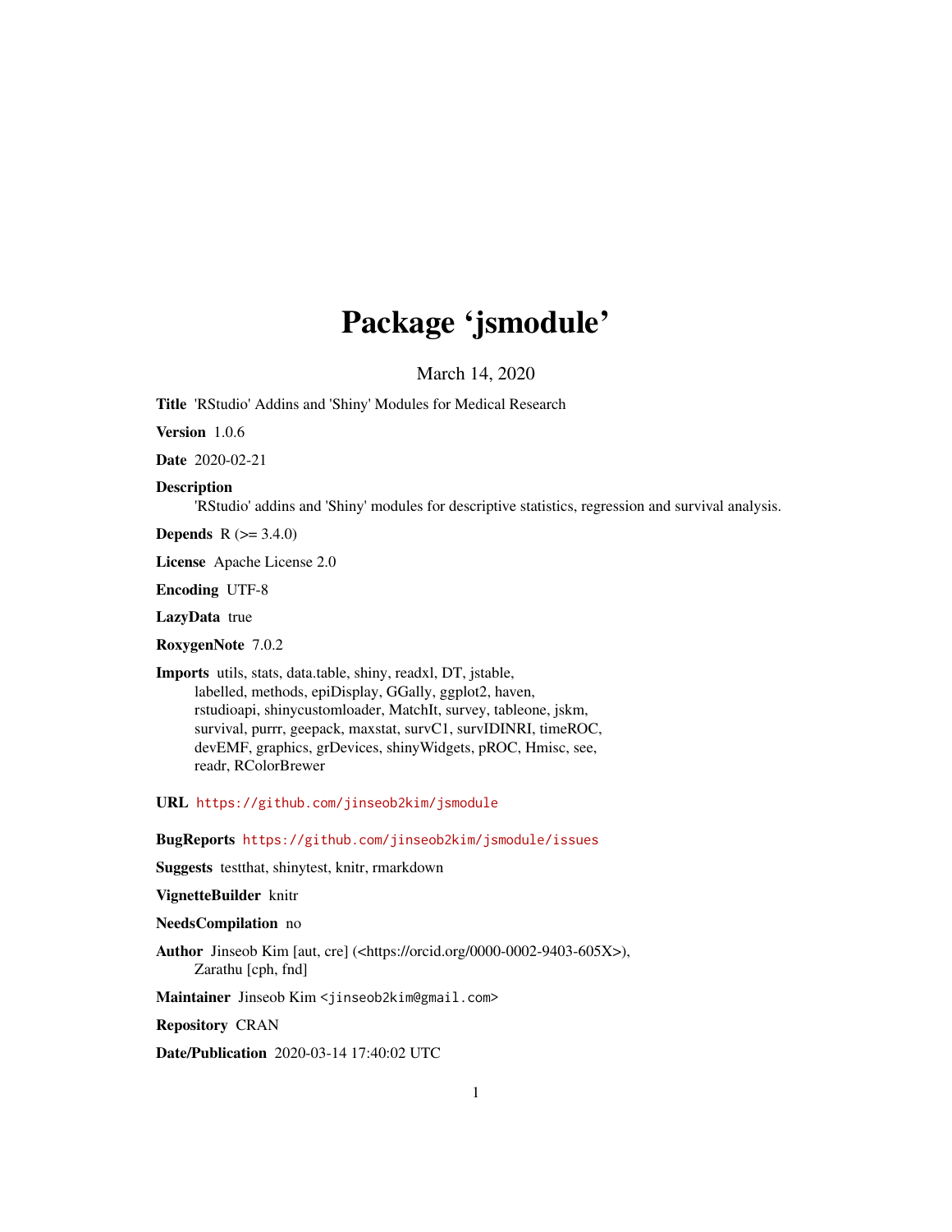# Package 'jsmodule'

March 14, 2020

**Title** 'RStudio' Addins and 'Shiny' Modules for Medical Research

**Version** 1.0.6

**Date** 2020-02-21

**Description**
'RStudio' addins and 'Shiny' modules for descriptive statistics, regression and survival analysis.

**Depends** R (>= 3.4.0)

**License** Apache License 2.0

**Encoding** UTF-8

**LazyData** true

**RoxygenNote** 7.0.2

**Imports** utils, stats, data.table, shiny, readxl, DT, jstable, labelled, methods, epiDisplay, GGally, ggplot2, haven, rstudioapi, shinycustomloader, MatchIt, survey, tableone, jskm, survival, purrr, geepack, maxstat, survC1, survIDINRI, timeROC, devEMF, graphics, grDevices, shinyWidgets, pROC, Hmisc, see, readr, RColorBrewer

**URL** https://github.com/jinseob2kim/jsmodule

**BugReports** https://github.com/jinseob2kim/jsmodule/issues

**Suggests** testthat, shinytest, knitr, rmarkdown

**VignetteBuilder** knitr

**NeedsCompilation** no

**Author** Jinseob Kim [aut, cre] (<https://orcid.org/0000-0002-9403-605X>), Zarathu [cph, fnd]

**Maintainer** Jinseob Kim <jinseob2kim@gmail.com>

**Repository** CRAN

**Date/Publication** 2020-03-14 17:40:02 UTC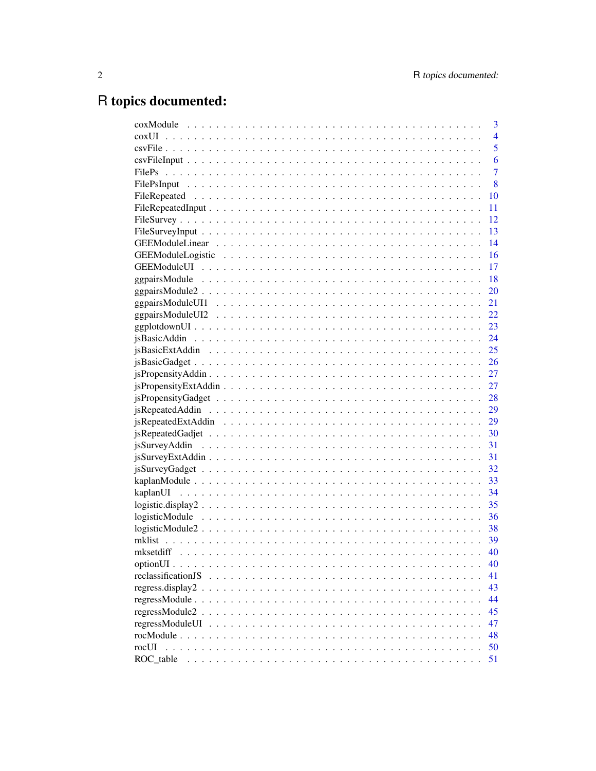# R topics documented:

| Topic | Page |
|---|---|
| coxModule | 3 |
| coxUI | 4 |
| csvFile | 5 |
| csvFileInput | 6 |
| FilePs | 7 |
| FilePsInput | 8 |
| FileRepeated | 10 |
| FileRepeatedInput | 11 |
| FileSurvey | 12 |
| FileSurveyInput | 13 |
| GEEModuleLinear | 14 |
| GEEModuleLogistic | 16 |
| GEEModuleUI | 17 |
| ggpairsModule | 18 |
| ggpairsModule2 | 20 |
| ggpairsModuleUI1 | 21 |
| ggpairsModuleUI2 | 22 |
| ggplotdownUI | 23 |
| jsBasicAddin | 24 |
| jsBasicExtAddin | 25 |
| jsBasicGadget | 26 |
| jsPropensityAddin | 27 |
| jsPropensityExtAddin | 27 |
| jsPropensityGadget | 28 |
| jsRepeatedAddin | 29 |
| jsRepeatedExtAddin | 29 |
| jsRepeatedGadjet | 30 |
| jsSurveyAddin | 31 |
| jsSurveyExtAddin | 31 |
| jsSurveyGadget | 32 |
| kaplanModule | 33 |
| kaplanUI | 34 |
| logistic.display2 | 35 |
| logisticModule | 36 |
| logisticModule2 | 38 |
| mklist | 39 |
| mksetdiff | 40 |
| optionUI | 40 |
| reclassificationJS | 41 |
| regress.display2 | 43 |
| regressModule | 44 |
| regressModule2 | 45 |
| regressModuleUI | 47 |
| rocModule | 48 |
| rocUI | 50 |
| ROC_table | 51 |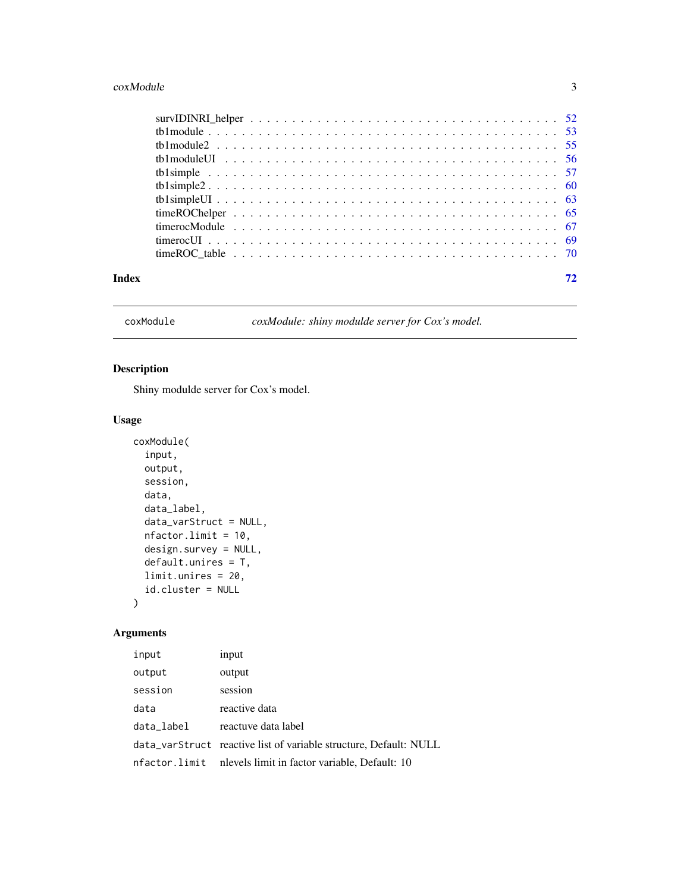| | |
|---|---|
| survIDINRI_helper | 52 |
| tb1module | 53 |
| tb1module2 | 55 |
| tb1moduleUI | 56 |
| tb1simple | 57 |
| tb1simple2 | 60 |
| tb1simpleUI | 63 |
| timeROChelper | 65 |
| timerocModule | 67 |
| timerocUI | 69 |
| timeROC_table | 70 |

**Index** **72**

---

## coxModule — *coxModule: shiny modulde server for Cox's model.*

### Description

Shiny modulde server for Cox's model.

### Usage

```
coxModule(
  input,
  output,
  session,
  data,
  data_label,
  data_varStruct = NULL,
  nfactor.limit = 10,
  design.survey = NULL,
  default.unires = T,
  limit.unires = 20,
  id.cluster = NULL
)
```

### Arguments

| | |
|---|---|
| `input` | input |
| `output` | output |
| `session` | session |
| `data` | reactive data |
| `data_label` | reactuve data label |
| `data_varStruct` | reactive list of variable structure, Default: NULL |
| `nfactor.limit` | nlevels limit in factor variable, Default: 10 |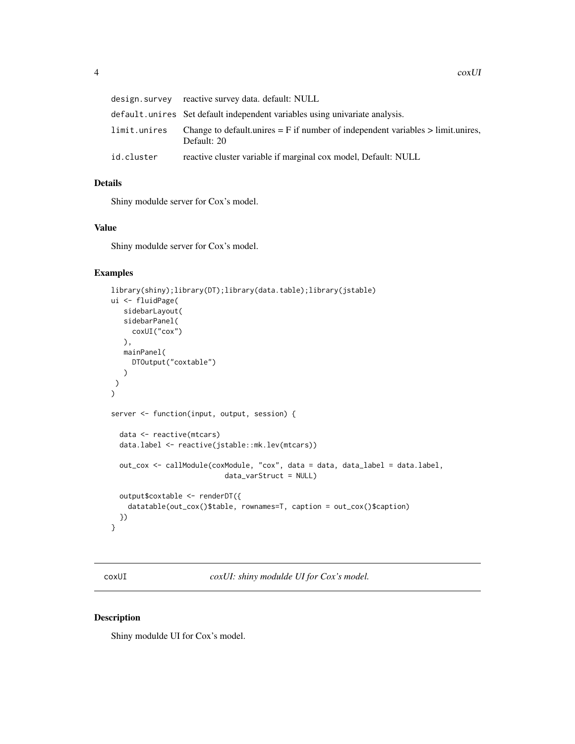| | |
|---|---|
| design.survey | reactive survey data. default: NULL |
| default.unires | Set default independent variables using univariate analysis. |
| limit.unires | Change to default.unires = F if number of independent variables > limit.unires, Default: 20 |
| id.cluster | reactive cluster variable if marginal cox model, Default: NULL |

## Details

Shiny modulde server for Cox's model.

## Value

Shiny modulde server for Cox's model.

## Examples

```
library(shiny);library(DT);library(data.table);library(jstable)
ui <- fluidPage(
   sidebarLayout(
   sidebarPanel(
     coxUI("cox")
   ),
   mainPanel(
     DTOutput("coxtable")
   )
 )
)

server <- function(input, output, session) {

  data <- reactive(mtcars)
  data.label <- reactive(jstable::mk.lev(mtcars))

  out_cox <- callModule(coxModule, "cox", data = data, data_label = data.label,
                         data_varStruct = NULL)

  output$coxtable <- renderDT({
    datatable(out_cox()$table, rownames=T, caption = out_cox()$caption)
  })
}
```

---

## coxUI — *coxUI: shiny modulde UI for Cox's model.*

## Description

Shiny modulde UI for Cox's model.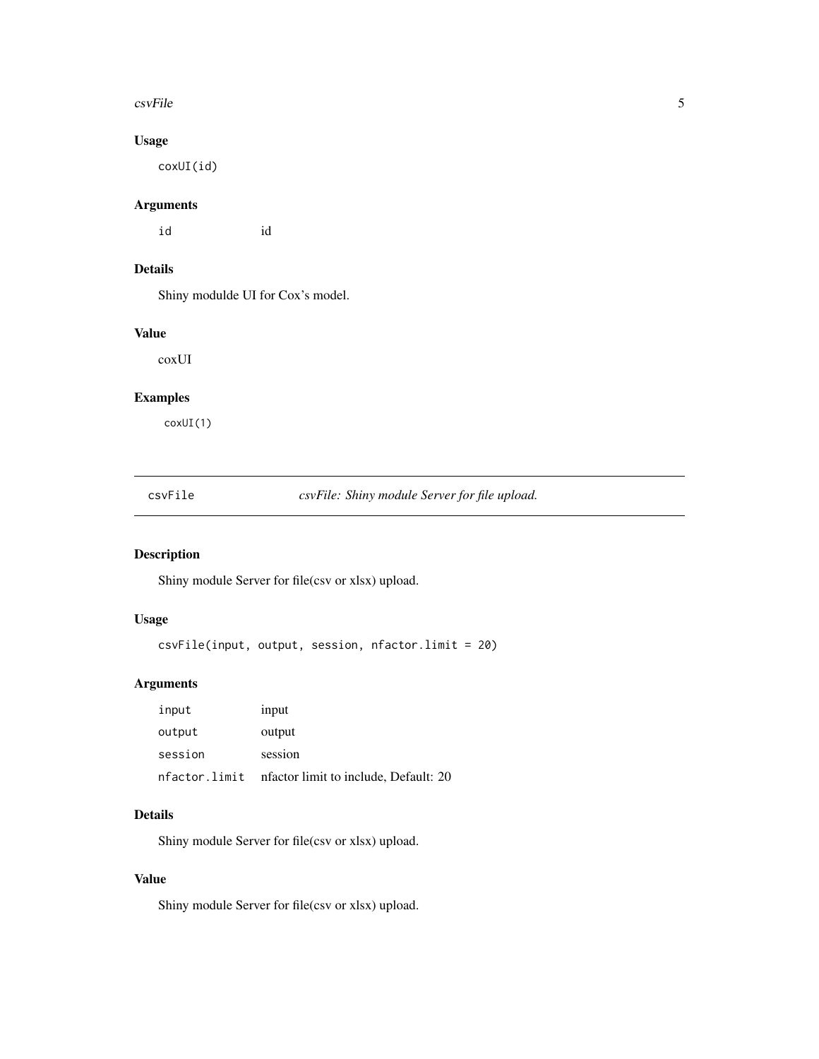### Usage

```
coxUI(id)
```

### Arguments

| | |
|---|---|
| id | id |

### Details

Shiny modulde UI for Cox's model.

### Value

coxUI

### Examples

```
coxUI(1)
```

---

## csvFile — *csvFile: Shiny module Server for file upload.*

---

### Description

Shiny module Server for file(csv or xlsx) upload.

### Usage

```
csvFile(input, output, session, nfactor.limit = 20)
```

### Arguments

| | |
|---|---|
| input | input |
| output | output |
| session | session |
| nfactor.limit | nfactor limit to include, Default: 20 |

### Details

Shiny module Server for file(csv or xlsx) upload.

### Value

Shiny module Server for file(csv or xlsx) upload.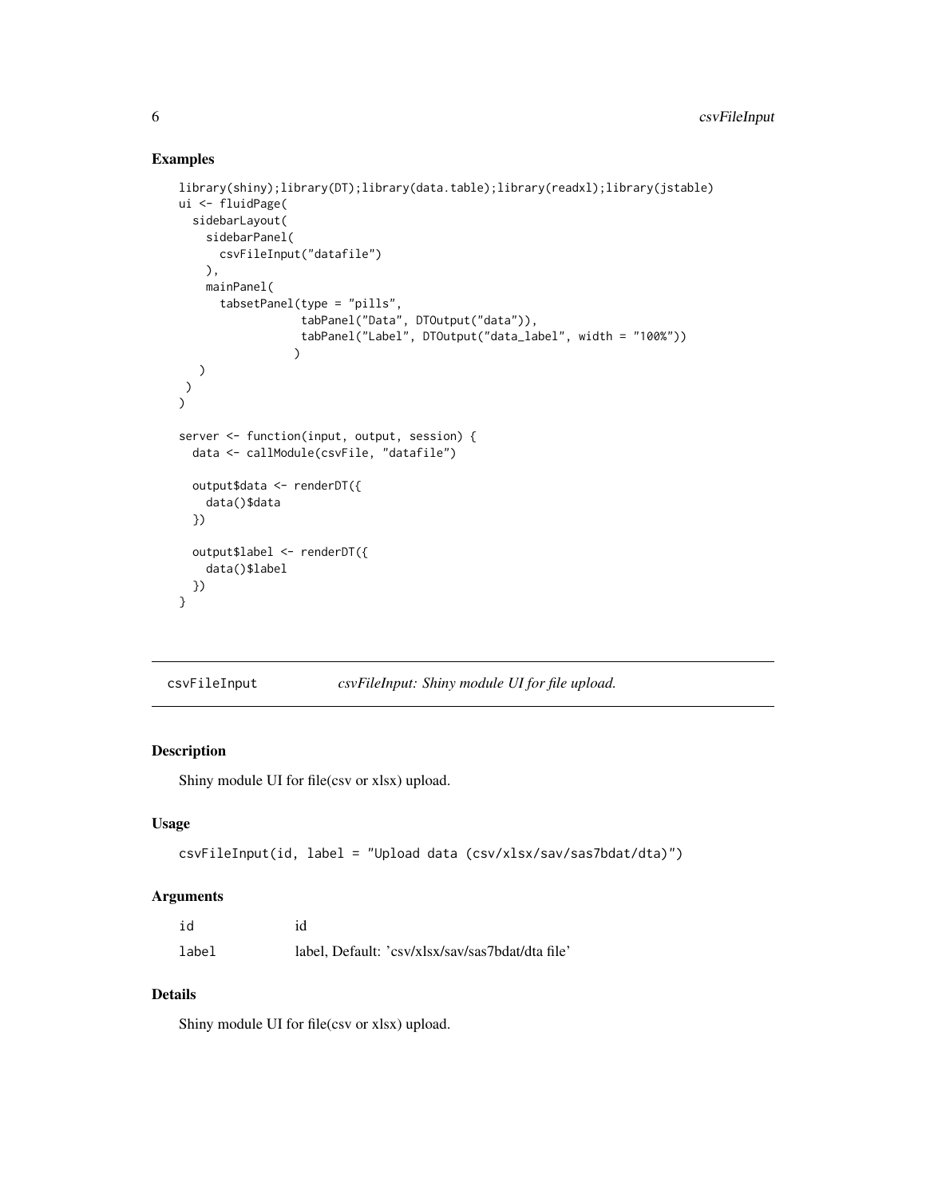## Examples

```
library(shiny);library(DT);library(data.table);library(readxl);library(jstable)
ui <- fluidPage(
  sidebarLayout(
    sidebarPanel(
      csvFileInput("datafile")
    ),
    mainPanel(
      tabsetPanel(type = "pills",
                  tabPanel("Data", DTOutput("data")),
                  tabPanel("Label", DTOutput("data_label", width = "100%"))
                 )
   )
 )
)

server <- function(input, output, session) {
  data <- callModule(csvFile, "datafile")

  output$data <- renderDT({
    data()$data
  })

  output$label <- renderDT({
    data()$label
  })
}
```

---

`csvFileInput` *csvFileInput: Shiny module UI for file upload.*

---

## Description

Shiny module UI for file(csv or xlsx) upload.

## Usage

```
csvFileInput(id, label = "Upload data (csv/xlsx/sav/sas7bdat/dta)")
```

## Arguments

| | |
|---|---|
| id | id |
| label | label, Default: 'csv/xlsx/sav/sas7bdat/dta file' |

## Details

Shiny module UI for file(csv or xlsx) upload.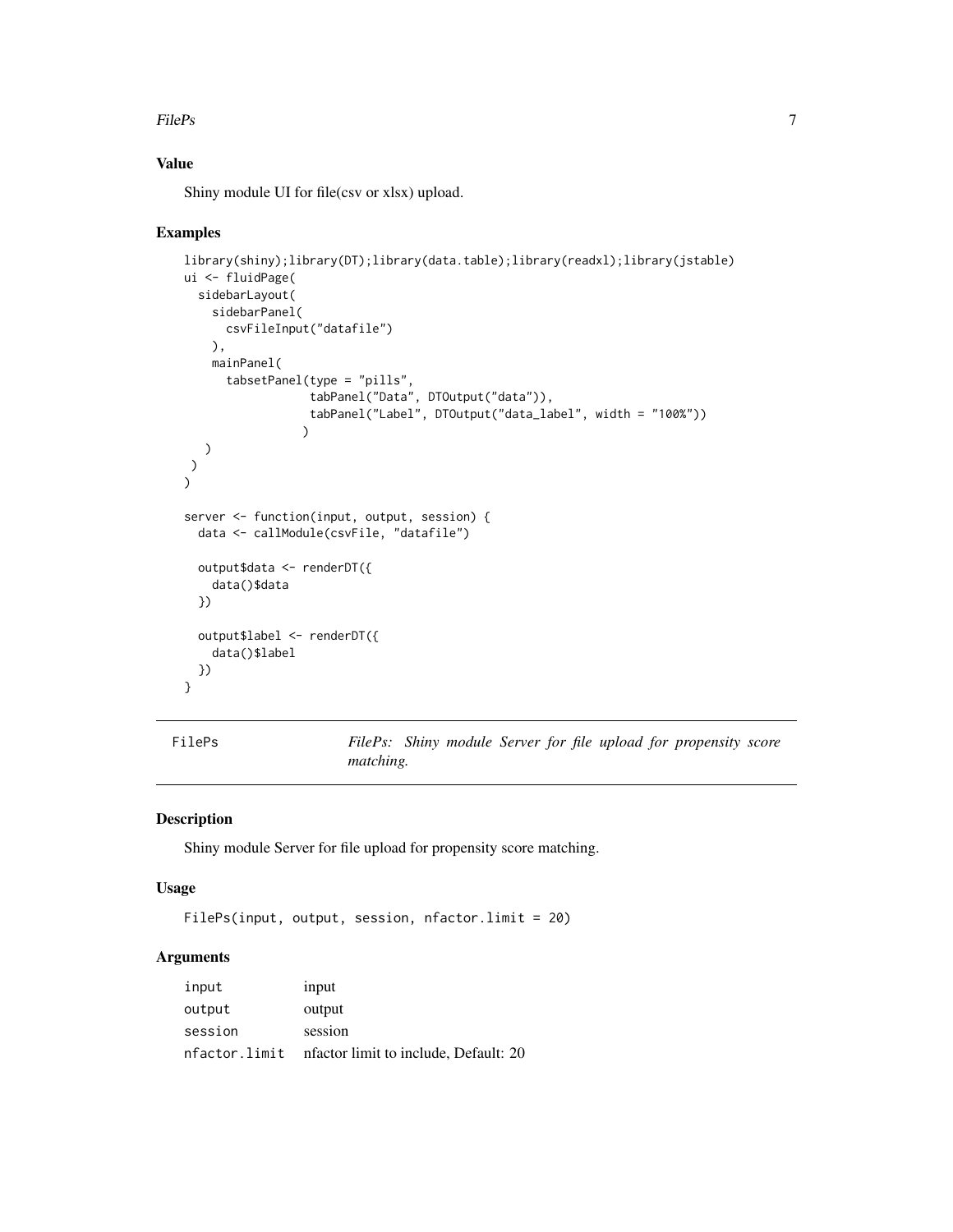### Value

Shiny module UI for file(csv or xlsx) upload.

### Examples

```
library(shiny);library(DT);library(data.table);library(readxl);library(jstable)
ui <- fluidPage(
  sidebarLayout(
    sidebarPanel(
      csvFileInput("datafile")
    ),
    mainPanel(
      tabsetPanel(type = "pills",
                  tabPanel("Data", DTOutput("data")),
                  tabPanel("Label", DTOutput("data_label", width = "100%"))
                 )
   )
 )
)

server <- function(input, output, session) {
  data <- callModule(csvFile, "datafile")

  output$data <- renderDT({
    data()$data
  })

  output$label <- renderDT({
    data()$label
  })
}
```

---

## FilePs — *FilePs: Shiny module Server for file upload for propensity score matching.*

### Description

Shiny module Server for file upload for propensity score matching.

### Usage

```
FilePs(input, output, session, nfactor.limit = 20)
```

### Arguments

| | |
|---|---|
| `input` | input |
| `output` | output |
| `session` | session |
| `nfactor.limit` | nfactor limit to include, Default: 20 |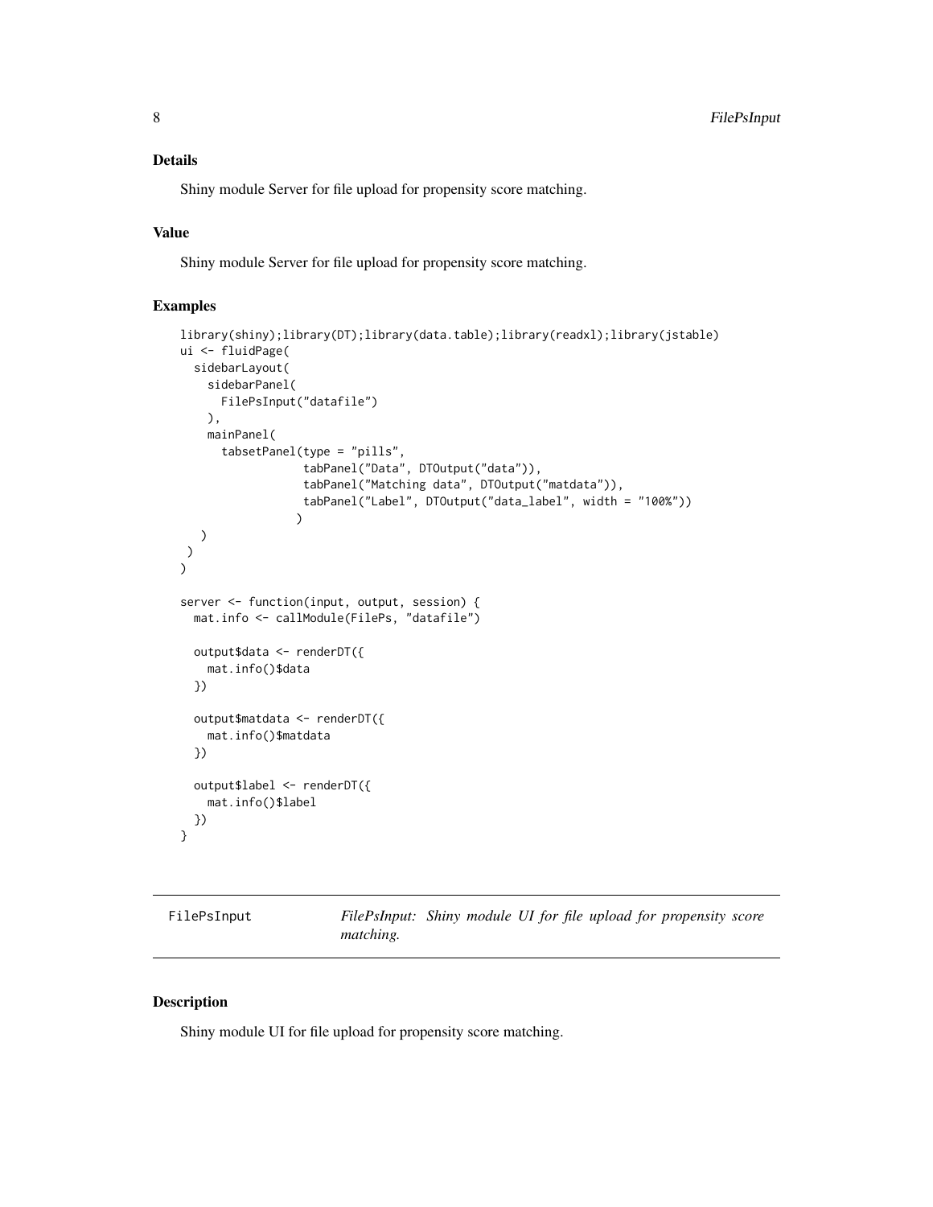### Details

Shiny module Server for file upload for propensity score matching.

### Value

Shiny module Server for file upload for propensity score matching.

### Examples

```
library(shiny);library(DT);library(data.table);library(readxl);library(jstable)
ui <- fluidPage(
  sidebarLayout(
    sidebarPanel(
      FilePsInput("datafile")
    ),
    mainPanel(
      tabsetPanel(type = "pills",
                  tabPanel("Data", DTOutput("data")),
                  tabPanel("Matching data", DTOutput("matdata")),
                  tabPanel("Label", DTOutput("data_label", width = "100%"))
                 )
   )
 )
)

server <- function(input, output, session) {
  mat.info <- callModule(FilePs, "datafile")

  output$data <- renderDT({
    mat.info()$data
  })

  output$matdata <- renderDT({
    mat.info()$matdata
  })

  output$label <- renderDT({
    mat.info()$label
  })
}
```

---

## FilePsInput — *FilePsInput: Shiny module UI for file upload for propensity score matching.*

---

### Description

Shiny module UI for file upload for propensity score matching.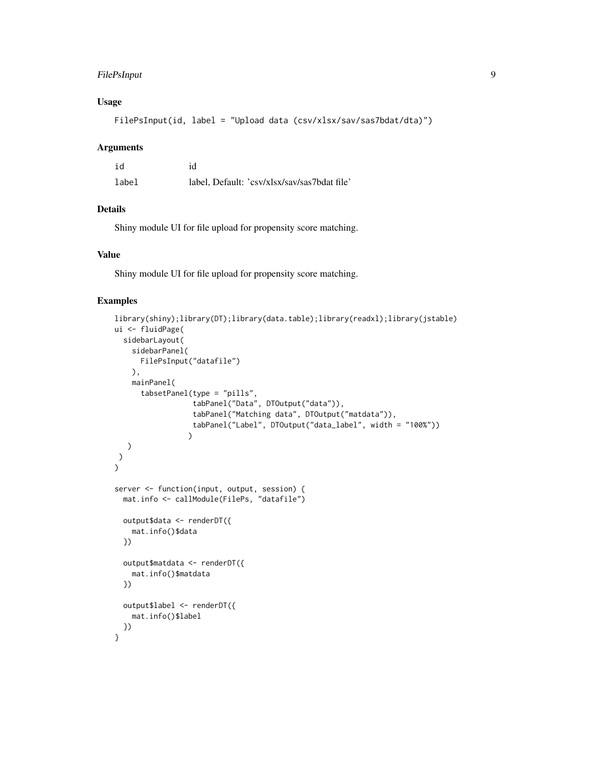## Usage

```
FilePsInput(id, label = "Upload data (csv/xlsx/sav/sas7bdat/dta)")
```

## Arguments

| | |
|---|---|
| id | id |
| label | label, Default: 'csv/xlsx/sav/sas7bdat file' |

## Details

Shiny module UI for file upload for propensity score matching.

## Value

Shiny module UI for file upload for propensity score matching.

## Examples

```
library(shiny);library(DT);library(data.table);library(readxl);library(jstable)
ui <- fluidPage(
  sidebarLayout(
    sidebarPanel(
      FilePsInput("datafile")
    ),
    mainPanel(
      tabsetPanel(type = "pills",
                  tabPanel("Data", DTOutput("data")),
                  tabPanel("Matching data", DTOutput("matdata")),
                  tabPanel("Label", DTOutput("data_label", width = "100%"))
                 )
    )
  )
)

server <- function(input, output, session) {
  mat.info <- callModule(FilePs, "datafile")

  output$data <- renderDT({
    mat.info()$data
  })

  output$matdata <- renderDT({
    mat.info()$matdata
  })

  output$label <- renderDT({
    mat.info()$label
  })
}
```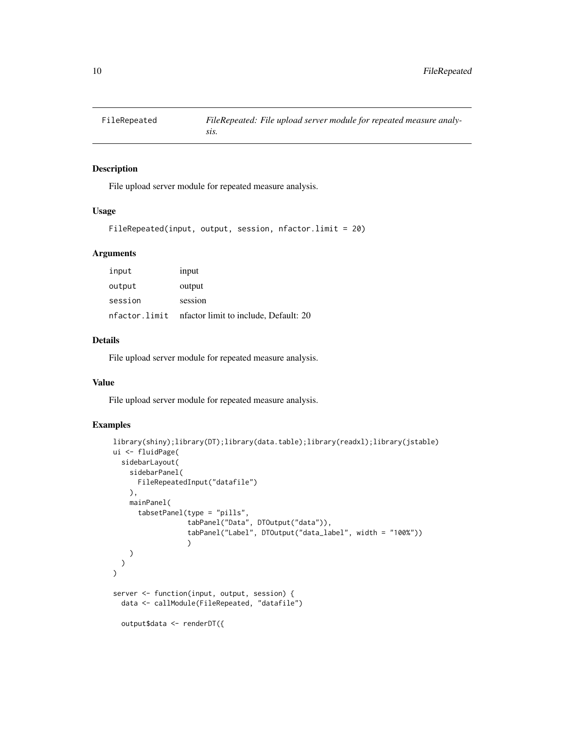## FileRepeated

*FileRepeated: File upload server module for repeated measure analysis.*

### Description

File upload server module for repeated measure analysis.

### Usage

```
FileRepeated(input, output, session, nfactor.limit = 20)
```

### Arguments

| | |
|---|---|
| `input` | input |
| `output` | output |
| `session` | session |
| `nfactor.limit` | nfactor limit to include, Default: 20 |

### Details

File upload server module for repeated measure analysis.

### Value

File upload server module for repeated measure analysis.

### Examples

```
library(shiny);library(DT);library(data.table);library(readxl);library(jstable)
ui <- fluidPage(
  sidebarLayout(
    sidebarPanel(
      FileRepeatedInput("datafile")
    ),
    mainPanel(
      tabsetPanel(type = "pills",
                  tabPanel("Data", DTOutput("data")),
                  tabPanel("Label", DTOutput("data_label", width = "100%"))
                  )
    )
  )
)

server <- function(input, output, session) {
  data <- callModule(FileRepeated, "datafile")

  output$data <- renderDT({
```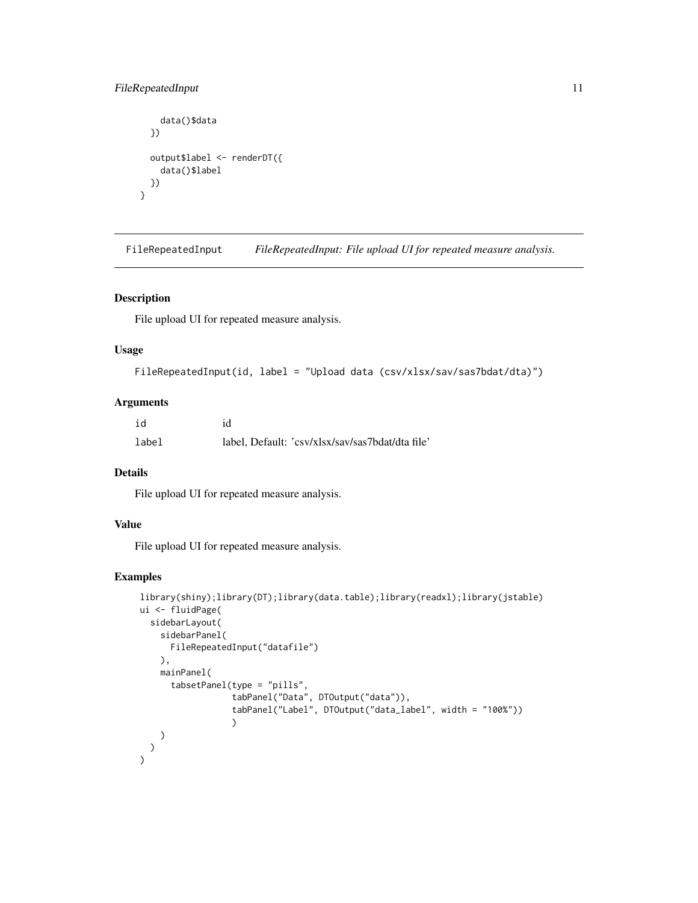```
    data()$data
  })

  output$label <- renderDT({
    data()$label
  })
}
```

## FileRepeatedInput *FileRepeatedInput: File upload UI for repeated measure analysis.*

### Description

File upload UI for repeated measure analysis.

### Usage

```
FileRepeatedInput(id, label = "Upload data (csv/xlsx/sav/sas7bdat/dta)")
```

### Arguments

| | |
|---|---|
| id | id |
| label | label, Default: 'csv/xlsx/sav/sas7bdat/dta file' |

### Details

File upload UI for repeated measure analysis.

### Value

File upload UI for repeated measure analysis.

### Examples

```
library(shiny);library(DT);library(data.table);library(readxl);library(jstable)
ui <- fluidPage(
  sidebarLayout(
    sidebarPanel(
      FileRepeatedInput("datafile")
    ),
    mainPanel(
      tabsetPanel(type = "pills",
                  tabPanel("Data", DTOutput("data")),
                  tabPanel("Label", DTOutput("data_label", width = "100%"))
                  )
    )
  )
)
```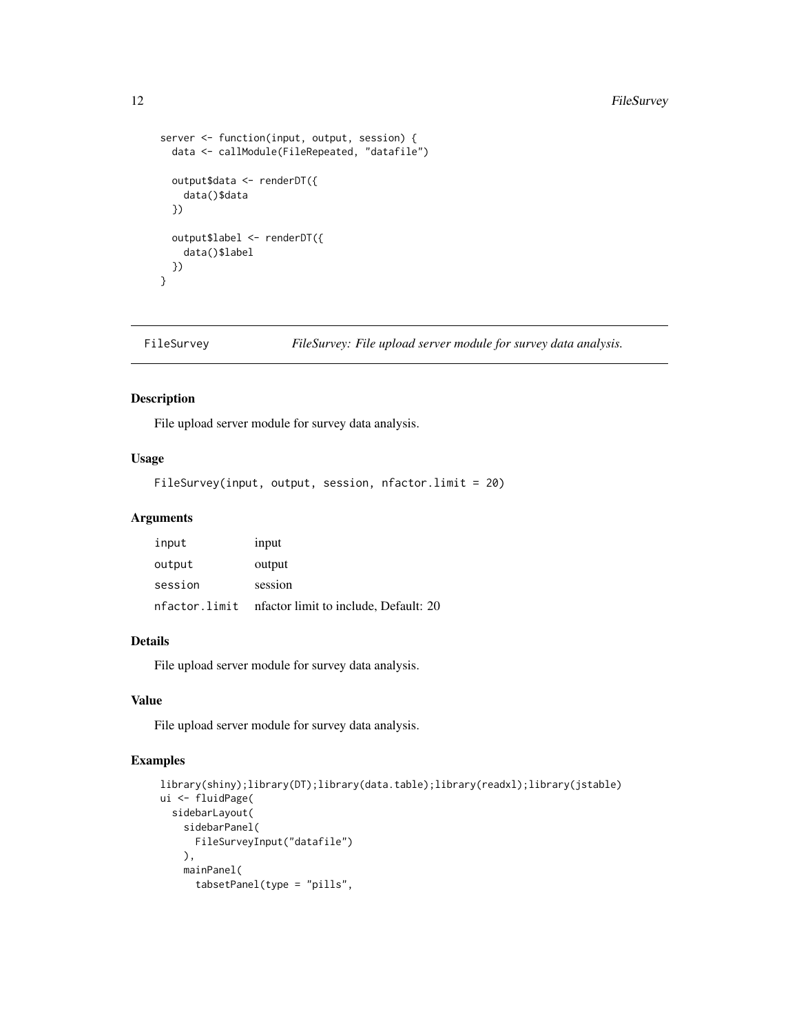```
server <- function(input, output, session) {
  data <- callModule(FileRepeated, "datafile")

  output$data <- renderDT({
    data()$data
  })

  output$label <- renderDT({
    data()$label
  })
}
```

## FileSurvey — *FileSurvey: File upload server module for survey data analysis.*

### Description

File upload server module for survey data analysis.

### Usage

```
FileSurvey(input, output, session, nfactor.limit = 20)
```

### Arguments

| | |
|---|---|
| input | input |
| output | output |
| session | session |
| nfactor.limit | nfactor limit to include, Default: 20 |

### Details

File upload server module for survey data analysis.

### Value

File upload server module for survey data analysis.

### Examples

```
library(shiny);library(DT);library(data.table);library(readxl);library(jstable)
ui <- fluidPage(
  sidebarLayout(
    sidebarPanel(
      FileSurveyInput("datafile")
    ),
    mainPanel(
      tabsetPanel(type = "pills",
```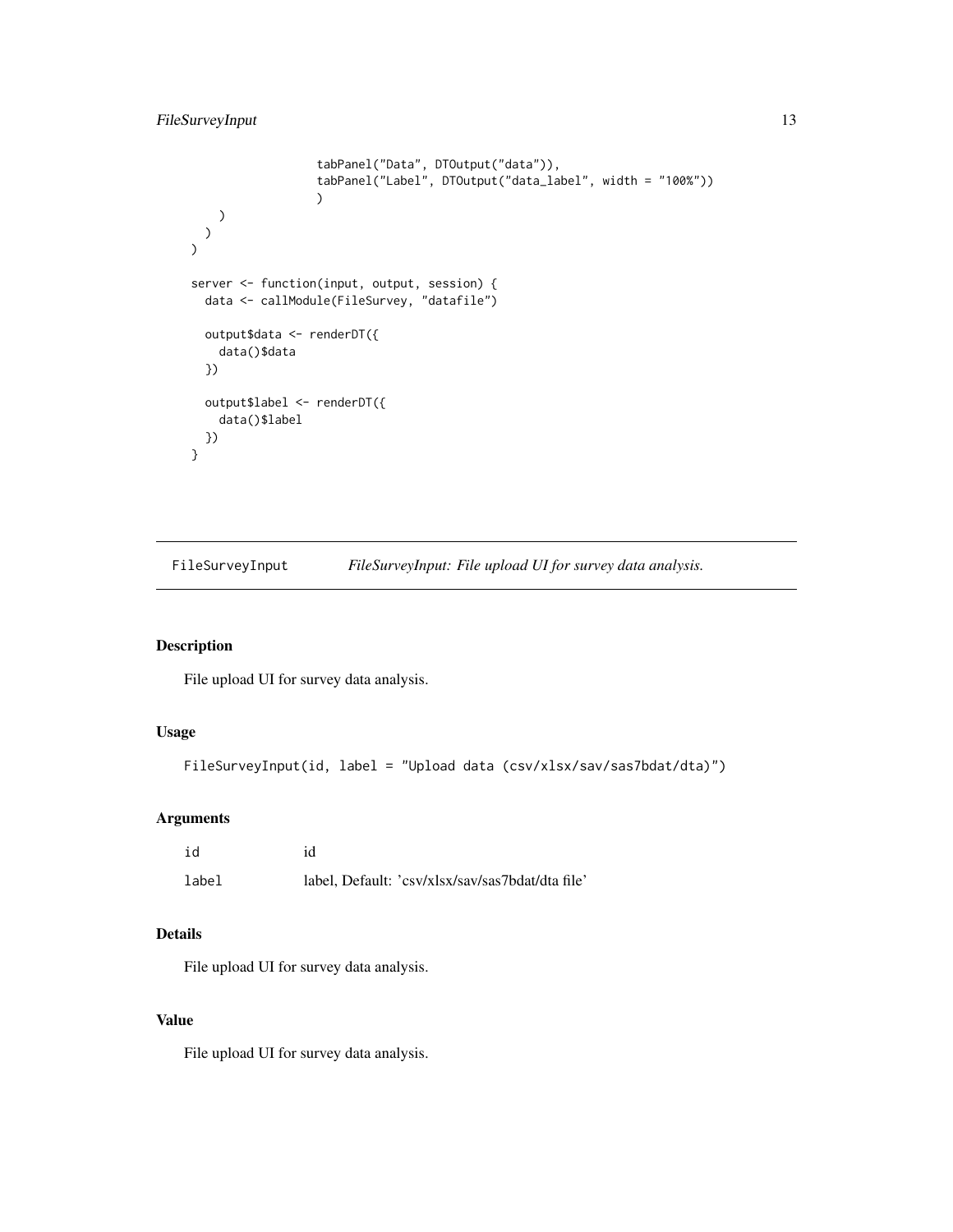```
                tabPanel("Data", DTOutput("data")),
                tabPanel("Label", DTOutput("data_label", width = "100%"))
                )
    )
  )
)

server <- function(input, output, session) {
  data <- callModule(FileSurvey, "datafile")

  output$data <- renderDT({
    data()$data
  })

  output$label <- renderDT({
    data()$label
  })
}
```

## FileSurveyInput — *FileSurveyInput: File upload UI for survey data analysis.*

### Description

File upload UI for survey data analysis.

### Usage

```
FileSurveyInput(id, label = "Upload data (csv/xlsx/sav/sas7bdat/dta)")
```

### Arguments

| | |
|---|---|
| id | id |
| label | label, Default: 'csv/xlsx/sav/sas7bdat/dta file' |

### Details

File upload UI for survey data analysis.

### Value

File upload UI for survey data analysis.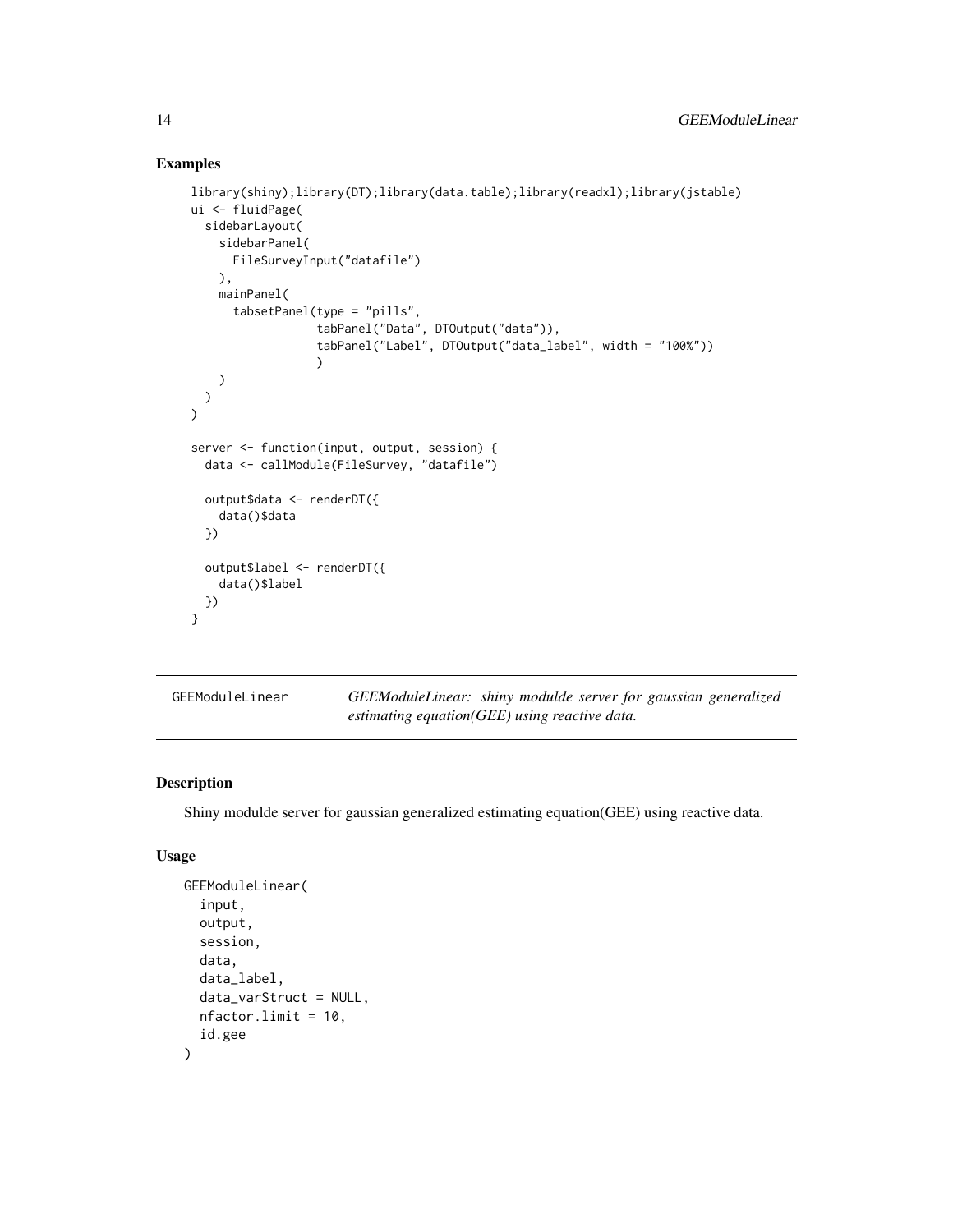## Examples

```
library(shiny);library(DT);library(data.table);library(readxl);library(jstable)
ui <- fluidPage(
  sidebarLayout(
    sidebarPanel(
      FileSurveyInput("datafile")
    ),
    mainPanel(
      tabsetPanel(type = "pills",
                  tabPanel("Data", DTOutput("data")),
                  tabPanel("Label", DTOutput("data_label", width = "100%"))
                  )
    )
  )
)

server <- function(input, output, session) {
  data <- callModule(FileSurvey, "datafile")

  output$data <- renderDT({
    data()$data
  })

  output$label <- renderDT({
    data()$label
  })
}
```

---

# GEEModuleLinear

*GEEModuleLinear: shiny modulde server for gaussian generalized estimating equation(GEE) using reactive data.*

---

## Description

Shiny modulde server for gaussian generalized estimating equation(GEE) using reactive data.

## Usage

```
GEEModuleLinear(
  input,
  output,
  session,
  data,
  data_label,
  data_varStruct = NULL,
  nfactor.limit = 10,
  id.gee
)
```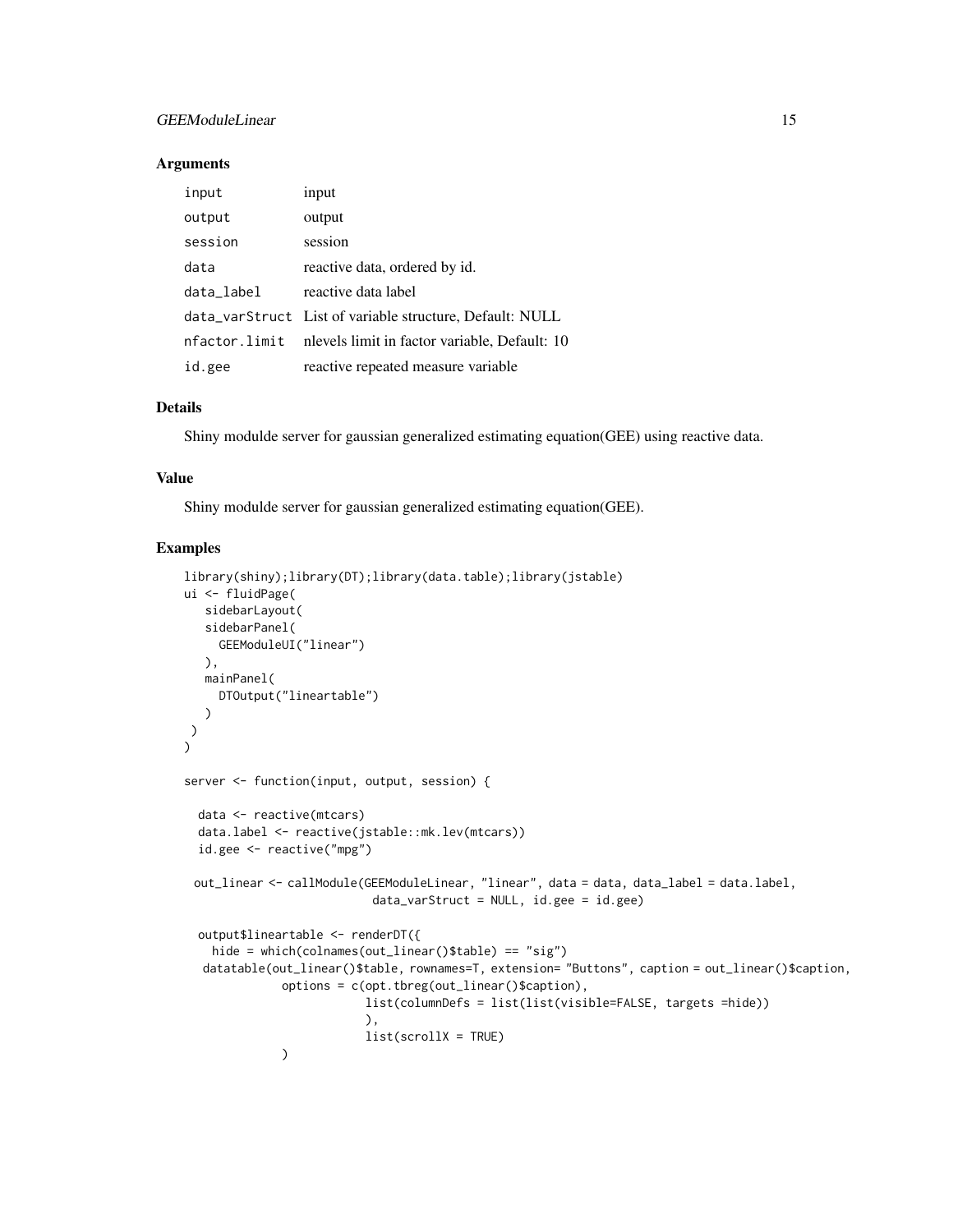### Arguments

| | |
|---|---|
| input | input |
| output | output |
| session | session |
| data | reactive data, ordered by id. |
| data_label | reactive data label |
| data_varStruct | List of variable structure, Default: NULL |
| nfactor.limit | nlevels limit in factor variable, Default: 10 |
| id.gee | reactive repeated measure variable |

### Details

Shiny modulde server for gaussian generalized estimating equation(GEE) using reactive data.

### Value

Shiny modulde server for gaussian generalized estimating equation(GEE).

### Examples

```
library(shiny);library(DT);library(data.table);library(jstable)
ui <- fluidPage(
   sidebarLayout(
   sidebarPanel(
     GEEModuleUI("linear")
   ),
   mainPanel(
     DTOutput("lineartable")
   )
 )
)

server <- function(input, output, session) {

  data <- reactive(mtcars)
  data.label <- reactive(jstable::mk.lev(mtcars))
  id.gee <- reactive("mpg")

 out_linear <- callModule(GEEModuleLinear, "linear", data = data, data_label = data.label,
                          data_varStruct = NULL, id.gee = id.gee)

  output$lineartable <- renderDT({
    hide = which(colnames(out_linear()$table) == "sig")
   datatable(out_linear()$table, rownames=T, extension= "Buttons", caption = out_linear()$caption,
              options = c(opt.tbreg(out_linear()$caption),
                          list(columnDefs = list(list(visible=FALSE, targets =hide))
                          ),
                          list(scrollX = TRUE)
              )
```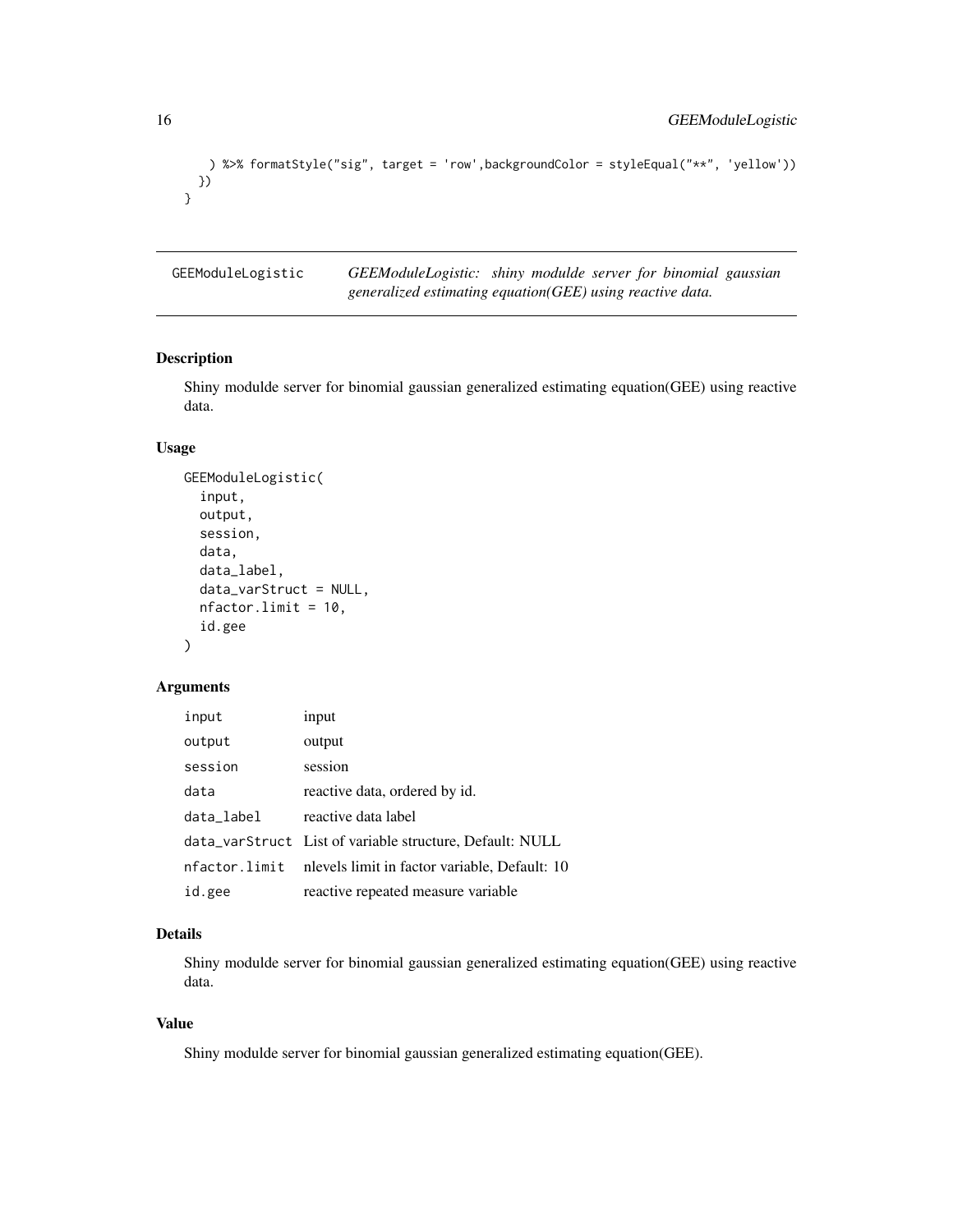```
    ) %>% formatStyle("sig", target = 'row',backgroundColor = styleEqual("**", 'yellow'))
  })
}
```

---

## GEEModuleLogistic

*GEEModuleLogistic: shiny modulde server for binomial gaussian generalized estimating equation(GEE) using reactive data.*

---

### Description

Shiny modulde server for binomial gaussian generalized estimating equation(GEE) using reactive data.

### Usage

```
GEEModuleLogistic(
  input,
  output,
  session,
  data,
  data_label,
  data_varStruct = NULL,
  nfactor.limit = 10,
  id.gee
)
```

### Arguments

| | |
|---|---|
| input | input |
| output | output |
| session | session |
| data | reactive data, ordered by id. |
| data_label | reactive data label |
| data_varStruct | List of variable structure, Default: NULL |
| nfactor.limit | nlevels limit in factor variable, Default: 10 |
| id.gee | reactive repeated measure variable |

### Details

Shiny modulde server for binomial gaussian generalized estimating equation(GEE) using reactive data.

### Value

Shiny modulde server for binomial gaussian generalized estimating equation(GEE).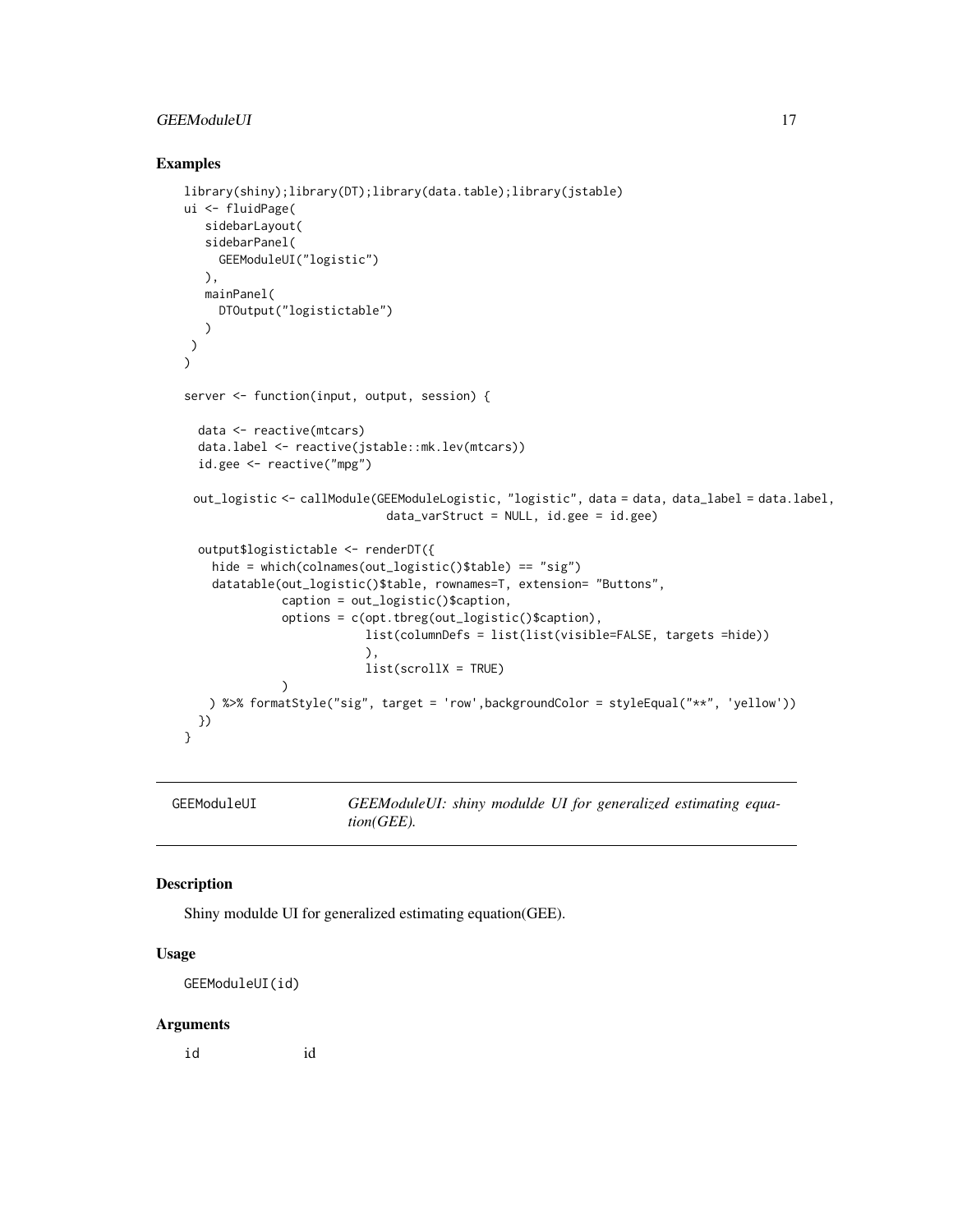## Examples

```
library(shiny);library(DT);library(data.table);library(jstable)
ui <- fluidPage(
   sidebarLayout(
   sidebarPanel(
     GEEModuleUI("logistic")
   ),
   mainPanel(
     DTOutput("logistictable")
   )
 )
)

server <- function(input, output, session) {

  data <- reactive(mtcars)
  data.label <- reactive(jstable::mk.lev(mtcars))
  id.gee <- reactive("mpg")

 out_logistic <- callModule(GEEModuleLogistic, "logistic", data = data, data_label = data.label,
                            data_varStruct = NULL, id.gee = id.gee)

  output$logistictable <- renderDT({
    hide = which(colnames(out_logistic()$table) == "sig")
    datatable(out_logistic()$table, rownames=T, extension= "Buttons",
              caption = out_logistic()$caption,
              options = c(opt.tbreg(out_logistic()$caption),
                          list(columnDefs = list(list(visible=FALSE, targets =hide))
                          ),
                          list(scrollX = TRUE)
              )
    ) %>% formatStyle("sig", target = 'row',backgroundColor = styleEqual("**", 'yellow'))
  })
}
```

---

`GEEModuleUI` *GEEModuleUI: shiny modulde UI for generalized estimating equation(GEE).*

---

### Description

Shiny modulde UI for generalized estimating equation(GEE).

### Usage

```
GEEModuleUI(id)
```

### Arguments

| | |
|---|---|
| `id` | id |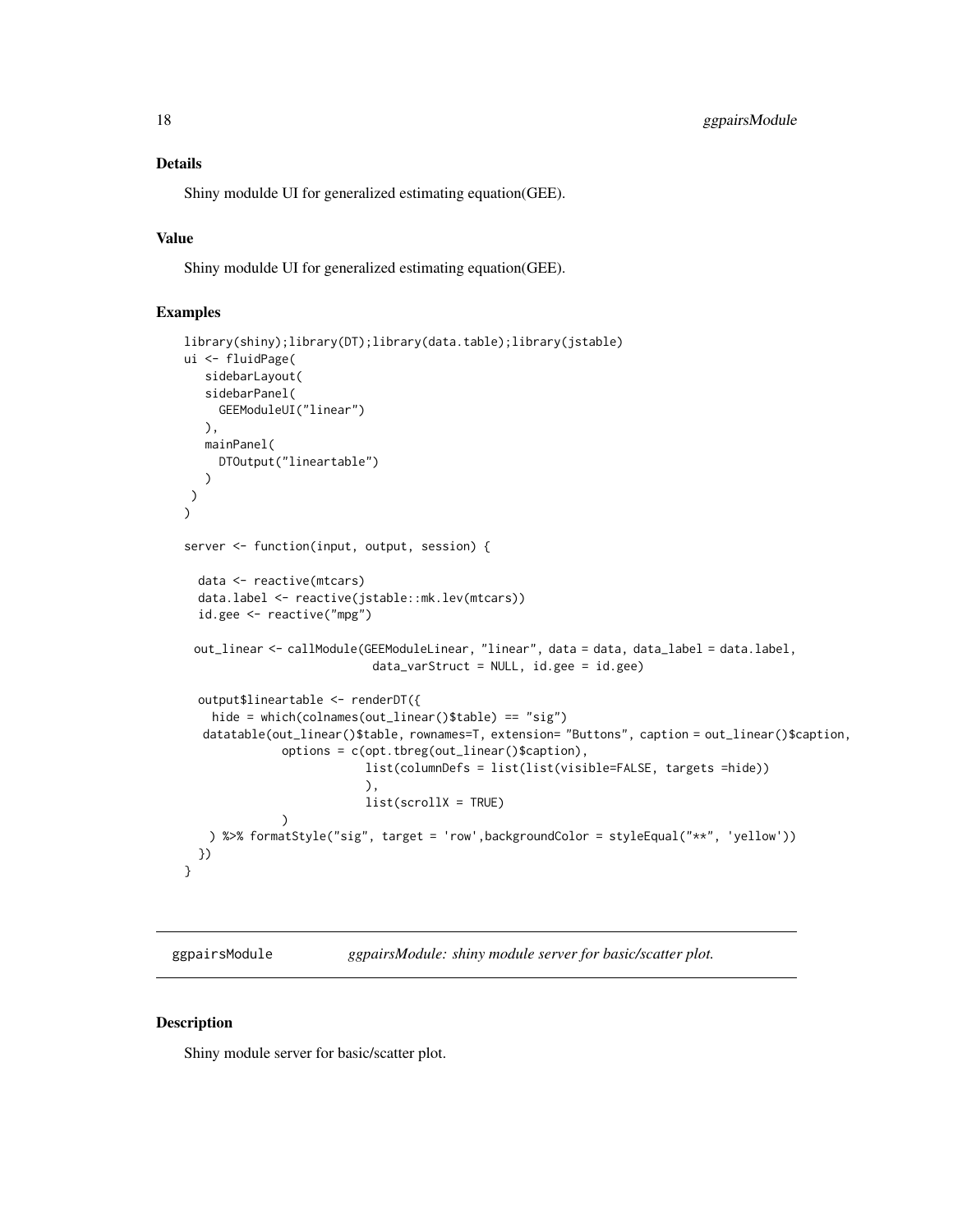## Details

Shiny modulde UI for generalized estimating equation(GEE).

## Value

Shiny modulde UI for generalized estimating equation(GEE).

## Examples

```
library(shiny);library(DT);library(data.table);library(jstable)
ui <- fluidPage(
   sidebarLayout(
   sidebarPanel(
     GEEModuleUI("linear")
   ),
   mainPanel(
     DTOutput("lineartable")
   )
 )
)

server <- function(input, output, session) {

  data <- reactive(mtcars)
  data.label <- reactive(jstable::mk.lev(mtcars))
  id.gee <- reactive("mpg")

 out_linear <- callModule(GEEModuleLinear, "linear", data = data, data_label = data.label,
                          data_varStruct = NULL, id.gee = id.gee)

  output$lineartable <- renderDT({
    hide = which(colnames(out_linear()$table) == "sig")
   datatable(out_linear()$table, rownames=T, extension= "Buttons", caption = out_linear()$caption,
             options = c(opt.tbreg(out_linear()$caption),
                         list(columnDefs = list(list(visible=FALSE, targets =hide))
                         ),
                         list(scrollX = TRUE)
             )
    ) %>% formatStyle("sig", target = 'row',backgroundColor = styleEqual("**", 'yellow'))
  })
}
```

---

# ggpairsModule &nbsp;&nbsp;&nbsp; *ggpairsModule: shiny module server for basic/scatter plot.*

---

## Description

Shiny module server for basic/scatter plot.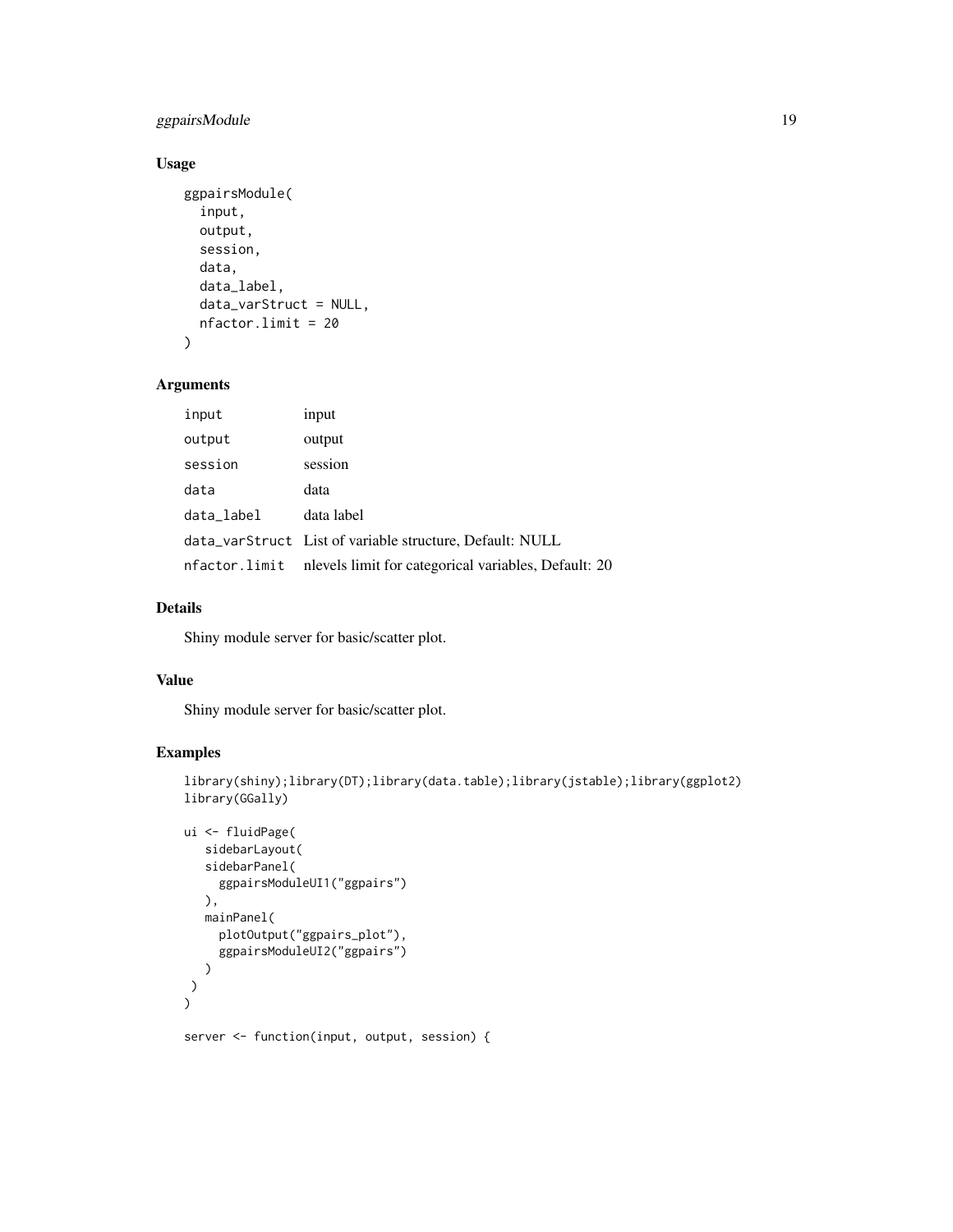## Usage

```
ggpairsModule(
  input,
  output,
  session,
  data,
  data_label,
  data_varStruct = NULL,
  nfactor.limit = 20
)
```

## Arguments

| | |
|---|---|
| input | input |
| output | output |
| session | session |
| data | data |
| data_label | data label |
| data_varStruct | List of variable structure, Default: NULL |
| nfactor.limit | nlevels limit for categorical variables, Default: 20 |

## Details

Shiny module server for basic/scatter plot.

## Value

Shiny module server for basic/scatter plot.

## Examples

```
library(shiny);library(DT);library(data.table);library(jstable);library(ggplot2)
library(GGally)

ui <- fluidPage(
   sidebarLayout(
   sidebarPanel(
     ggpairsModuleUI1("ggpairs")
   ),
   mainPanel(
     plotOutput("ggpairs_plot"),
     ggpairsModuleUI2("ggpairs")
   )
 )
)

server <- function(input, output, session) {
```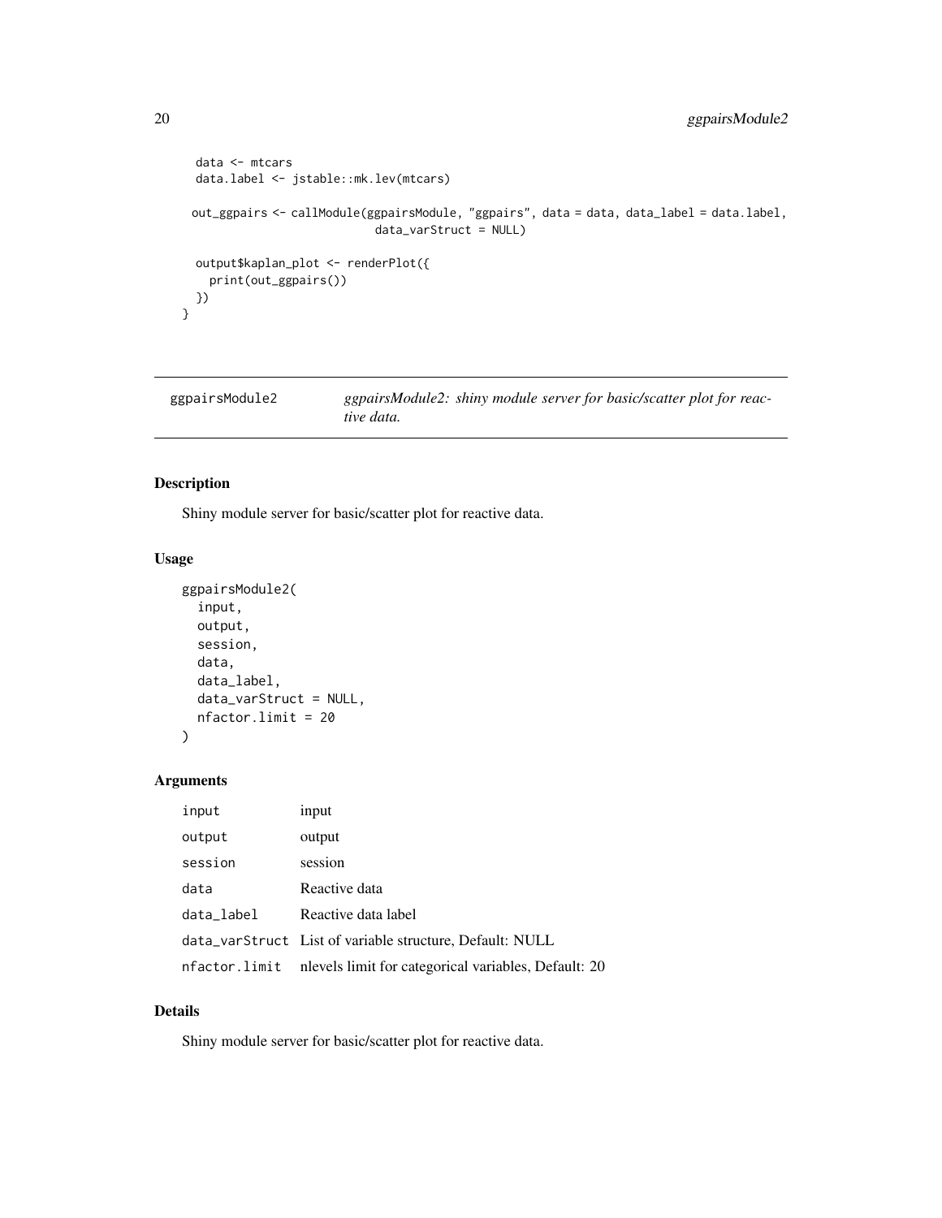```
  data <- mtcars
  data.label <- jstable::mk.lev(mtcars)

 out_ggpairs <- callModule(ggpairsModule, "ggpairs", data = data, data_label = data.label,
                           data_varStruct = NULL)

  output$kaplan_plot <- renderPlot({
    print(out_ggpairs())
  })
}
```

## ggpairsModule2 — *ggpairsModule2: shiny module server for basic/scatter plot for reactive data.*

### Description

Shiny module server for basic/scatter plot for reactive data.

### Usage

```
ggpairsModule2(
  input,
  output,
  session,
  data,
  data_label,
  data_varStruct = NULL,
  nfactor.limit = 20
)
```

### Arguments

| | |
|---|---|
| input | input |
| output | output |
| session | session |
| data | Reactive data |
| data_label | Reactive data label |
| data_varStruct | List of variable structure, Default: NULL |
| nfactor.limit | nlevels limit for categorical variables, Default: 20 |

### Details

Shiny module server for basic/scatter plot for reactive data.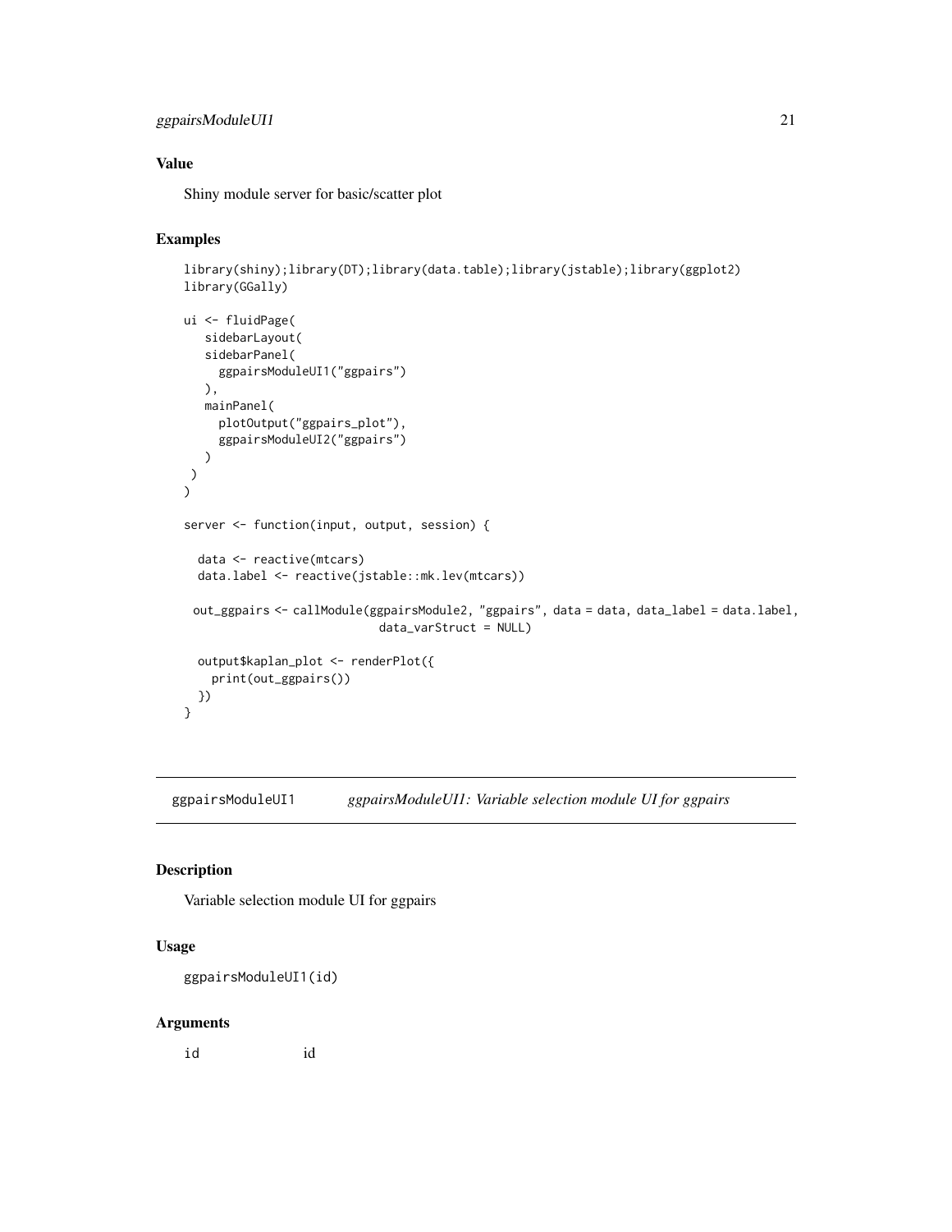### Value

Shiny module server for basic/scatter plot

### Examples

```
library(shiny);library(DT);library(data.table);library(jstable);library(ggplot2)
library(GGally)

ui <- fluidPage(
   sidebarLayout(
   sidebarPanel(
     ggpairsModuleUI1("ggpairs")
   ),
   mainPanel(
     plotOutput("ggpairs_plot"),
     ggpairsModuleUI2("ggpairs")
   )
 )
)

server <- function(input, output, session) {

  data <- reactive(mtcars)
  data.label <- reactive(jstable::mk.lev(mtcars))

 out_ggpairs <- callModule(ggpairsModule2, "ggpairs", data = data, data_label = data.label,
                           data_varStruct = NULL)

  output$kaplan_plot <- renderPlot({
    print(out_ggpairs())
  })
}
```

---

## ggpairsModuleUI1 *ggpairsModuleUI1: Variable selection module UI for ggpairs*

### Description

Variable selection module UI for ggpairs

### Usage

```
ggpairsModuleUI1(id)
```

### Arguments

| | |
|---|---|
| id | id |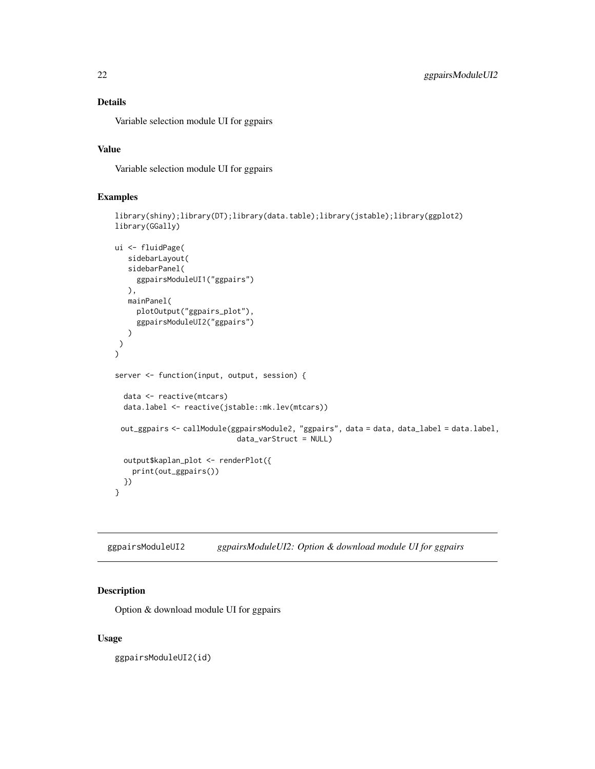## Details

Variable selection module UI for ggpairs

## Value

Variable selection module UI for ggpairs

## Examples

```
library(shiny);library(DT);library(data.table);library(jstable);library(ggplot2)
library(GGally)

ui <- fluidPage(
   sidebarLayout(
   sidebarPanel(
     ggpairsModuleUI1("ggpairs")
   ),
   mainPanel(
     plotOutput("ggpairs_plot"),
     ggpairsModuleUI2("ggpairs")
   )
 )
)

server <- function(input, output, session) {

  data <- reactive(mtcars)
  data.label <- reactive(jstable::mk.lev(mtcars))

 out_ggpairs <- callModule(ggpairsModule2, "ggpairs", data = data, data_label = data.label,
                           data_varStruct = NULL)

  output$kaplan_plot <- renderPlot({
    print(out_ggpairs())
  })
}
```

---

# ggpairsModuleUI2 — *ggpairsModuleUI2: Option & download module UI for ggpairs*

## Description

Option & download module UI for ggpairs

## Usage

```
ggpairsModuleUI2(id)
```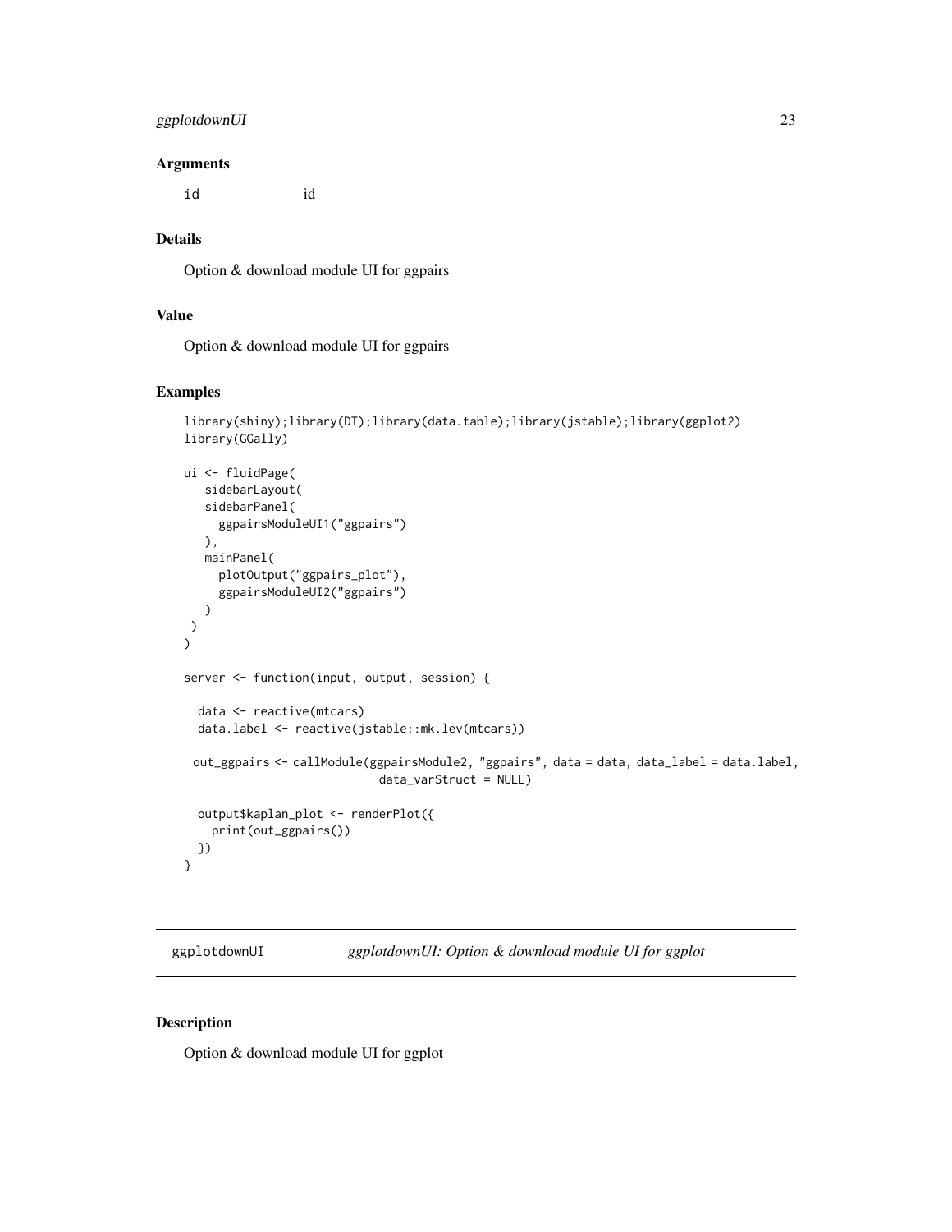### Arguments

| | |
|---|---|
| id | id |

### Details

Option & download module UI for ggpairs

### Value

Option & download module UI for ggpairs

### Examples

```
library(shiny);library(DT);library(data.table);library(jstable);library(ggplot2)
library(GGally)

ui <- fluidPage(
   sidebarLayout(
   sidebarPanel(
     ggpairsModuleUI1("ggpairs")
   ),
   mainPanel(
     plotOutput("ggpairs_plot"),
     ggpairsModuleUI2("ggpairs")
   )
 )
)

server <- function(input, output, session) {

  data <- reactive(mtcars)
  data.label <- reactive(jstable::mk.lev(mtcars))

 out_ggpairs <- callModule(ggpairsModule2, "ggpairs", data = data, data_label = data.label,
                            data_varStruct = NULL)

  output$kaplan_plot <- renderPlot({
    print(out_ggpairs())
  })
}
```

---

## ggplotdownUI &nbsp;&nbsp;&nbsp; *ggplotdownUI: Option & download module UI for ggplot*

### Description

Option & download module UI for ggplot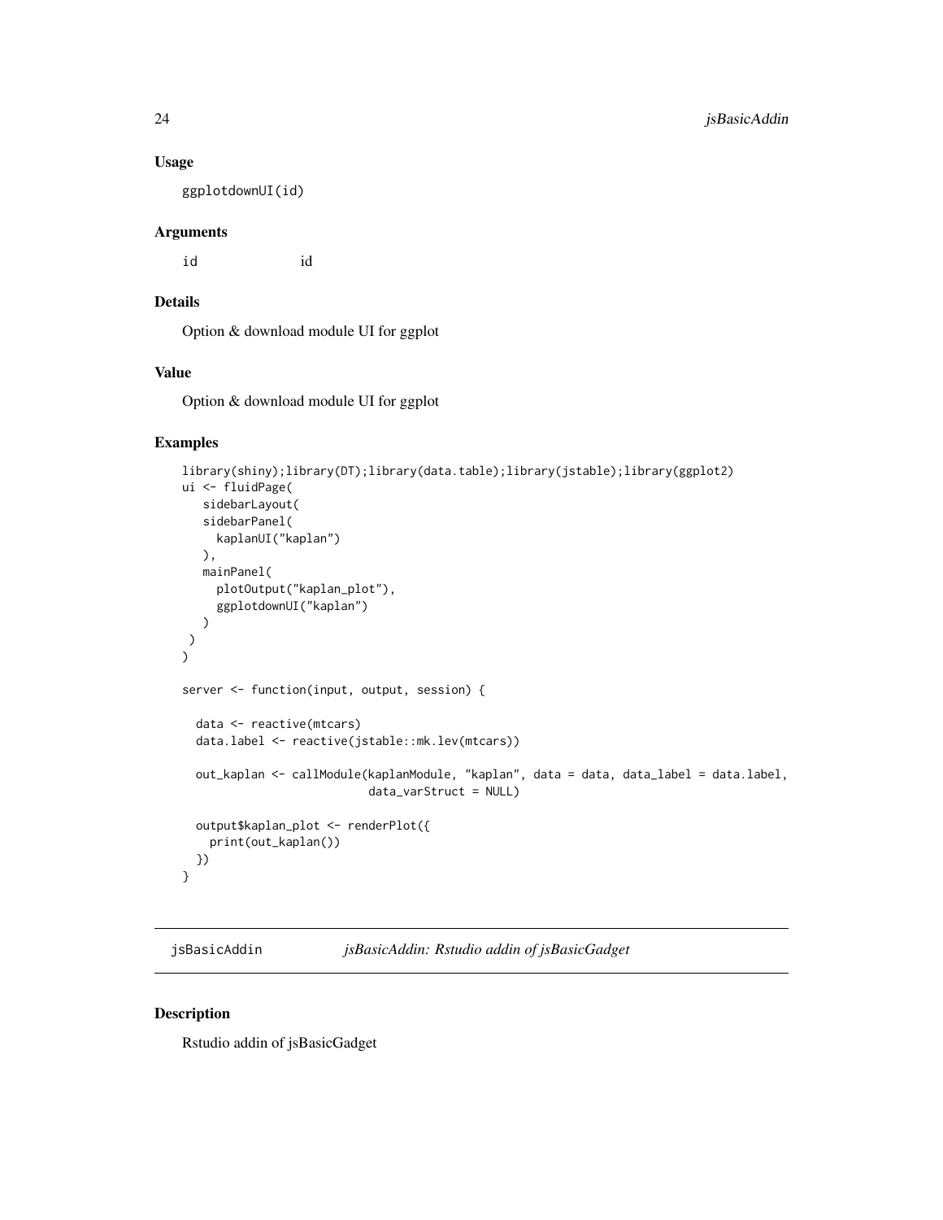### Usage

```
ggplotdownUI(id)
```

### Arguments

| | |
|---|---|
| id | id |

### Details

Option & download module UI for ggplot

### Value

Option & download module UI for ggplot

### Examples

```
library(shiny);library(DT);library(data.table);library(jstable);library(ggplot2)
ui <- fluidPage(
   sidebarLayout(
   sidebarPanel(
     kaplanUI("kaplan")
   ),
   mainPanel(
     plotOutput("kaplan_plot"),
     ggplotdownUI("kaplan")
   )
 )
)

server <- function(input, output, session) {

  data <- reactive(mtcars)
  data.label <- reactive(jstable::mk.lev(mtcars))

  out_kaplan <- callModule(kaplanModule, "kaplan", data = data, data_label = data.label,
                           data_varStruct = NULL)

  output$kaplan_plot <- renderPlot({
    print(out_kaplan())
  })
}
```

---

## jsBasicAddin — *jsBasicAddin: Rstudio addin of jsBasicGadget*

### Description

Rstudio addin of jsBasicGadget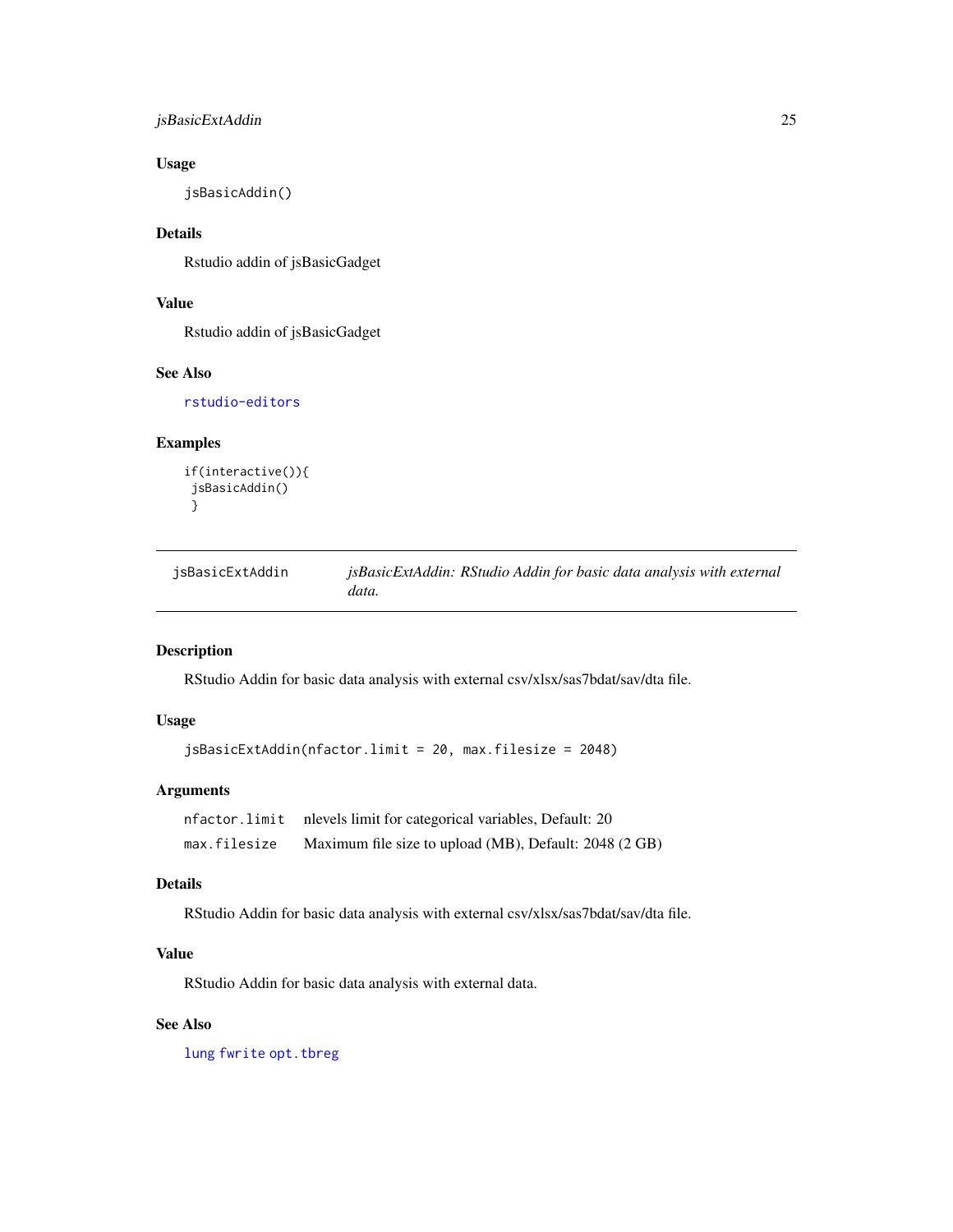### Usage

```
jsBasicAddin()
```

### Details

Rstudio addin of jsBasicGadget

### Value

Rstudio addin of jsBasicGadget

### See Also

rstudio-editors

### Examples

```
if(interactive()){
 jsBasicAddin()
 }
```

---

## jsBasicExtAddin — *jsBasicExtAddin: RStudio Addin for basic data analysis with external data.*

---

### Description

RStudio Addin for basic data analysis with external csv/xlsx/sas7bdat/sav/dta file.

### Usage

```
jsBasicExtAddin(nfactor.limit = 20, max.filesize = 2048)
```

### Arguments

| | |
|---|---|
| `nfactor.limit` | nlevels limit for categorical variables, Default: 20 |
| `max.filesize` | Maximum file size to upload (MB), Default: 2048 (2 GB) |

### Details

RStudio Addin for basic data analysis with external csv/xlsx/sas7bdat/sav/dta file.

### Value

RStudio Addin for basic data analysis with external data.

### See Also

lung fwrite opt.tbreg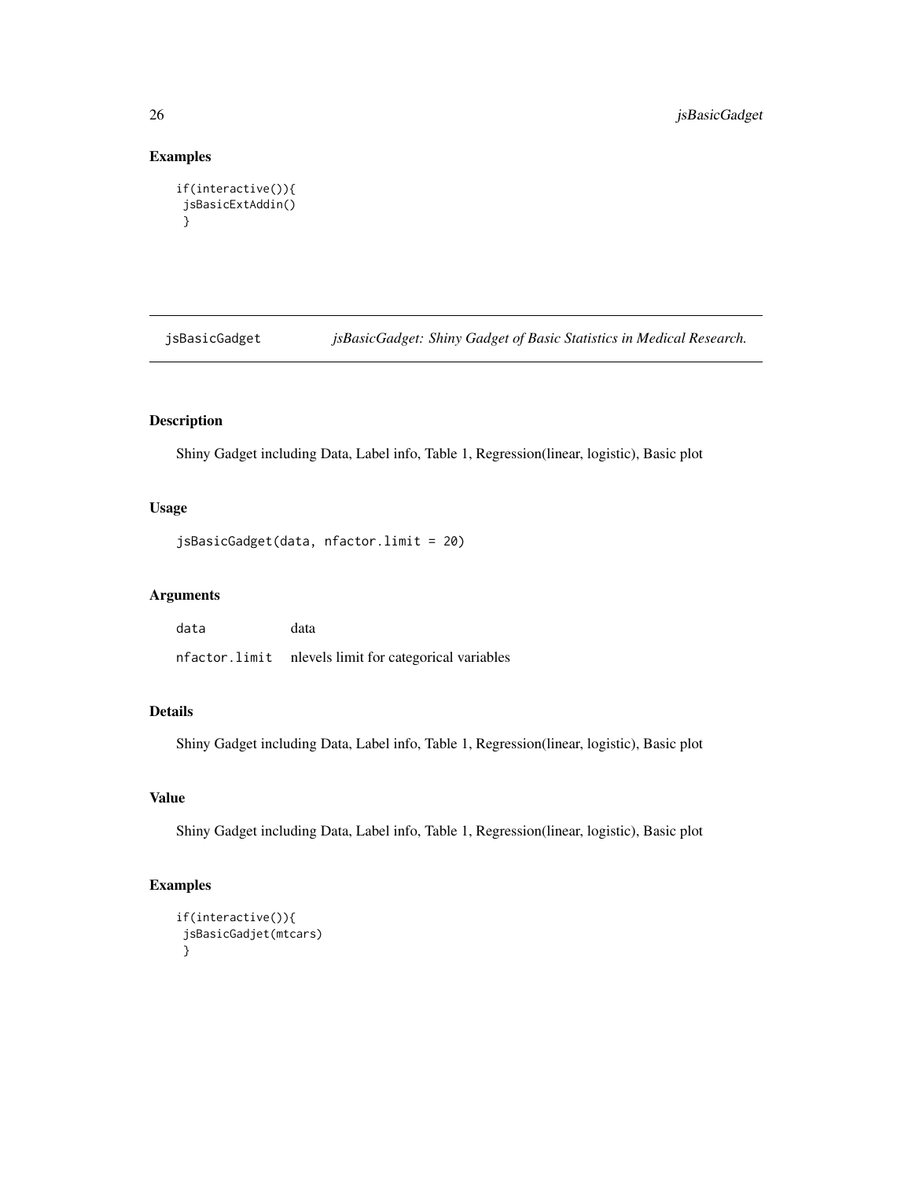## Examples

```
if(interactive()){
 jsBasicExtAddin()
 }
```

---

# jsBasicGadget — *jsBasicGadget: Shiny Gadget of Basic Statistics in Medical Research.*

## Description

Shiny Gadget including Data, Label info, Table 1, Regression(linear, logistic), Basic plot

## Usage

```
jsBasicGadget(data, nfactor.limit = 20)
```

## Arguments

| | |
|---|---|
| data | data |
| nfactor.limit | nlevels limit for categorical variables |

## Details

Shiny Gadget including Data, Label info, Table 1, Regression(linear, logistic), Basic plot

## Value

Shiny Gadget including Data, Label info, Table 1, Regression(linear, logistic), Basic plot

## Examples

```
if(interactive()){
 jsBasicGadjet(mtcars)
 }
```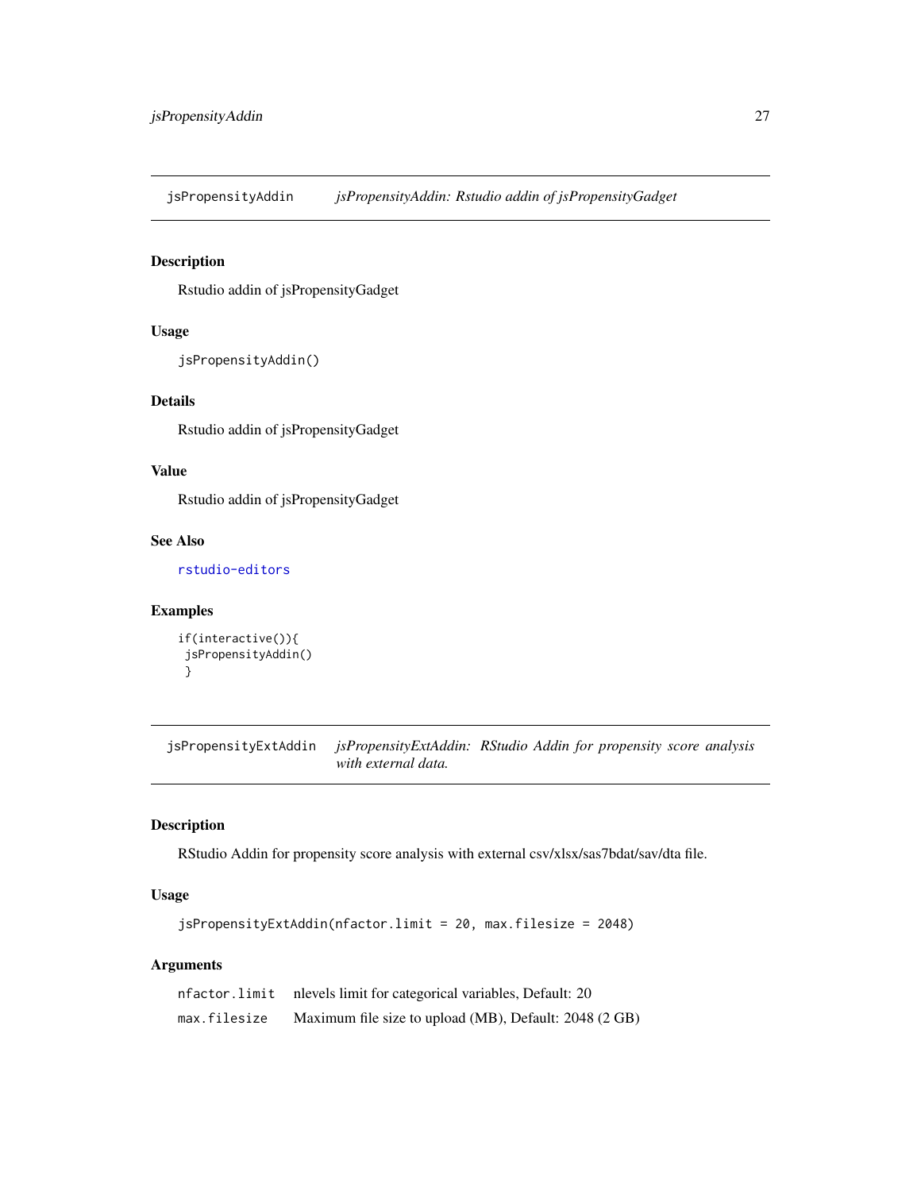## jsPropensityAddin *jsPropensityAddin: Rstudio addin of jsPropensityGadget*

### Description

Rstudio addin of jsPropensityGadget

### Usage

```
jsPropensityAddin()
```

### Details

Rstudio addin of jsPropensityGadget

### Value

Rstudio addin of jsPropensityGadget

### See Also

rstudio-editors

### Examples

```
if(interactive()){
 jsPropensityAddin()
 }
```

## jsPropensityExtAddin *jsPropensityExtAddin: RStudio Addin for propensity score analysis with external data.*

### Description

RStudio Addin for propensity score analysis with external csv/xlsx/sas7bdat/sav/dta file.

### Usage

```
jsPropensityExtAddin(nfactor.limit = 20, max.filesize = 2048)
```

### Arguments

| | |
|---|---|
| nfactor.limit | nlevels limit for categorical variables, Default: 20 |
| max.filesize | Maximum file size to upload (MB), Default: 2048 (2 GB) |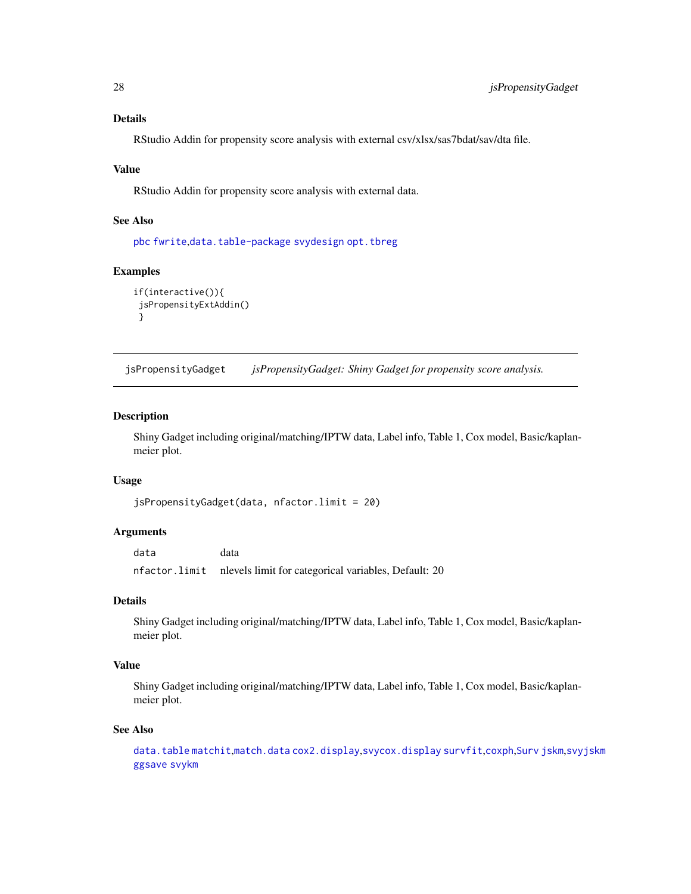### Details

RStudio Addin for propensity score analysis with external csv/xlsx/sas7bdat/sav/dta file.

### Value

RStudio Addin for propensity score analysis with external data.

### See Also

pbc fwrite,data.table-package svydesign opt.tbreg

### Examples

```
if(interactive()){
 jsPropensityExtAddin()
 }
```

---

## jsPropensityGadget    *jsPropensityGadget: Shiny Gadget for propensity score analysis.*

### Description

Shiny Gadget including original/matching/IPTW data, Label info, Table 1, Cox model, Basic/kaplan-meier plot.

### Usage

```
jsPropensityGadget(data, nfactor.limit = 20)
```

### Arguments

| | |
|---|---|
| data | data |
| nfactor.limit | nlevels limit for categorical variables, Default: 20 |

### Details

Shiny Gadget including original/matching/IPTW data, Label info, Table 1, Cox model, Basic/kaplan-meier plot.

### Value

Shiny Gadget including original/matching/IPTW data, Label info, Table 1, Cox model, Basic/kaplan-meier plot.

### See Also

data.table matchit,match.data cox2.display,svycox.display survfit,coxph,Surv jskm,svyjskm ggsave svykm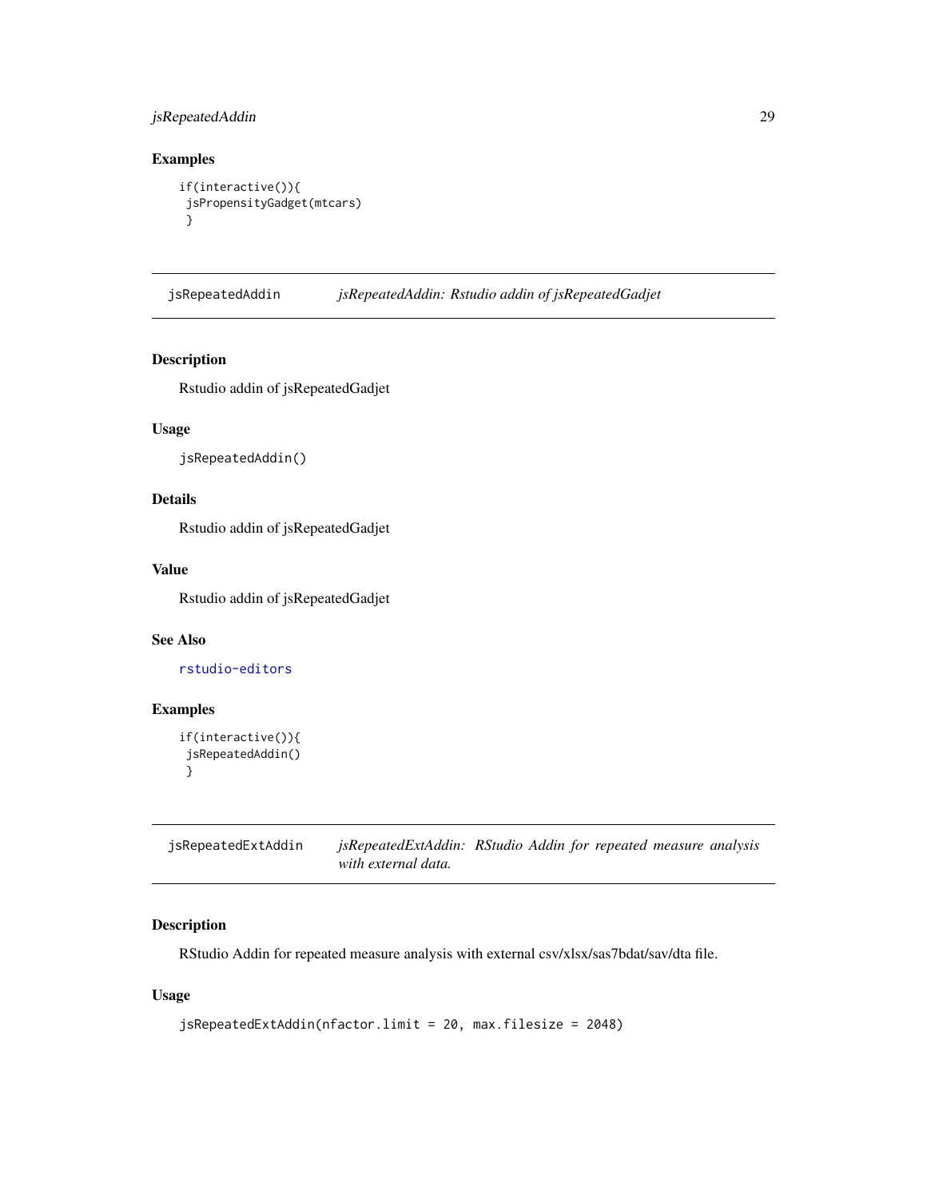## Examples

```
if(interactive()){
 jsPropensityGadget(mtcars)
 }
```

---

# jsRepeatedAddin — *jsRepeatedAddin: Rstudio addin of jsRepeatedGadjet*

## Description

Rstudio addin of jsRepeatedGadjet

## Usage

```
jsRepeatedAddin()
```

## Details

Rstudio addin of jsRepeatedGadjet

## Value

Rstudio addin of jsRepeatedGadjet

## See Also

rstudio-editors

## Examples

```
if(interactive()){
 jsRepeatedAddin()
 }
```

---

# jsRepeatedExtAddin — *jsRepeatedExtAddin: RStudio Addin for repeated measure analysis with external data.*

## Description

RStudio Addin for repeated measure analysis with external csv/xlsx/sas7bdat/sav/dta file.

## Usage

```
jsRepeatedExtAddin(nfactor.limit = 20, max.filesize = 2048)
```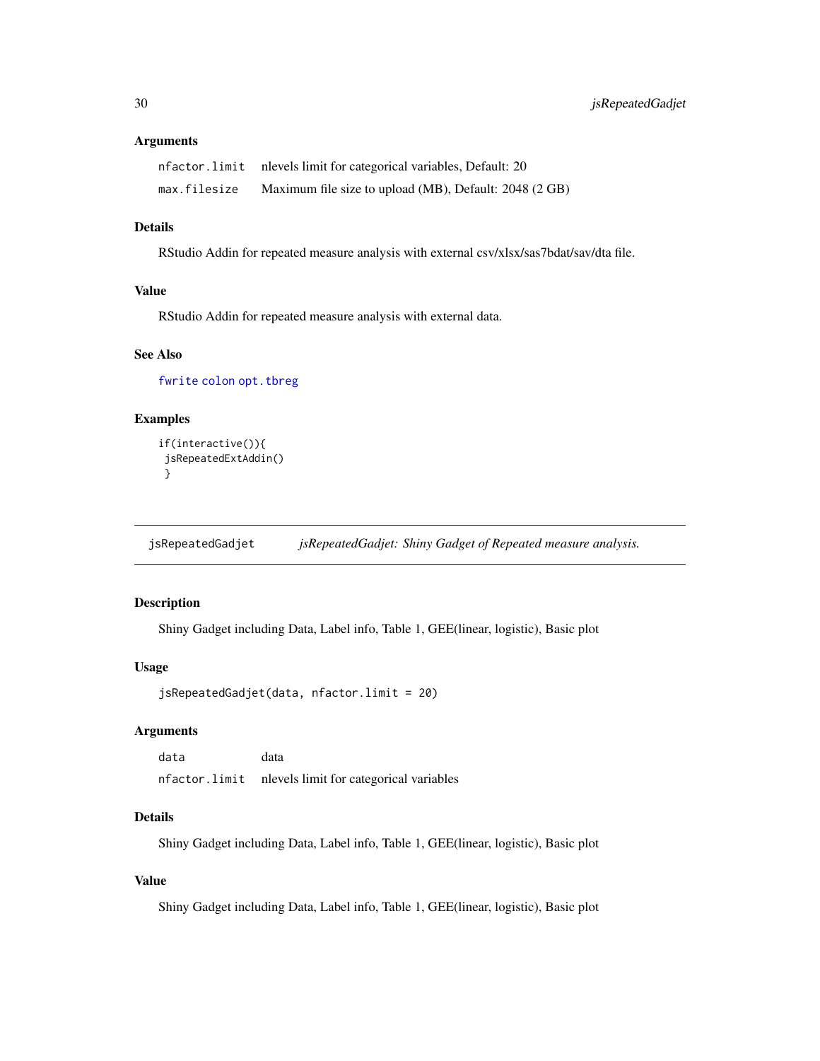### Arguments

| | |
|---|---|
| nfactor.limit | nlevels limit for categorical variables, Default: 20 |
| max.filesize | Maximum file size to upload (MB), Default: 2048 (2 GB) |

### Details

RStudio Addin for repeated measure analysis with external csv/xlsx/sas7bdat/sav/dta file.

### Value

RStudio Addin for repeated measure analysis with external data.

### See Also

fwrite colon opt.tbreg

### Examples

```
if(interactive()){
 jsRepeatedExtAddin()
 }
```

---

## jsRepeatedGadjet — *jsRepeatedGadjet: Shiny Gadget of Repeated measure analysis.*

### Description

Shiny Gadget including Data, Label info, Table 1, GEE(linear, logistic), Basic plot

### Usage

```
jsRepeatedGadjet(data, nfactor.limit = 20)
```

### Arguments

| | |
|---|---|
| data | data |
| nfactor.limit | nlevels limit for categorical variables |

### Details

Shiny Gadget including Data, Label info, Table 1, GEE(linear, logistic), Basic plot

### Value

Shiny Gadget including Data, Label info, Table 1, GEE(linear, logistic), Basic plot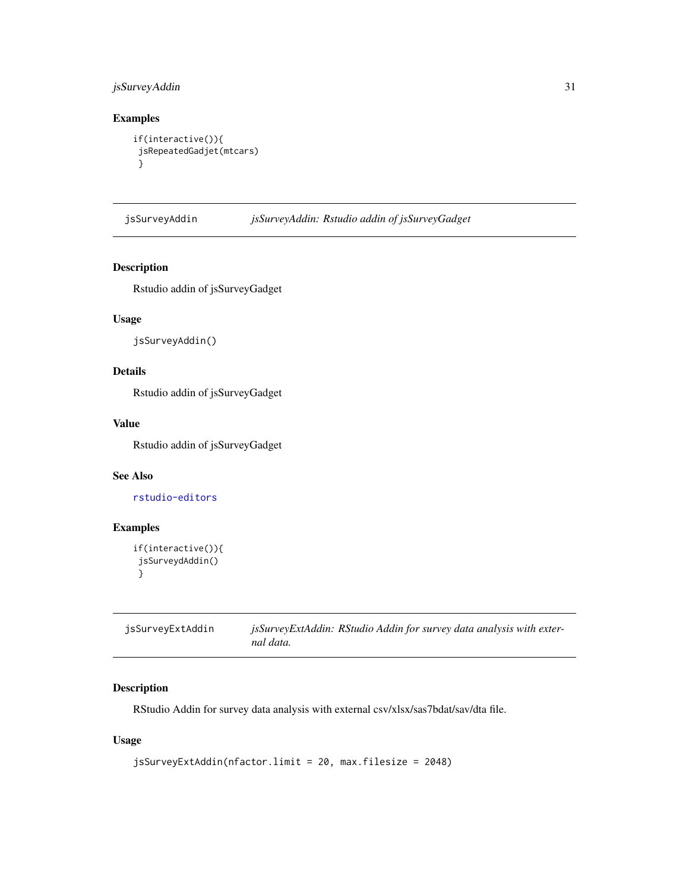## Examples

```
if(interactive()){
 jsRepeatedGadjet(mtcars)
 }
```

---

## jsSurveyAddin — *jsSurveyAddin: Rstudio addin of jsSurveyGadget*

### Description

Rstudio addin of jsSurveyGadget

### Usage

```
jsSurveyAddin()
```

### Details

Rstudio addin of jsSurveyGadget

### Value

Rstudio addin of jsSurveyGadget

### See Also

rstudio-editors

### Examples

```
if(interactive()){
 jsSurveydAddin()
 }
```

---

## jsSurveyExtAddin — *jsSurveyExtAddin: RStudio Addin for survey data analysis with external data.*

### Description

RStudio Addin for survey data analysis with external csv/xlsx/sas7bdat/sav/dta file.

### Usage

```
jsSurveyExtAddin(nfactor.limit = 20, max.filesize = 2048)
```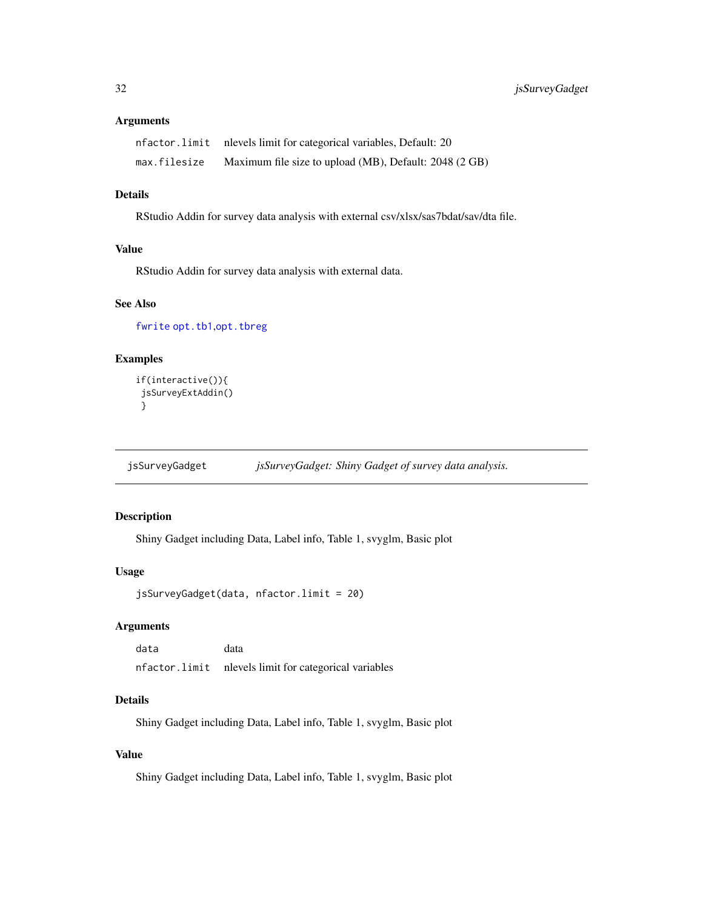### Arguments

| | |
|---|---|
| `nfactor.limit` | nlevels limit for categorical variables, Default: 20 |
| `max.filesize` | Maximum file size to upload (MB), Default: 2048 (2 GB) |

### Details

RStudio Addin for survey data analysis with external csv/xlsx/sas7bdat/sav/dta file.

### Value

RStudio Addin for survey data analysis with external data.

### See Also

`fwrite` `opt.tb1`,`opt.tbreg`

### Examples

```
if(interactive()){
 jsSurveyExtAddin()
 }
```

---

## `jsSurveyGadget` *jsSurveyGadget: Shiny Gadget of survey data analysis.*

---

### Description

Shiny Gadget including Data, Label info, Table 1, svyglm, Basic plot

### Usage

```
jsSurveyGadget(data, nfactor.limit = 20)
```

### Arguments

| | |
|---|---|
| `data` | data |
| `nfactor.limit` | nlevels limit for categorical variables |

### Details

Shiny Gadget including Data, Label info, Table 1, svyglm, Basic plot

### Value

Shiny Gadget including Data, Label info, Table 1, svyglm, Basic plot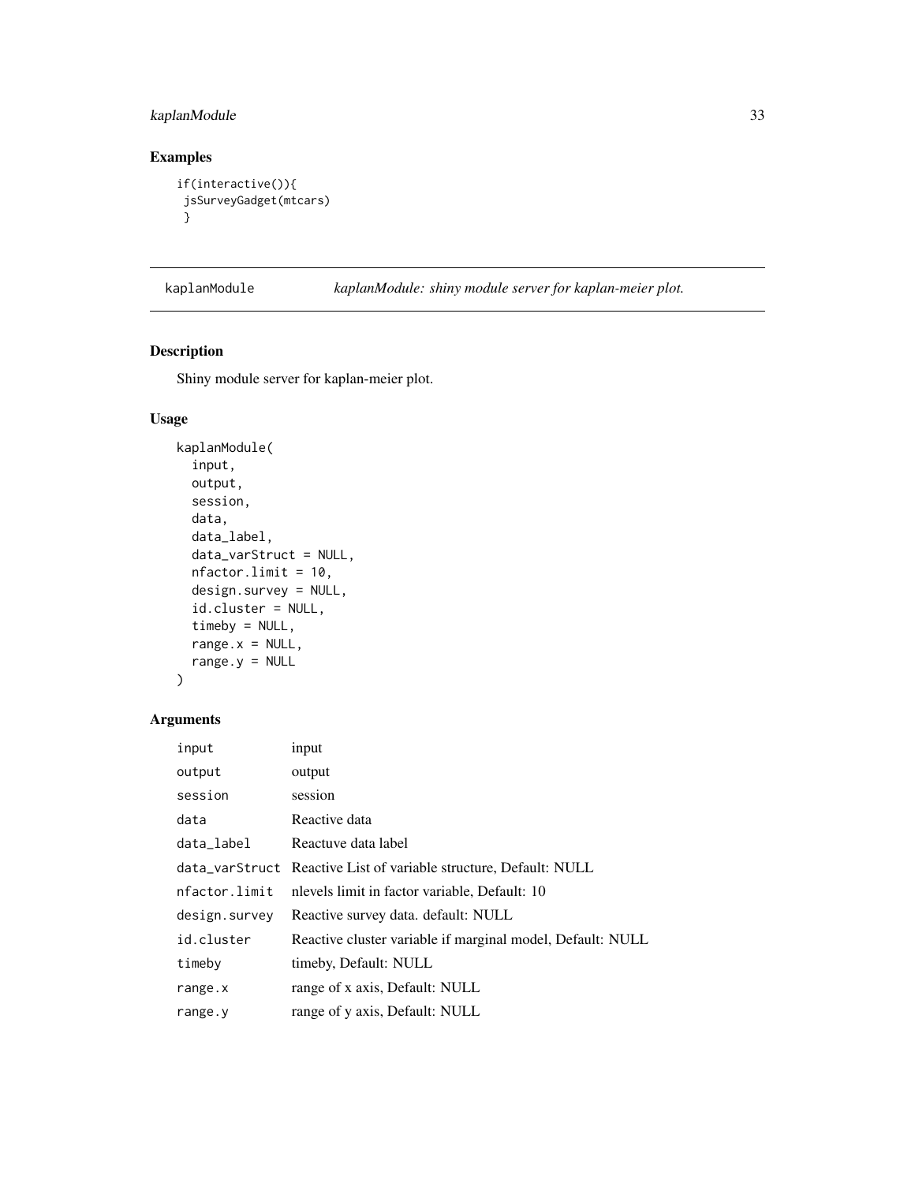## Examples

```
if(interactive()){
 jsSurveyGadget(mtcars)
 }
```

---

`kaplanModule` *kaplanModule: shiny module server for kaplan-meier plot.*

---

## Description

Shiny module server for kaplan-meier plot.

## Usage

```
kaplanModule(
  input,
  output,
  session,
  data,
  data_label,
  data_varStruct = NULL,
  nfactor.limit = 10,
  design.survey = NULL,
  id.cluster = NULL,
  timeby = NULL,
  range.x = NULL,
  range.y = NULL
)
```

## Arguments

| | |
|---|---|
| `input` | input |
| `output` | output |
| `session` | session |
| `data` | Reactive data |
| `data_label` | Reactuve data label |
| `data_varStruct` | Reactive List of variable structure, Default: NULL |
| `nfactor.limit` | nlevels limit in factor variable, Default: 10 |
| `design.survey` | Reactive survey data. default: NULL |
| `id.cluster` | Reactive cluster variable if marginal model, Default: NULL |
| `timeby` | timeby, Default: NULL |
| `range.x` | range of x axis, Default: NULL |
| `range.y` | range of y axis, Default: NULL |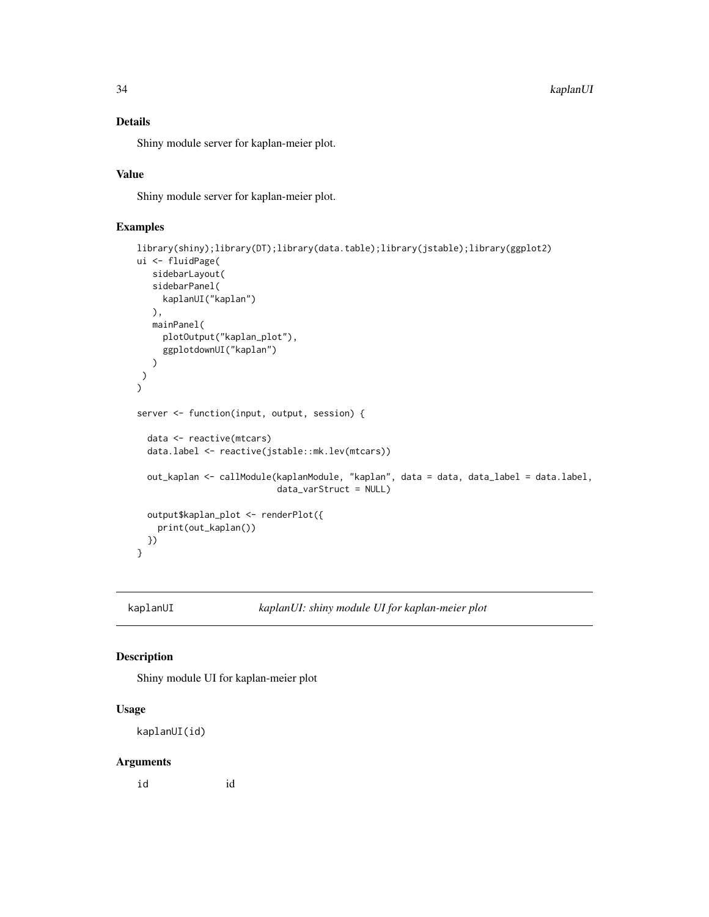### Details

Shiny module server for kaplan-meier plot.

### Value

Shiny module server for kaplan-meier plot.

### Examples

```
library(shiny);library(DT);library(data.table);library(jstable);library(ggplot2)
ui <- fluidPage(
   sidebarLayout(
   sidebarPanel(
     kaplanUI("kaplan")
   ),
   mainPanel(
     plotOutput("kaplan_plot"),
     ggplotdownUI("kaplan")
   )
 )
)

server <- function(input, output, session) {

  data <- reactive(mtcars)
  data.label <- reactive(jstable::mk.lev(mtcars))

  out_kaplan <- callModule(kaplanModule, "kaplan", data = data, data_label = data.label,
                           data_varStruct = NULL)

  output$kaplan_plot <- renderPlot({
    print(out_kaplan())
  })
}
```

---

## kaplanUI — *kaplanUI: shiny module UI for kaplan-meier plot*

### Description

Shiny module UI for kaplan-meier plot

### Usage

```
kaplanUI(id)
```

### Arguments

| | |
|---|---|
| id | id |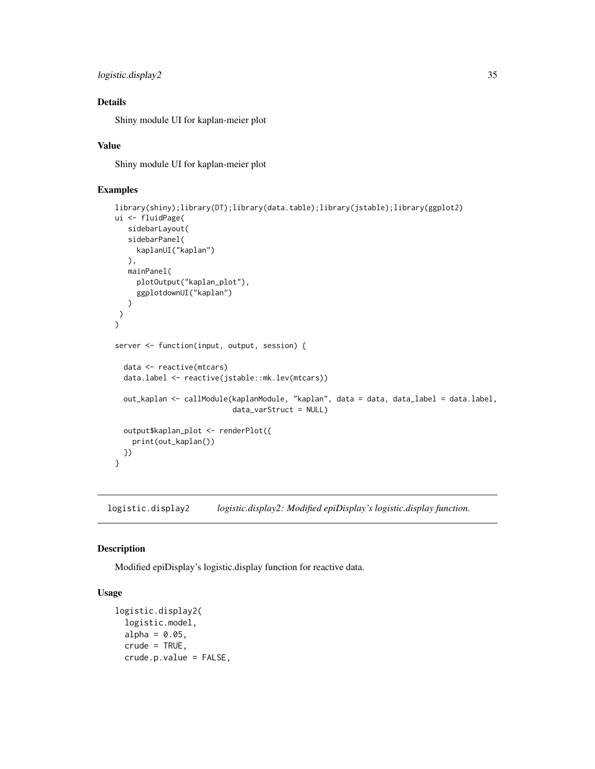## Details

Shiny module UI for kaplan-meier plot

## Value

Shiny module UI for kaplan-meier plot

## Examples

```
library(shiny);library(DT);library(data.table);library(jstable);library(ggplot2)
ui <- fluidPage(
   sidebarLayout(
   sidebarPanel(
     kaplanUI("kaplan")
   ),
   mainPanel(
     plotOutput("kaplan_plot"),
     ggplotdownUI("kaplan")
   )
 )
)

server <- function(input, output, session) {

  data <- reactive(mtcars)
  data.label <- reactive(jstable::mk.lev(mtcars))

  out_kaplan <- callModule(kaplanModule, "kaplan", data = data, data_label = data.label,
                           data_varStruct = NULL)

  output$kaplan_plot <- renderPlot({
    print(out_kaplan())
  })
}
```

---

# logistic.display2 — *logistic.display2: Modified epiDisplay's logistic.display function.*

## Description

Modified epiDisplay's logistic.display function for reactive data.

## Usage

```
logistic.display2(
  logistic.model,
  alpha = 0.05,
  crude = TRUE,
  crude.p.value = FALSE,
```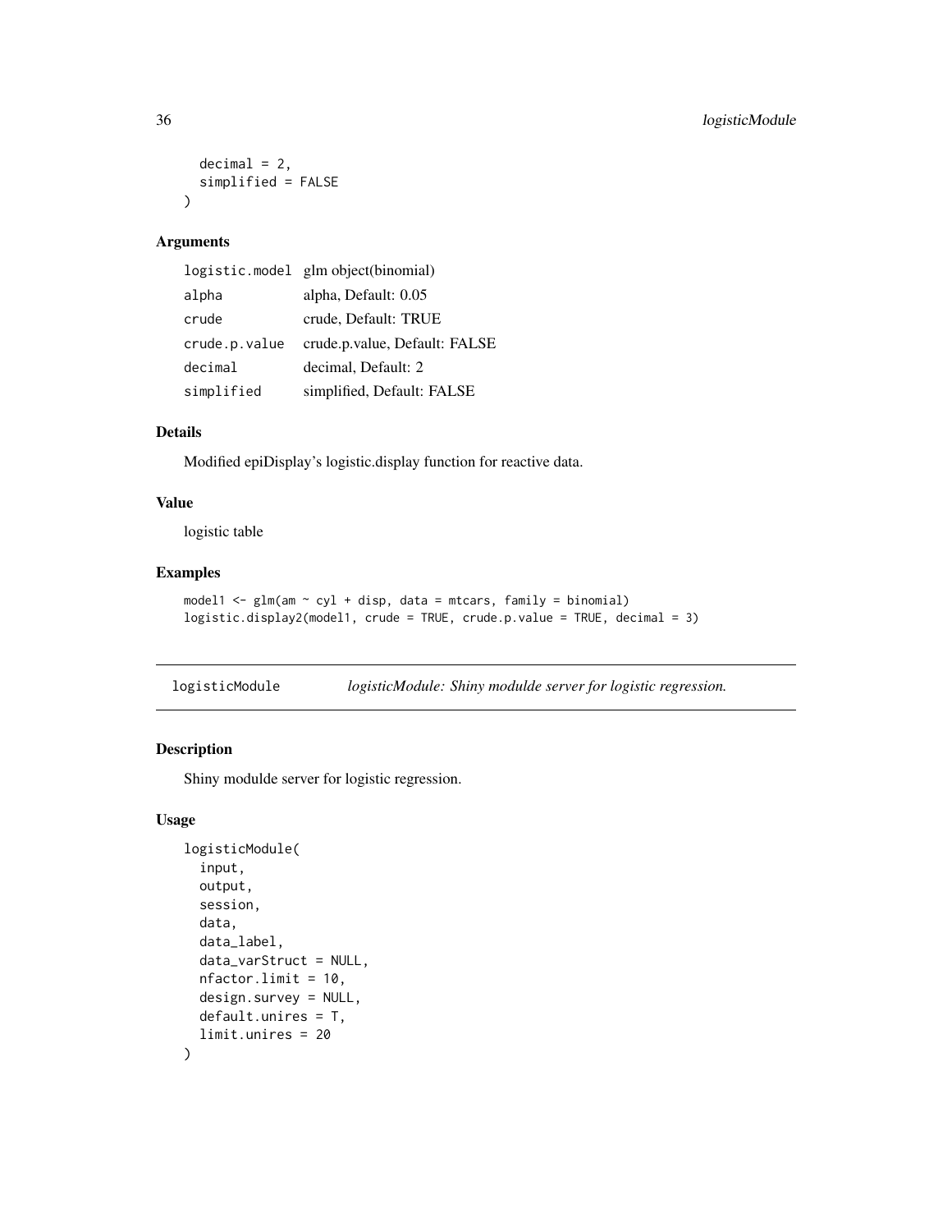```
  decimal = 2,
  simplified = FALSE
)
```

## Arguments

| | |
|---|---|
| logistic.model | glm object(binomial) |
| alpha | alpha, Default: 0.05 |
| crude | crude, Default: TRUE |
| crude.p.value | crude.p.value, Default: FALSE |
| decimal | decimal, Default: 2 |
| simplified | simplified, Default: FALSE |

## Details

Modified epiDisplay's logistic.display function for reactive data.

## Value

logistic table

## Examples

```
model1 <- glm(am ~ cyl + disp, data = mtcars, family = binomial)
logistic.display2(model1, crude = TRUE, crude.p.value = TRUE, decimal = 3)
```

---

# logisticModule *logisticModule: Shiny modulde server for logistic regression.*

## Description

Shiny modulde server for logistic regression.

## Usage

```
logisticModule(
  input,
  output,
  session,
  data,
  data_label,
  data_varStruct = NULL,
  nfactor.limit = 10,
  design.survey = NULL,
  default.unires = T,
  limit.unires = 20
)
```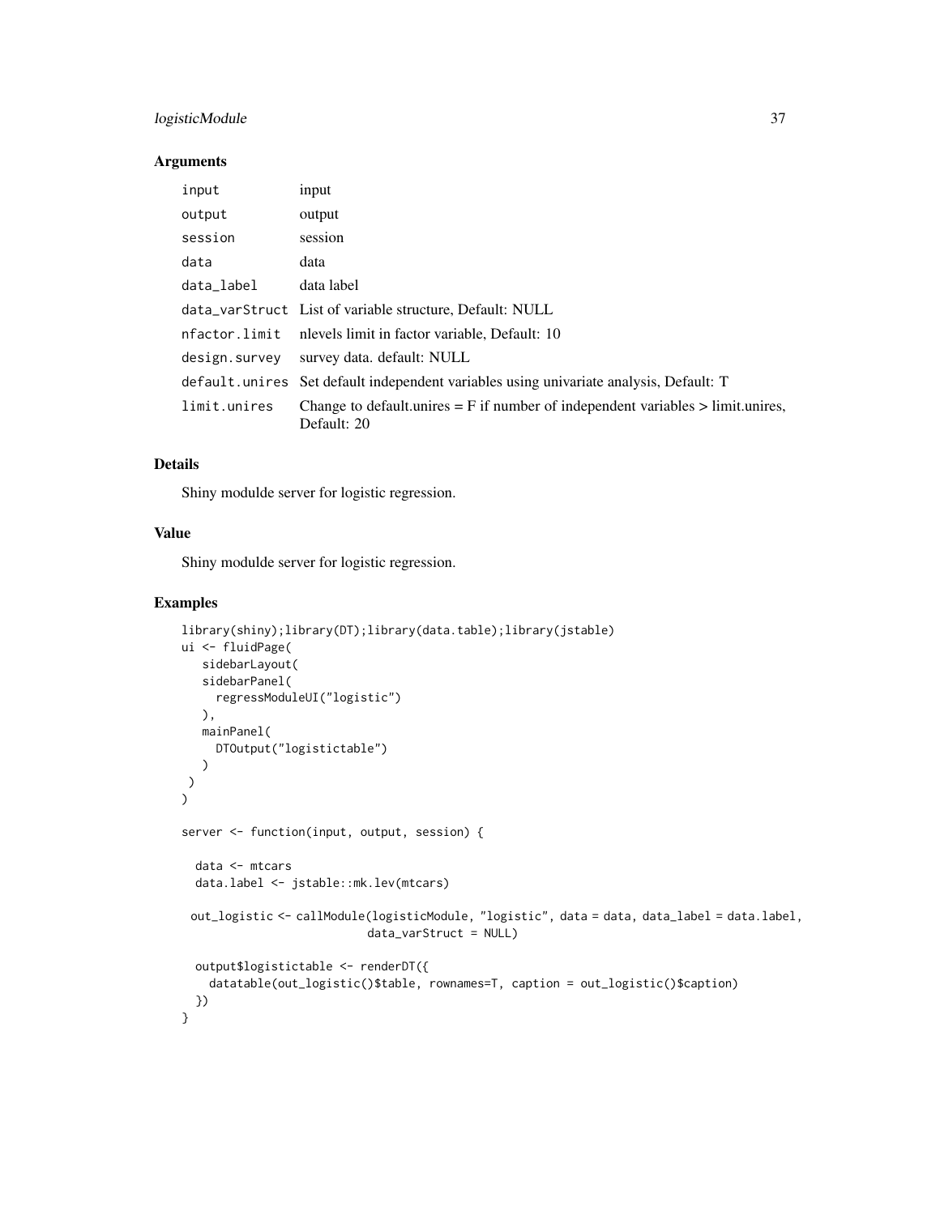### Arguments

| | |
|---|---|
| `input` | input |
| `output` | output |
| `session` | session |
| `data` | data |
| `data_label` | data label |
| `data_varStruct` | List of variable structure, Default: NULL |
| `nfactor.limit` | nlevels limit in factor variable, Default: 10 |
| `design.survey` | survey data. default: NULL |
| `default.unires` | Set default independent variables using univariate analysis, Default: T |
| `limit.unires` | Change to default.unires = F if number of independent variables > limit.unires, Default: 20 |

### Details

Shiny modulde server for logistic regression.

### Value

Shiny modulde server for logistic regression.

### Examples

```
library(shiny);library(DT);library(data.table);library(jstable)
ui <- fluidPage(
   sidebarLayout(
   sidebarPanel(
     regressModuleUI("logistic")
   ),
   mainPanel(
     DTOutput("logistictable")
   )
 )
)

server <- function(input, output, session) {

  data <- mtcars
  data.label <- jstable::mk.lev(mtcars)

 out_logistic <- callModule(logisticModule, "logistic", data = data, data_label = data.label,
                            data_varStruct = NULL)

  output$logistictable <- renderDT({
    datatable(out_logistic()$table, rownames=T, caption = out_logistic()$caption)
  })
}
```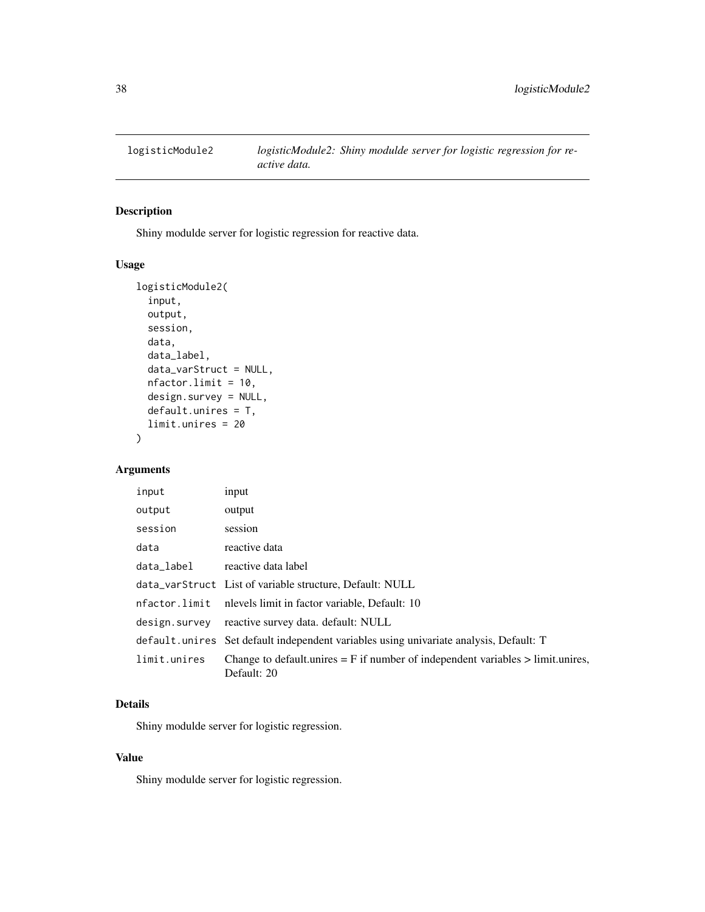logisticModule2 *logisticModule2: Shiny modulde server for logistic regression for reactive data.*

## Description

Shiny modulde server for logistic regression for reactive data.

## Usage

```
logisticModule2(
  input,
  output,
  session,
  data,
  data_label,
  data_varStruct = NULL,
  nfactor.limit = 10,
  design.survey = NULL,
  default.unires = T,
  limit.unires = 20
)
```

## Arguments

| | |
|---|---|
| input | input |
| output | output |
| session | session |
| data | reactive data |
| data_label | reactive data label |
| data_varStruct | List of variable structure, Default: NULL |
| nfactor.limit | nlevels limit in factor variable, Default: 10 |
| design.survey | reactive survey data. default: NULL |
| default.unires | Set default independent variables using univariate analysis, Default: T |
| limit.unires | Change to default.unires = F if number of independent variables > limit.unires, Default: 20 |

## Details

Shiny modulde server for logistic regression.

## Value

Shiny modulde server for logistic regression.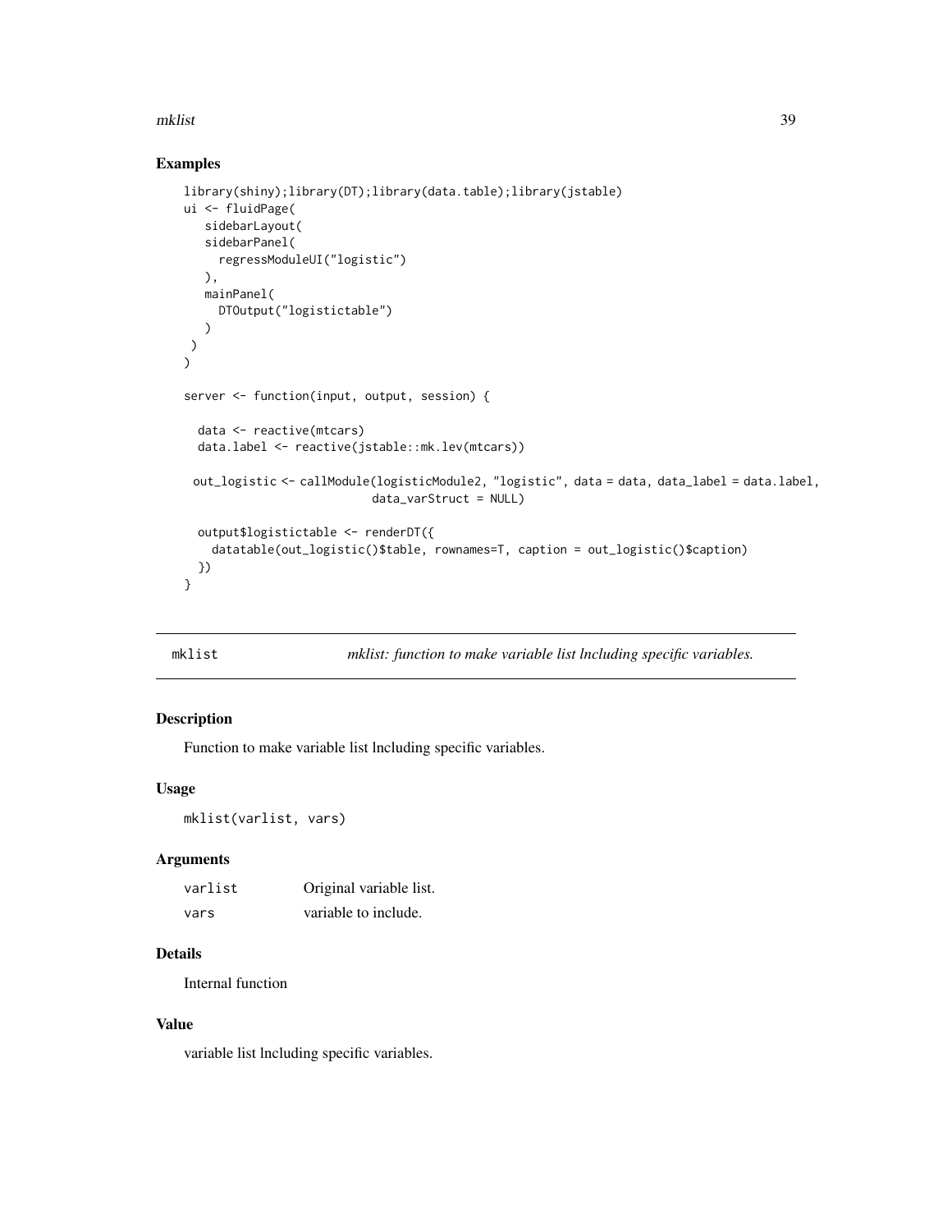## Examples

```
library(shiny);library(DT);library(data.table);library(jstable)
ui <- fluidPage(
   sidebarLayout(
   sidebarPanel(
     regressModuleUI("logistic")
   ),
   mainPanel(
     DTOutput("logistictable")
   )
 )
)

server <- function(input, output, session) {

  data <- reactive(mtcars)
  data.label <- reactive(jstable::mk.lev(mtcars))

 out_logistic <- callModule(logisticModule2, "logistic", data = data, data_label = data.label,
                           data_varStruct = NULL)

  output$logistictable <- renderDT({
    datatable(out_logistic()$table, rownames=T, caption = out_logistic()$caption)
  })
}
```

---

`mklist` *mklist: function to make variable list lncluding specific variables.*

---

### Description

Function to make variable list lncluding specific variables.

### Usage

```
mklist(varlist, vars)
```

### Arguments

| | |
|---|---|
| `varlist` | Original variable list. |
| `vars` | variable to include. |

### Details

Internal function

### Value

variable list lncluding specific variables.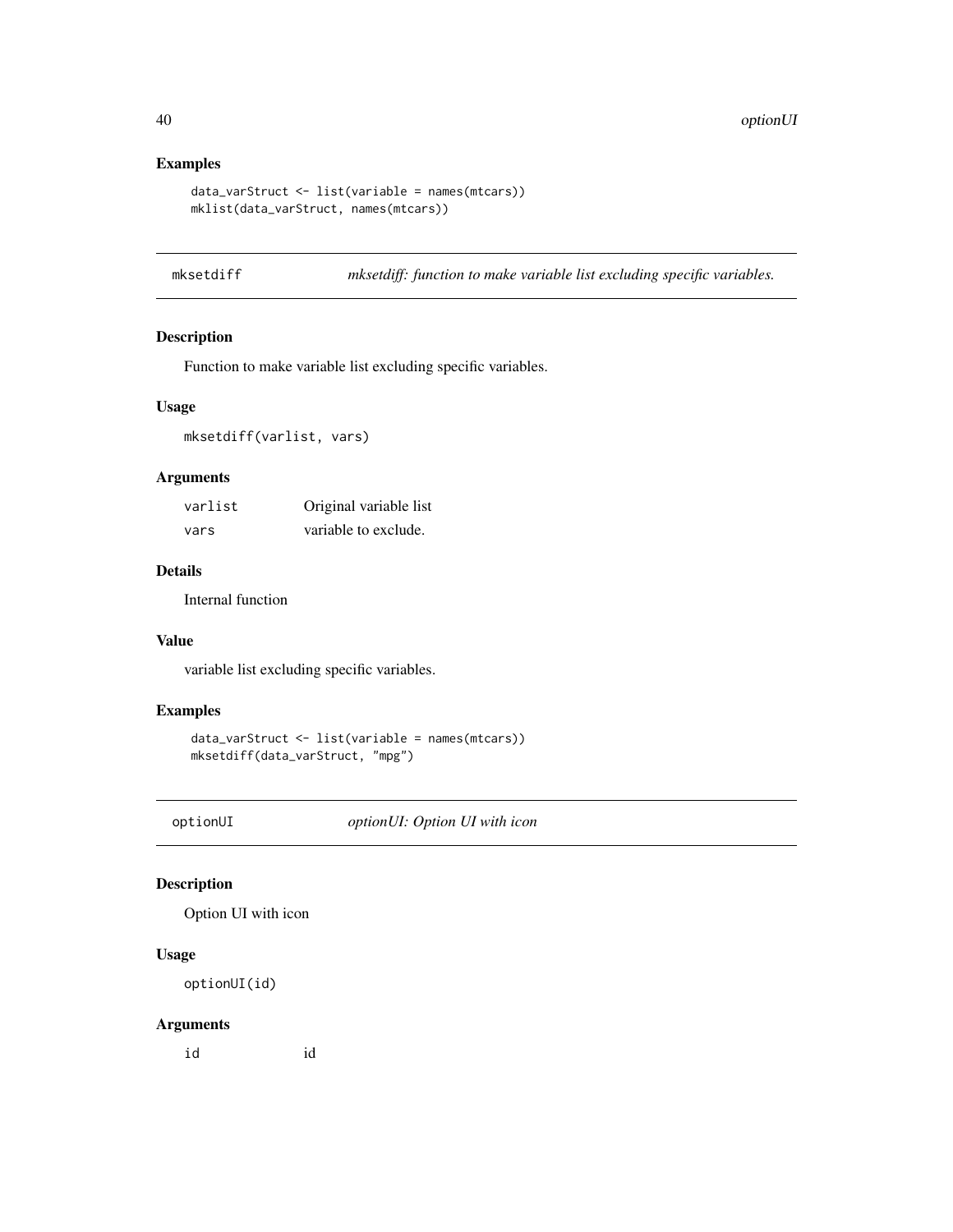## Examples

```
data_varStruct <- list(variable = names(mtcars))
mklist(data_varStruct, names(mtcars))
```

---

## mksetdiff — *mksetdiff: function to make variable list excluding specific variables.*

### Description

Function to make variable list excluding specific variables.

### Usage

```
mksetdiff(varlist, vars)
```

### Arguments

| | |
|---|---|
| `varlist` | Original variable list |
| `vars` | variable to exclude. |

### Details

Internal function

### Value

variable list excluding specific variables.

### Examples

```
data_varStruct <- list(variable = names(mtcars))
mksetdiff(data_varStruct, "mpg")
```

---

## optionUI — *optionUI: Option UI with icon*

### Description

Option UI with icon

### Usage

```
optionUI(id)
```

### Arguments

| | |
|---|---|
| `id` | id |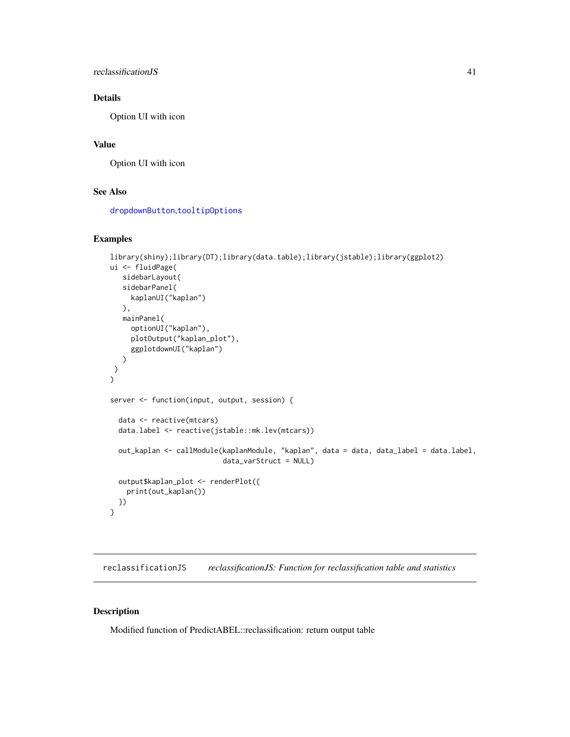## Details

Option UI with icon

## Value

Option UI with icon

## See Also

dropdownButton,tooltipOptions

## Examples

```
library(shiny);library(DT);library(data.table);library(jstable);library(ggplot2)
ui <- fluidPage(
   sidebarLayout(
   sidebarPanel(
     kaplanUI("kaplan")
   ),
   mainPanel(
     optionUI("kaplan"),
     plotOutput("kaplan_plot"),
     ggplotdownUI("kaplan")
   )
 )
)

server <- function(input, output, session) {

  data <- reactive(mtcars)
  data.label <- reactive(jstable::mk.lev(mtcars))

  out_kaplan <- callModule(kaplanModule, "kaplan", data = data, data_label = data.label,
                           data_varStruct = NULL)

  output$kaplan_plot <- renderPlot({
    print(out_kaplan())
  })
}
```

---

`reclassificationJS` *reclassificationJS: Function for reclassification table and statistics*

---

## Description

Modified function of PredictABEL::reclassification: return output table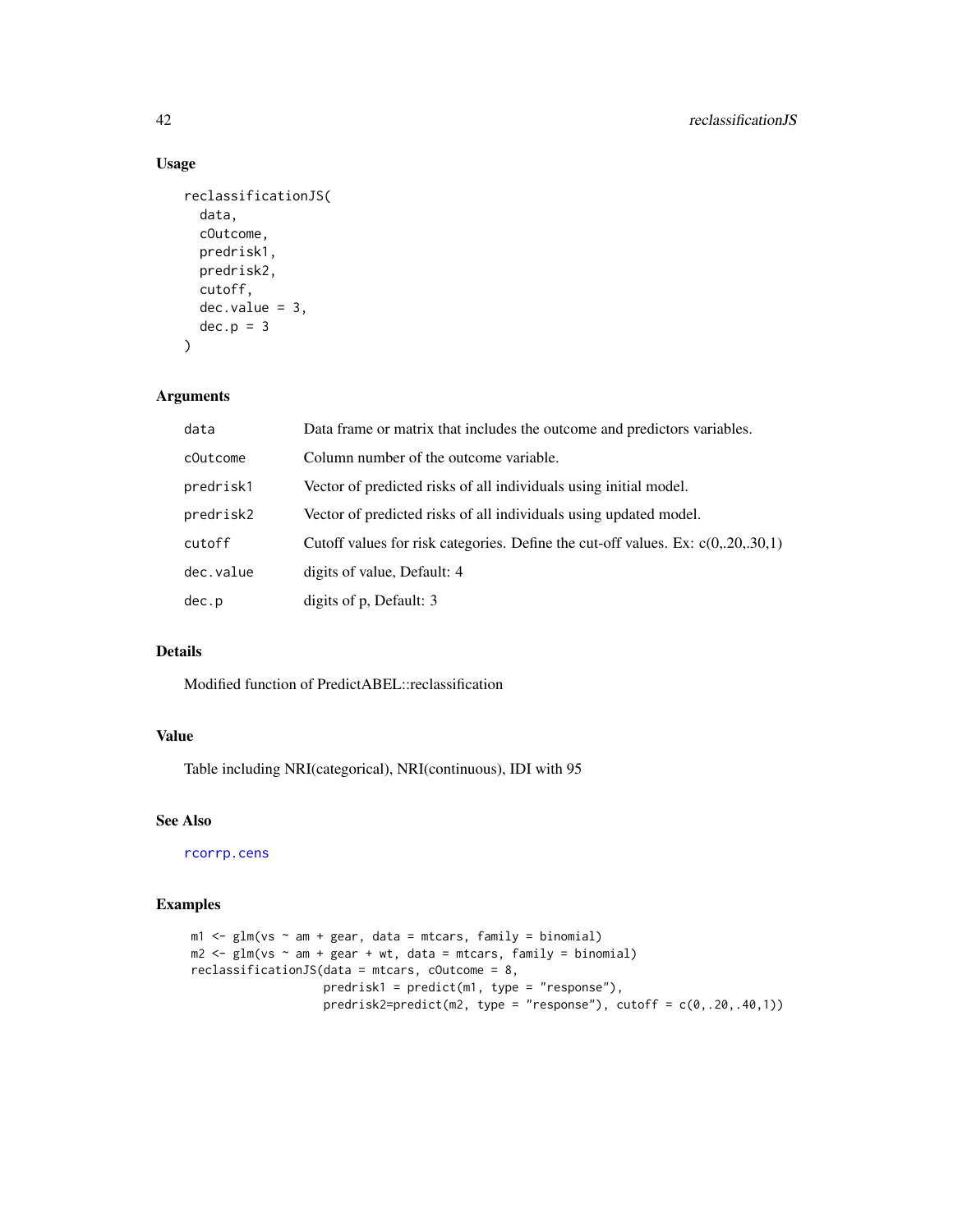## Usage

```
reclassificationJS(
  data,
  cOutcome,
  predrisk1,
  predrisk2,
  cutoff,
  dec.value = 3,
  dec.p = 3
)
```

## Arguments

| | |
|---|---|
| data | Data frame or matrix that includes the outcome and predictors variables. |
| cOutcome | Column number of the outcome variable. |
| predrisk1 | Vector of predicted risks of all individuals using initial model. |
| predrisk2 | Vector of predicted risks of all individuals using updated model. |
| cutoff | Cutoff values for risk categories. Define the cut-off values. Ex: c(0,.20,.30,1) |
| dec.value | digits of value, Default: 4 |
| dec.p | digits of p, Default: 3 |

## Details

Modified function of PredictABEL::reclassification

## Value

Table including NRI(categorical), NRI(continuous), IDI with 95

## See Also

rcorrp.cens

## Examples

```
m1 <- glm(vs ~ am + gear, data = mtcars, family = binomial)
m2 <- glm(vs ~ am + gear + wt, data = mtcars, family = binomial)
reclassificationJS(data = mtcars, cOutcome = 8,
                   predrisk1 = predict(m1, type = "response"),
                   predrisk2=predict(m2, type = "response"), cutoff = c(0,.20,.40,1))
```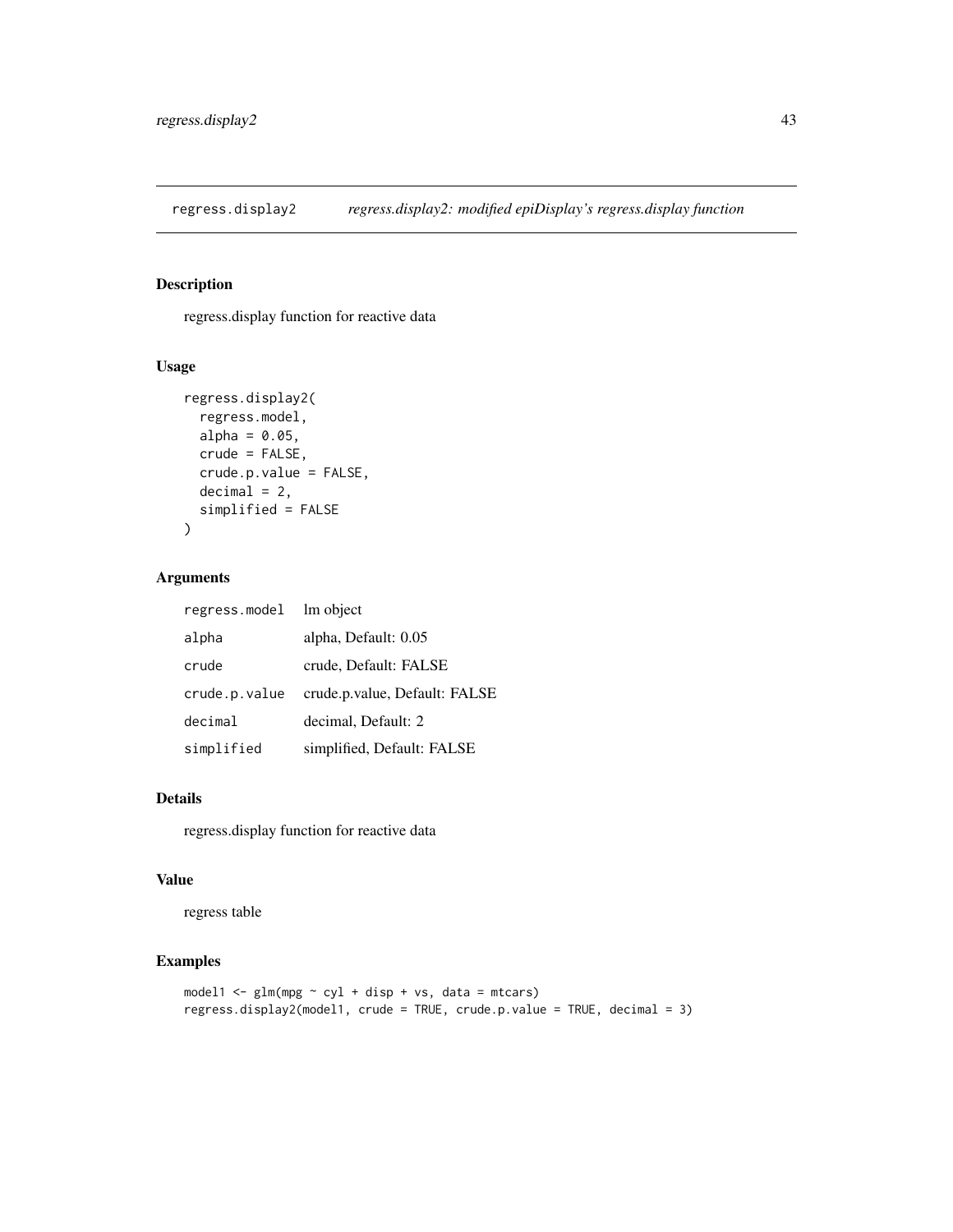regress.display2    *regress.display2: modified epiDisplay's regress.display function*

## Description

regress.display function for reactive data

## Usage

```
regress.display2(
  regress.model,
  alpha = 0.05,
  crude = FALSE,
  crude.p.value = FALSE,
  decimal = 2,
  simplified = FALSE
)
```

## Arguments

| | |
|---|---|
| regress.model | lm object |
| alpha | alpha, Default: 0.05 |
| crude | crude, Default: FALSE |
| crude.p.value | crude.p.value, Default: FALSE |
| decimal | decimal, Default: 2 |
| simplified | simplified, Default: FALSE |

## Details

regress.display function for reactive data

## Value

regress table

## Examples

```
model1 <- glm(mpg ~ cyl + disp + vs, data = mtcars)
regress.display2(model1, crude = TRUE, crude.p.value = TRUE, decimal = 3)
```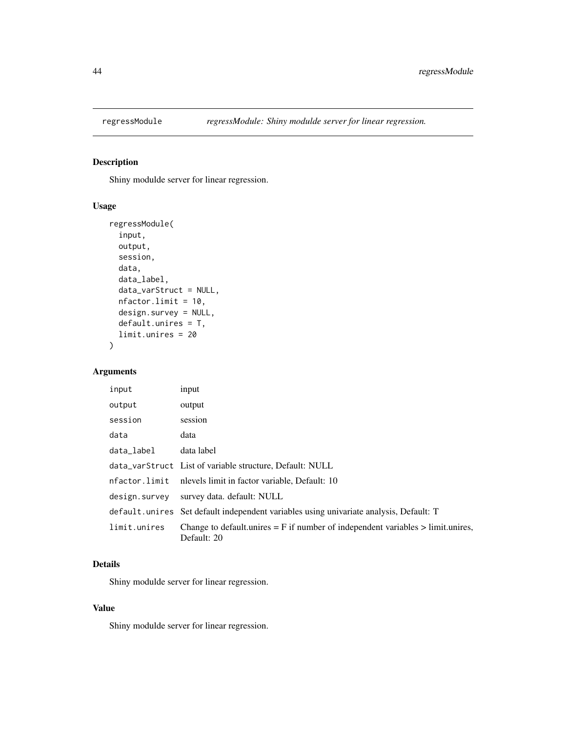regressModule *regressModule: Shiny modulde server for linear regression.*

## Description

Shiny modulde server for linear regression.

## Usage

```
regressModule(
  input,
  output,
  session,
  data,
  data_label,
  data_varStruct = NULL,
  nfactor.limit = 10,
  design.survey = NULL,
  default.unires = T,
  limit.unires = 20
)
```

## Arguments

| | |
|---|---|
| `input` | input |
| `output` | output |
| `session` | session |
| `data` | data |
| `data_label` | data label |
| `data_varStruct` | List of variable structure, Default: NULL |
| `nfactor.limit` | nlevels limit in factor variable, Default: 10 |
| `design.survey` | survey data. default: NULL |
| `default.unires` | Set default independent variables using univariate analysis, Default: T |
| `limit.unires` | Change to default.unires = F if number of independent variables > limit.unires, Default: 20 |

## Details

Shiny modulde server for linear regression.

## Value

Shiny modulde server for linear regression.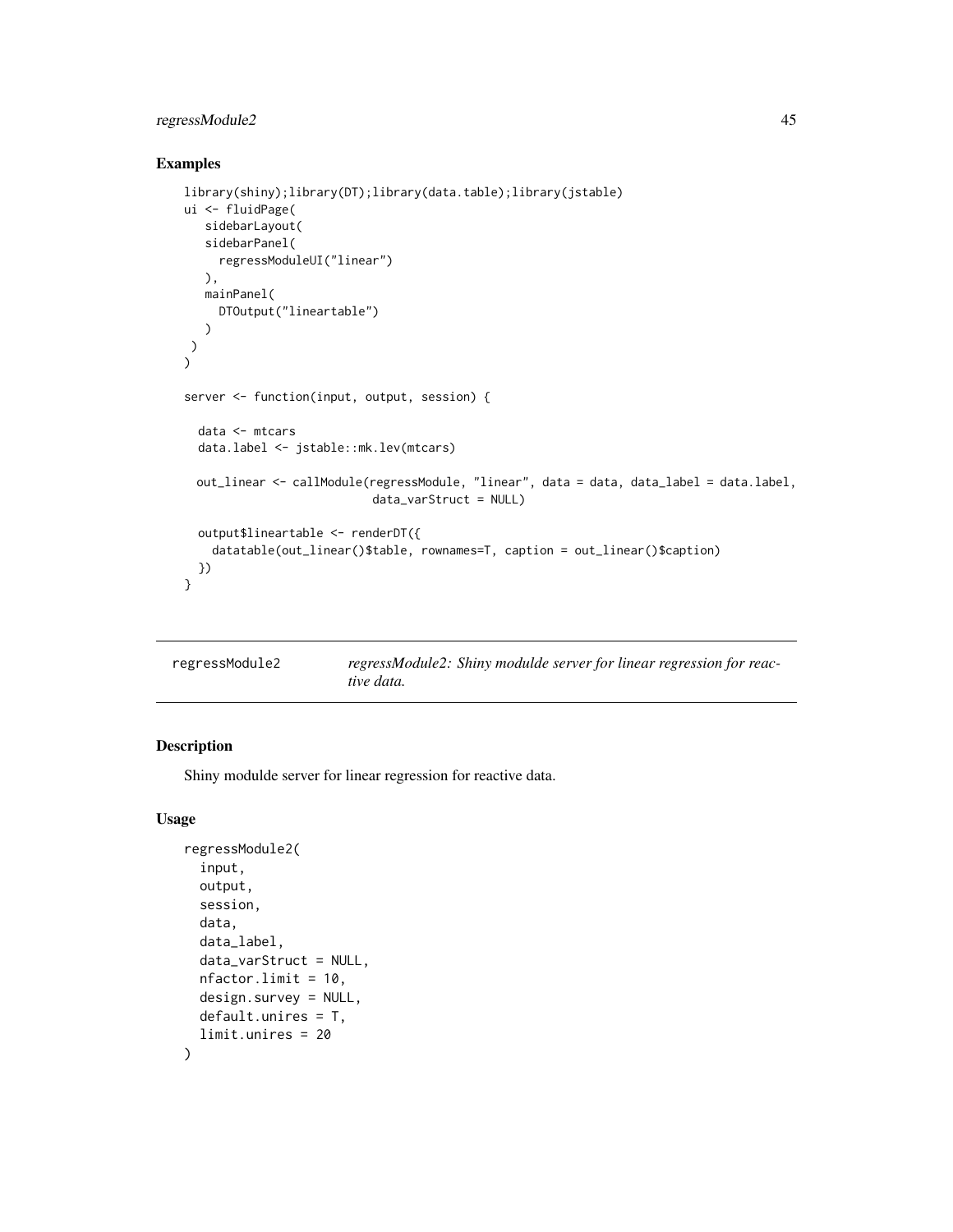## Examples

```
library(shiny);library(DT);library(data.table);library(jstable)
ui <- fluidPage(
   sidebarLayout(
   sidebarPanel(
     regressModuleUI("linear")
   ),
   mainPanel(
     DTOutput("lineartable")
   )
 )
)

server <- function(input, output, session) {

  data <- mtcars
  data.label <- jstable::mk.lev(mtcars)

  out_linear <- callModule(regressModule, "linear", data = data, data_label = data.label,
                           data_varStruct = NULL)

  output$lineartable <- renderDT({
    datatable(out_linear()$table, rownames=T, caption = out_linear()$caption)
  })
}
```

---

`regressModule2` *regressModule2: Shiny modulde server for linear regression for reactive data.*

---

## Description

Shiny modulde server for linear regression for reactive data.

## Usage

```
regressModule2(
  input,
  output,
  session,
  data,
  data_label,
  data_varStruct = NULL,
  nfactor.limit = 10,
  design.survey = NULL,
  default.unires = T,
  limit.unires = 20
)
```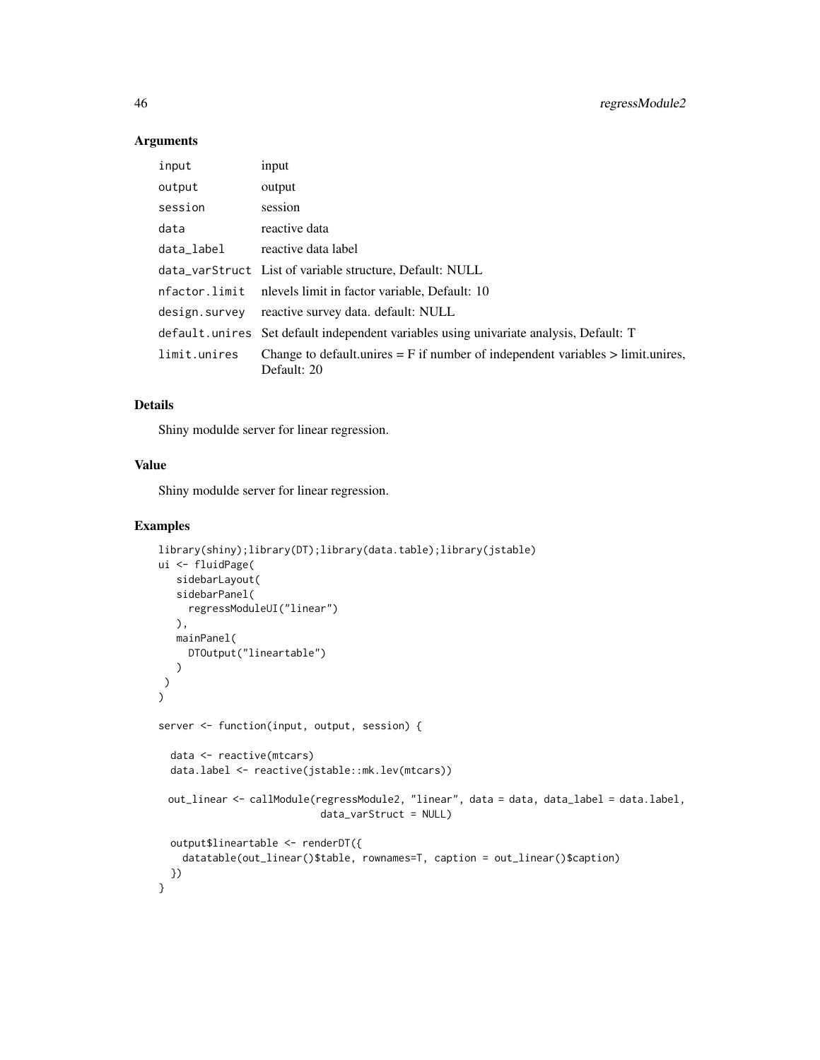## Arguments

| | |
|---|---|
| input | input |
| output | output |
| session | session |
| data | reactive data |
| data_label | reactive data label |
| data_varStruct | List of variable structure, Default: NULL |
| nfactor.limit | nlevels limit in factor variable, Default: 10 |
| design.survey | reactive survey data. default: NULL |
| default.unires | Set default independent variables using univariate analysis, Default: T |
| limit.unires | Change to default.unires = F if number of independent variables > limit.unires, Default: 20 |

## Details

Shiny modulde server for linear regression.

## Value

Shiny modulde server for linear regression.

## Examples

```
library(shiny);library(DT);library(data.table);library(jstable)
ui <- fluidPage(
   sidebarLayout(
   sidebarPanel(
     regressModuleUI("linear")
   ),
   mainPanel(
     DTOutput("lineartable")
   )
 )
)

server <- function(input, output, session) {

  data <- reactive(mtcars)
  data.label <- reactive(jstable::mk.lev(mtcars))

 out_linear <- callModule(regressModule2, "linear", data = data, data_label = data.label,
                          data_varStruct = NULL)

  output$lineartable <- renderDT({
    datatable(out_linear()$table, rownames=T, caption = out_linear()$caption)
  })
}
```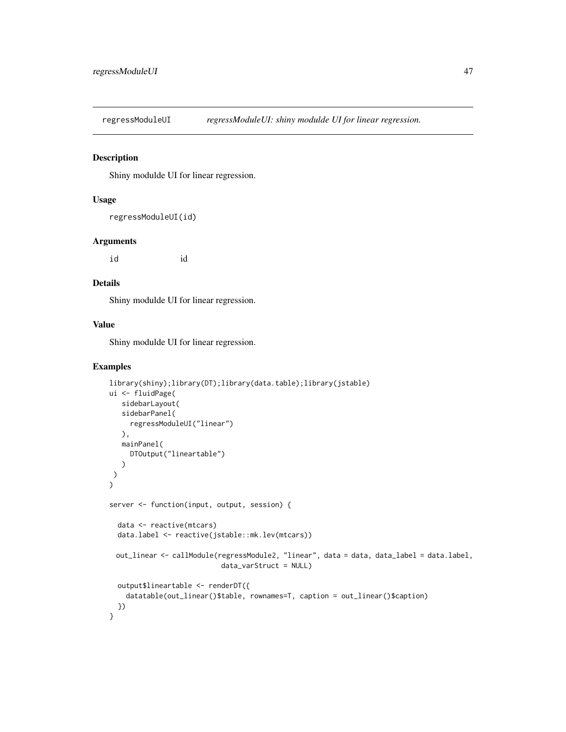## regressModuleUI    *regressModuleUI: shiny modulde UI for linear regression.*

### Description

Shiny modulde UI for linear regression.

### Usage

```
regressModuleUI(id)
```

### Arguments

| | |
|---|---|
| id | id |

### Details

Shiny modulde UI for linear regression.

### Value

Shiny modulde UI for linear regression.

### Examples

```
library(shiny);library(DT);library(data.table);library(jstable)
ui <- fluidPage(
   sidebarLayout(
   sidebarPanel(
     regressModuleUI("linear")
   ),
   mainPanel(
     DTOutput("lineartable")
   )
 )
)

server <- function(input, output, session) {

  data <- reactive(mtcars)
  data.label <- reactive(jstable::mk.lev(mtcars))

  out_linear <- callModule(regressModule2, "linear", data = data, data_label = data.label,
                           data_varStruct = NULL)

  output$lineartable <- renderDT({
    datatable(out_linear()$table, rownames=T, caption = out_linear()$caption)
  })
}
```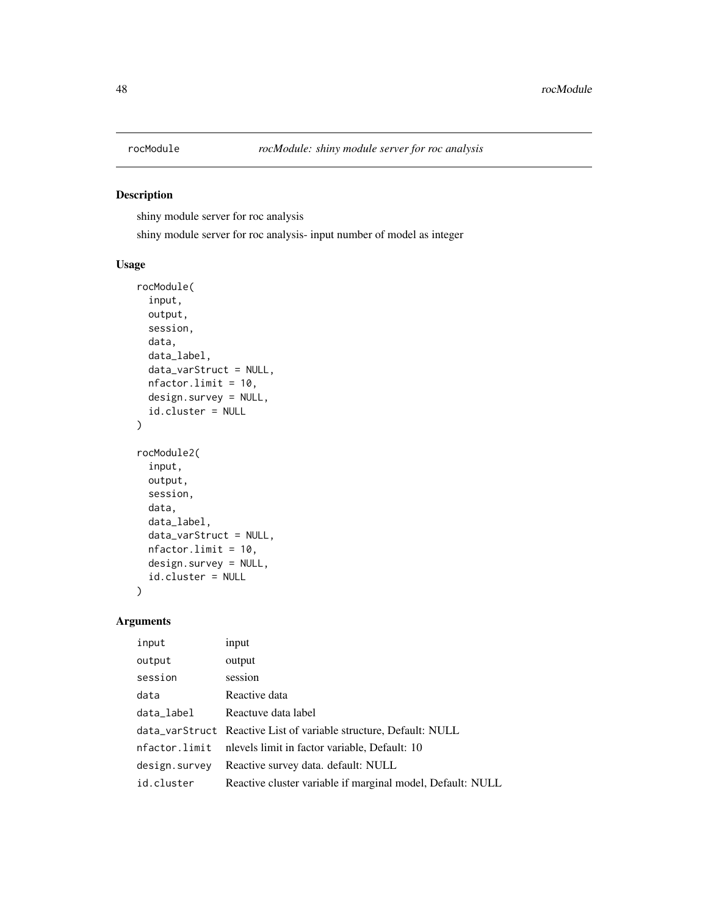## rocModule — *rocModule: shiny module server for roc analysis*

### Description

shiny module server for roc analysis

shiny module server for roc analysis- input number of model as integer

### Usage

```
rocModule(
  input,
  output,
  session,
  data,
  data_label,
  data_varStruct = NULL,
  nfactor.limit = 10,
  design.survey = NULL,
  id.cluster = NULL
)

rocModule2(
  input,
  output,
  session,
  data,
  data_label,
  data_varStruct = NULL,
  nfactor.limit = 10,
  design.survey = NULL,
  id.cluster = NULL
)
```

### Arguments

| | |
|---|---|
| `input` | input |
| `output` | output |
| `session` | session |
| `data` | Reactive data |
| `data_label` | Reactuve data label |
| `data_varStruct` | Reactive List of variable structure, Default: NULL |
| `nfactor.limit` | nlevels limit in factor variable, Default: 10 |
| `design.survey` | Reactive survey data. default: NULL |
| `id.cluster` | Reactive cluster variable if marginal model, Default: NULL |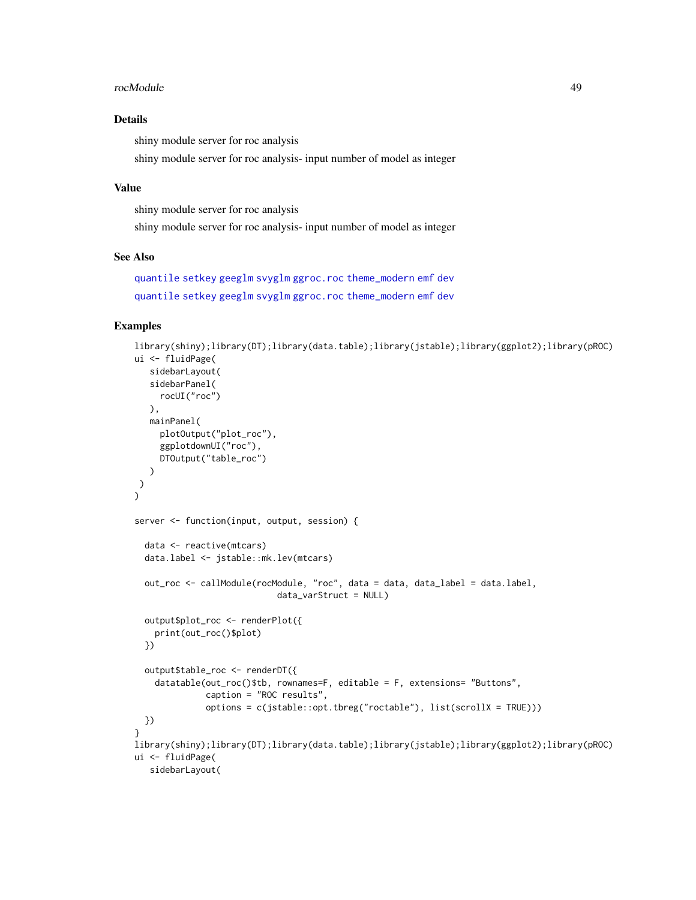## Details

shiny module server for roc analysis

shiny module server for roc analysis- input number of model as integer

## Value

shiny module server for roc analysis

shiny module server for roc analysis- input number of model as integer

## See Also

quantile setkey geeglm svyglm ggroc.roc theme_modern emf dev

quantile setkey geeglm svyglm ggroc.roc theme_modern emf dev

## Examples

```
library(shiny);library(DT);library(data.table);library(jstable);library(ggplot2);library(pROC)
ui <- fluidPage(
   sidebarLayout(
   sidebarPanel(
     rocUI("roc")
   ),
   mainPanel(
     plotOutput("plot_roc"),
     ggplotdownUI("roc"),
     DTOutput("table_roc")
   )
 )
)

server <- function(input, output, session) {

  data <- reactive(mtcars)
  data.label <- jstable::mk.lev(mtcars)

  out_roc <- callModule(rocModule, "roc", data = data, data_label = data.label,
                            data_varStruct = NULL)

  output$plot_roc <- renderPlot({
    print(out_roc()$plot)
  })

  output$table_roc <- renderDT({
    datatable(out_roc()$tb, rownames=F, editable = F, extensions= "Buttons",
              caption = "ROC results",
              options = c(jstable::opt.tbreg("roctable"), list(scrollX = TRUE)))
  })
}
library(shiny);library(DT);library(data.table);library(jstable);library(ggplot2);library(pROC)
ui <- fluidPage(
   sidebarLayout(
```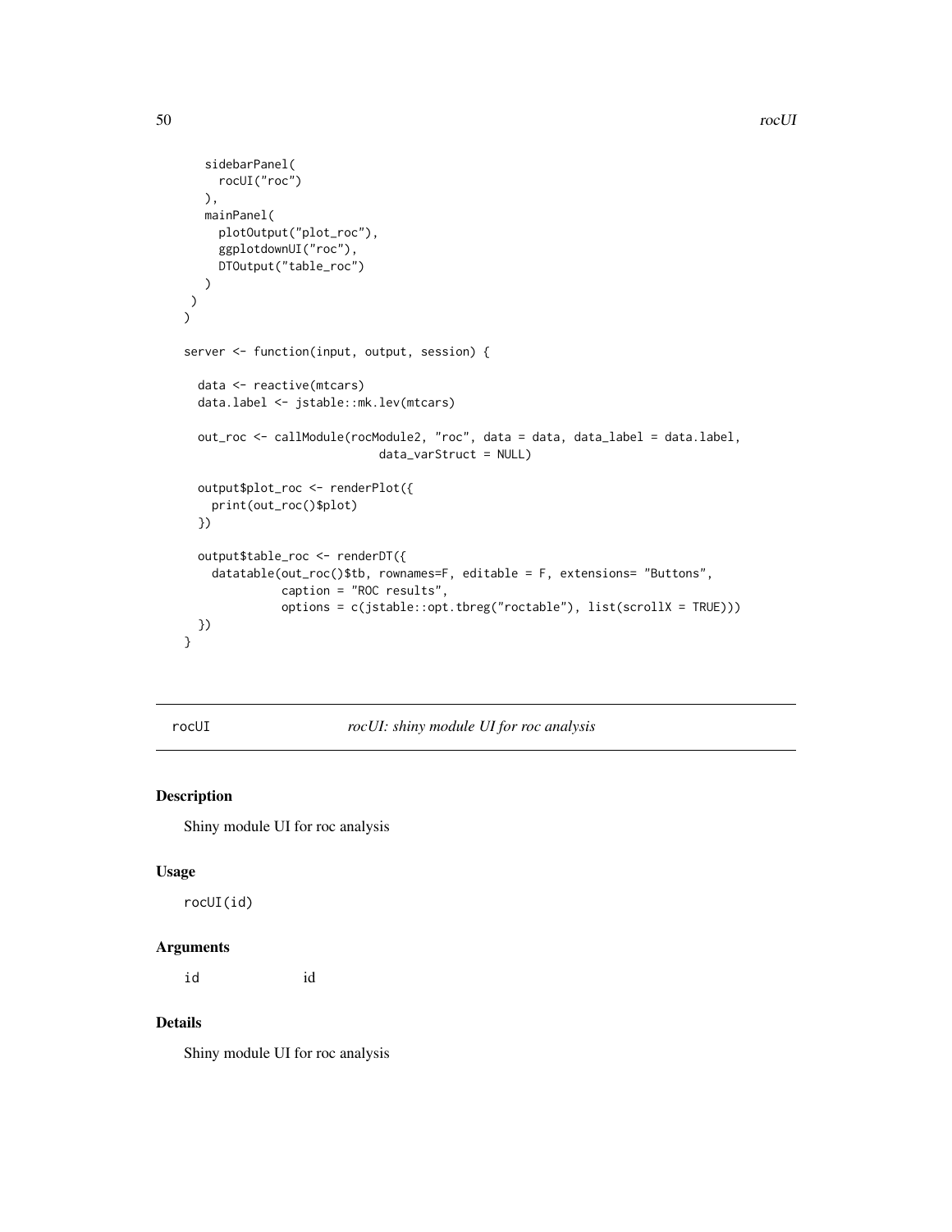```
    sidebarPanel(
      rocUI("roc")
    ),
    mainPanel(
      plotOutput("plot_roc"),
      ggplotdownUI("roc"),
      DTOutput("table_roc")
    )
  )
)

server <- function(input, output, session) {

  data <- reactive(mtcars)
  data.label <- jstable::mk.lev(mtcars)

  out_roc <- callModule(rocModule2, "roc", data = data, data_label = data.label,
                          data_varStruct = NULL)

  output$plot_roc <- renderPlot({
    print(out_roc()$plot)
  })

  output$table_roc <- renderDT({
    datatable(out_roc()$tb, rownames=F, editable = F, extensions= "Buttons",
              caption = "ROC results",
              options = c(jstable::opt.tbreg("roctable"), list(scrollX = TRUE)))
  })
}
```

---

## rocUI *rocUI: shiny module UI for roc analysis*

### Description

Shiny module UI for roc analysis

### Usage

```
rocUI(id)
```

### Arguments

| | |
|---|---|
| id | id |

### Details

Shiny module UI for roc analysis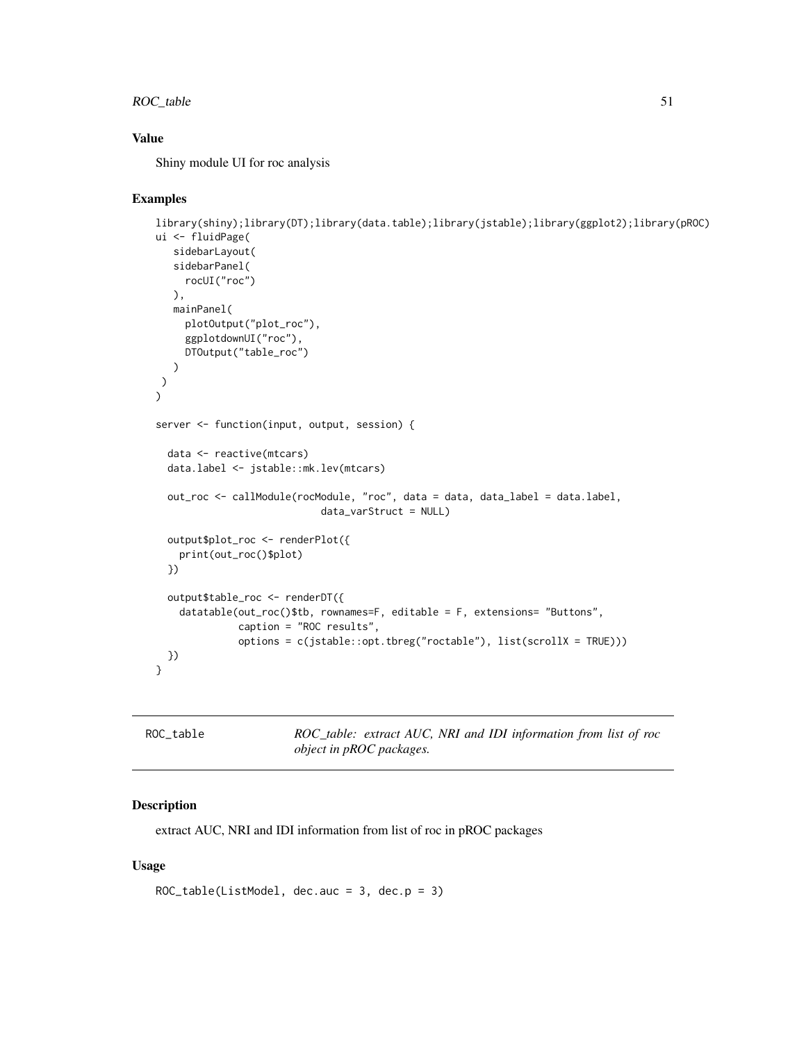### Value

Shiny module UI for roc analysis

### Examples

```
library(shiny);library(DT);library(data.table);library(jstable);library(ggplot2);library(pROC)
ui <- fluidPage(
   sidebarLayout(
   sidebarPanel(
     rocUI("roc")
   ),
   mainPanel(
     plotOutput("plot_roc"),
     ggplotdownUI("roc"),
     DTOutput("table_roc")
   )
 )
)

server <- function(input, output, session) {

  data <- reactive(mtcars)
  data.label <- jstable::mk.lev(mtcars)

  out_roc <- callModule(rocModule, "roc", data = data, data_label = data.label,
                            data_varStruct = NULL)

  output$plot_roc <- renderPlot({
    print(out_roc()$plot)
  })

  output$table_roc <- renderDT({
    datatable(out_roc()$tb, rownames=F, editable = F, extensions= "Buttons",
              caption = "ROC results",
              options = c(jstable::opt.tbreg("roctable"), list(scrollX = TRUE)))
  })
}
```

## ROC_table &nbsp;&nbsp;&nbsp; *ROC_table: extract AUC, NRI and IDI information from list of roc object in pROC packages.*

### Description

extract AUC, NRI and IDI information from list of roc in pROC packages

### Usage

```
ROC_table(ListModel, dec.auc = 3, dec.p = 3)
```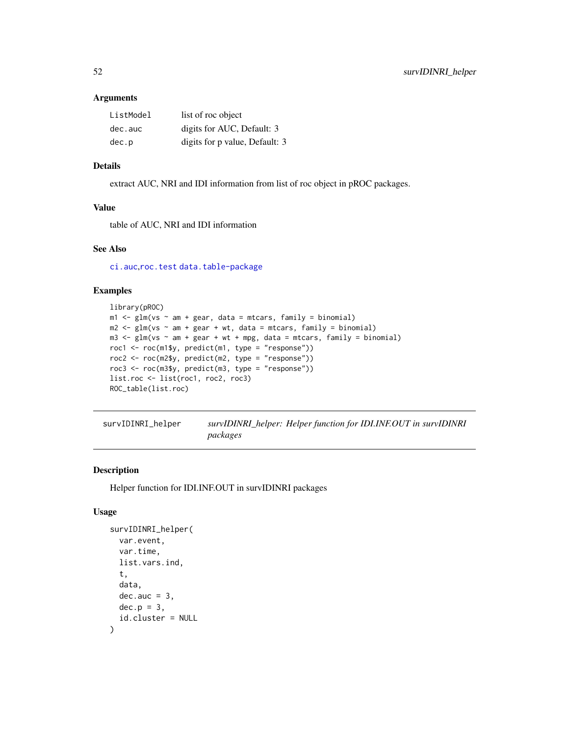### Arguments

| | |
|---|---|
| ListModel | list of roc object |
| dec.auc | digits for AUC, Default: 3 |
| dec.p | digits for p value, Default: 3 |

### Details

extract AUC, NRI and IDI information from list of roc object in pROC packages.

### Value

table of AUC, NRI and IDI information

### See Also

ci.auc,roc.test data.table-package

### Examples

```
library(pROC)
m1 <- glm(vs ~ am + gear, data = mtcars, family = binomial)
m2 <- glm(vs ~ am + gear + wt, data = mtcars, family = binomial)
m3 <- glm(vs ~ am + gear + wt + mpg, data = mtcars, family = binomial)
roc1 <- roc(m1$y, predict(m1, type = "response"))
roc2 <- roc(m2$y, predict(m2, type = "response"))
roc3 <- roc(m3$y, predict(m3, type = "response"))
list.roc <- list(roc1, roc2, roc3)
ROC_table(list.roc)
```

---

## survIDINRI_helper    *survIDINRI_helper: Helper function for IDI.INF.OUT in survIDINRI packages*

### Description

Helper function for IDI.INF.OUT in survIDINRI packages

### Usage

```
survIDINRI_helper(
  var.event,
  var.time,
  list.vars.ind,
  t,
  data,
  dec.auc = 3,
  dec.p = 3,
  id.cluster = NULL
)
```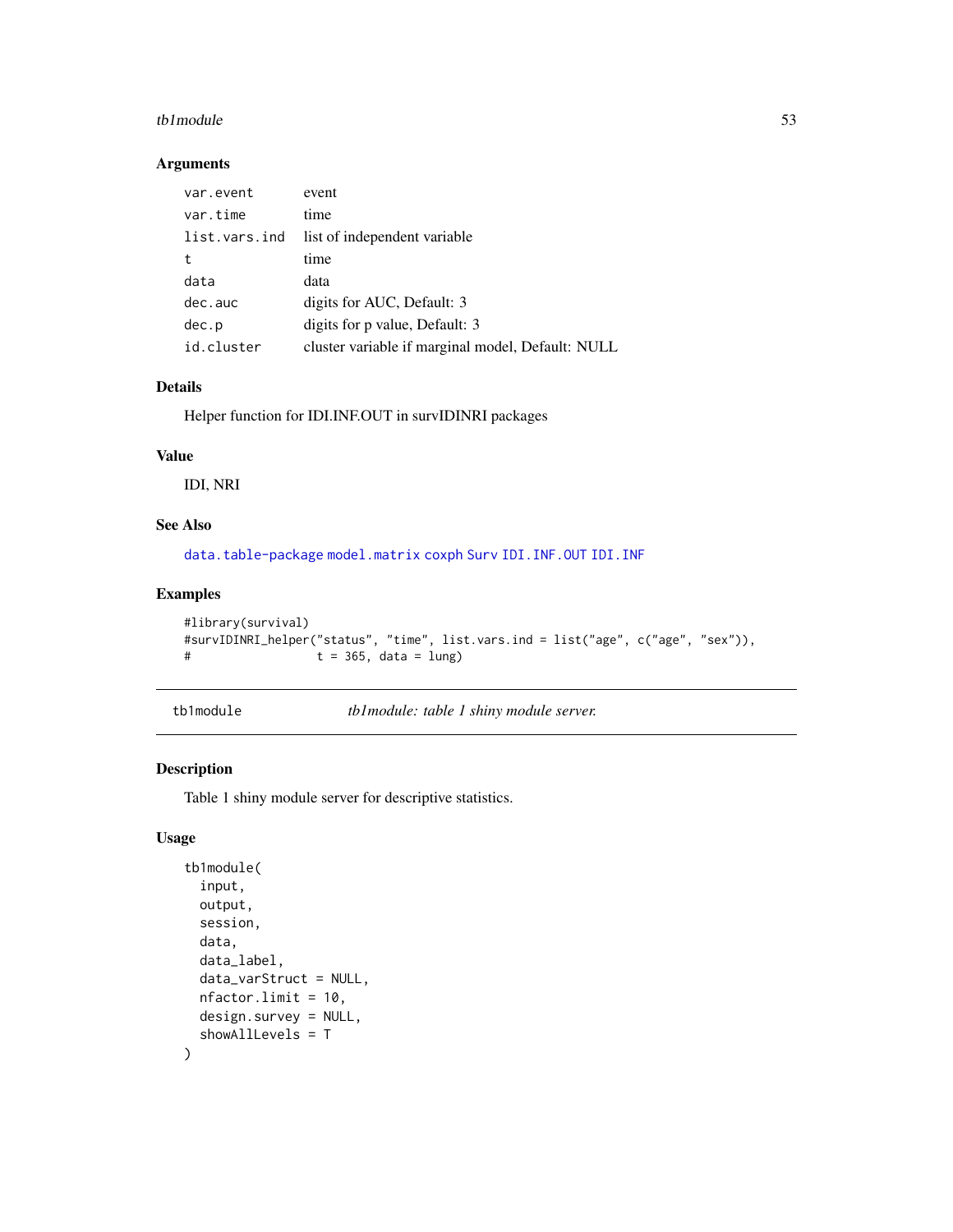### Arguments

| | |
|---|---|
| `var.event` | event |
| `var.time` | time |
| `list.vars.ind` | list of independent variable |
| `t` | time |
| `data` | data |
| `dec.auc` | digits for AUC, Default: 3 |
| `dec.p` | digits for p value, Default: 3 |
| `id.cluster` | cluster variable if marginal model, Default: NULL |

### Details

Helper function for IDI.INF.OUT in survIDINRI packages

### Value

IDI, NRI

### See Also

`data.table-package` `model.matrix` `coxph` `Surv` `IDI.INF.OUT` `IDI.INF`

### Examples

```
#library(survival)
#survIDINRI_helper("status", "time", list.vars.ind = list("age", c("age", "sex")),
#                  t = 365, data = lung)
```

---

## tb1module — *tb1module: table 1 shiny module server.*

### Description

Table 1 shiny module server for descriptive statistics.

### Usage

```
tb1module(
  input,
  output,
  session,
  data,
  data_label,
  data_varStruct = NULL,
  nfactor.limit = 10,
  design.survey = NULL,
  showAllLevels = T
)
```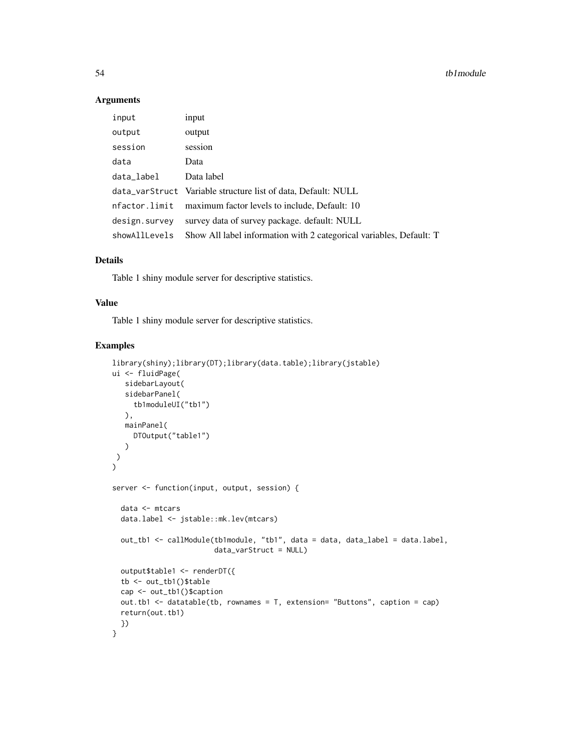### Arguments

| | |
|---|---|
| input | input |
| output | output |
| session | session |
| data | Data |
| data_label | Data label |
| data_varStruct | Variable structure list of data, Default: NULL |
| nfactor.limit | maximum factor levels to include, Default: 10 |
| design.survey | survey data of survey package. default: NULL |
| showAllLevels | Show All label information with 2 categorical variables, Default: T |

### Details

Table 1 shiny module server for descriptive statistics.

### Value

Table 1 shiny module server for descriptive statistics.

### Examples

```
library(shiny);library(DT);library(data.table);library(jstable)
ui <- fluidPage(
   sidebarLayout(
   sidebarPanel(
     tb1moduleUI("tb1")
   ),
   mainPanel(
     DTOutput("table1")
   )
 )
)

server <- function(input, output, session) {

  data <- mtcars
  data.label <- jstable::mk.lev(mtcars)

  out_tb1 <- callModule(tb1module, "tb1", data = data, data_label = data.label,
                        data_varStruct = NULL)

  output$table1 <- renderDT({
  tb <- out_tb1()$table
  cap <- out_tb1()$caption
  out.tb1 <- datatable(tb, rownames = T, extension= "Buttons", caption = cap)
  return(out.tb1)
  })
}
```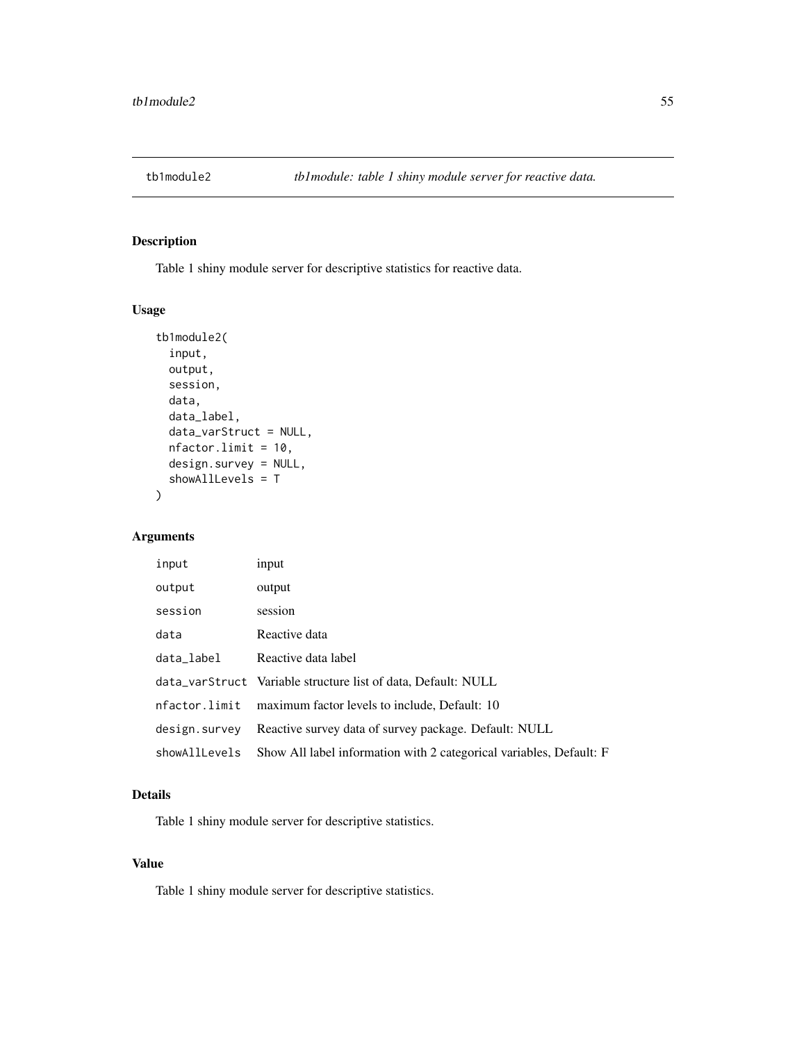tb1module2 *tb1module: table 1 shiny module server for reactive data.*

## Description

Table 1 shiny module server for descriptive statistics for reactive data.

## Usage

```
tb1module2(
  input,
  output,
  session,
  data,
  data_label,
  data_varStruct = NULL,
  nfactor.limit = 10,
  design.survey = NULL,
  showAllLevels = T
)
```

## Arguments

| | |
|---|---|
| `input` | input |
| `output` | output |
| `session` | session |
| `data` | Reactive data |
| `data_label` | Reactive data label |
| `data_varStruct` | Variable structure list of data, Default: NULL |
| `nfactor.limit` | maximum factor levels to include, Default: 10 |
| `design.survey` | Reactive survey data of survey package. Default: NULL |
| `showAllLevels` | Show All label information with 2 categorical variables, Default: F |

## Details

Table 1 shiny module server for descriptive statistics.

## Value

Table 1 shiny module server for descriptive statistics.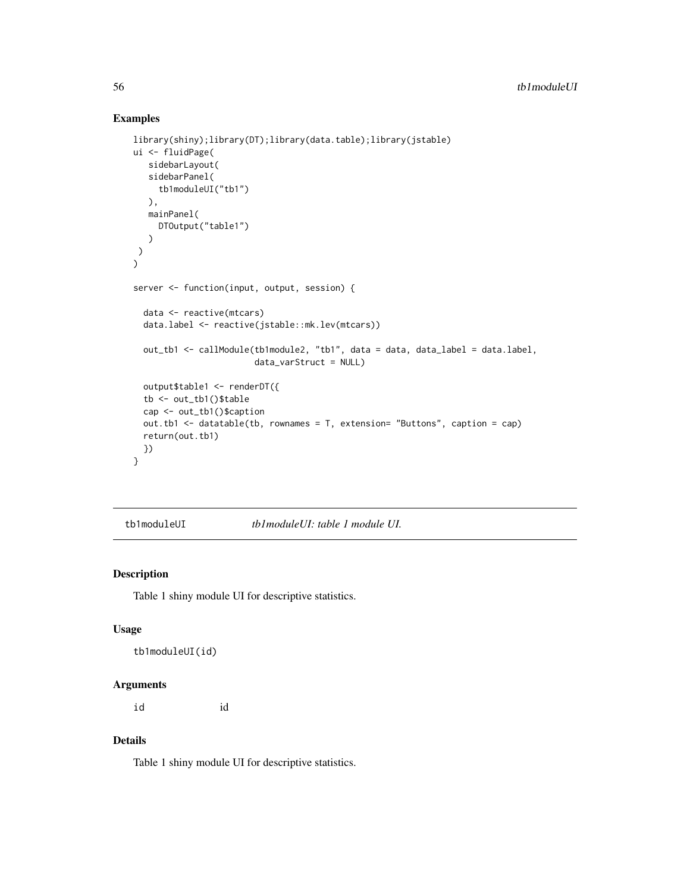## Examples

```
library(shiny);library(DT);library(data.table);library(jstable)
ui <- fluidPage(
   sidebarLayout(
   sidebarPanel(
     tb1moduleUI("tb1")
   ),
   mainPanel(
     DTOutput("table1")
   )
 )
)

server <- function(input, output, session) {

  data <- reactive(mtcars)
  data.label <- reactive(jstable::mk.lev(mtcars))

  out_tb1 <- callModule(tb1module2, "tb1", data = data, data_label = data.label,
                        data_varStruct = NULL)

  output$table1 <- renderDT({
  tb <- out_tb1()$table
  cap <- out_tb1()$caption
  out.tb1 <- datatable(tb, rownames = T, extension= "Buttons", caption = cap)
  return(out.tb1)
  })
}
```

---

`tb1moduleUI` *tb1moduleUI: table 1 module UI.*

---

## Description

Table 1 shiny module UI for descriptive statistics.

## Usage

```
tb1moduleUI(id)
```

## Arguments

| | |
|---|---|
| id | id |

## Details

Table 1 shiny module UI for descriptive statistics.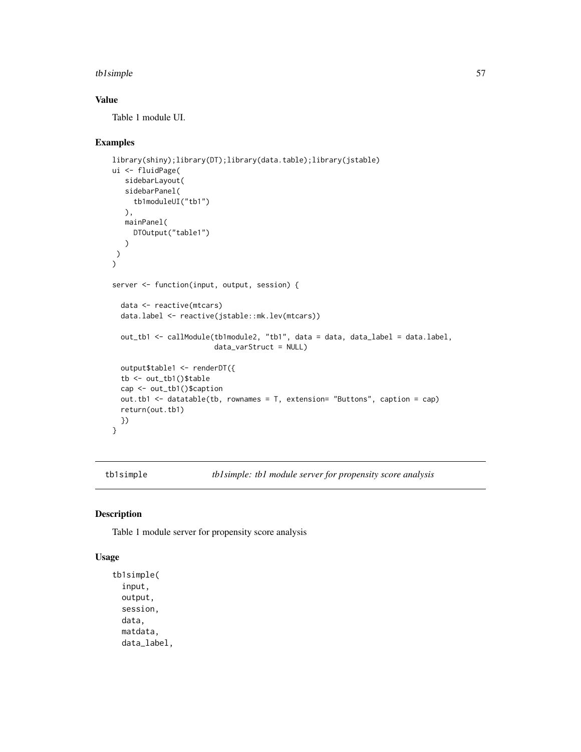## Value

Table 1 module UI.

## Examples

```
library(shiny);library(DT);library(data.table);library(jstable)
ui <- fluidPage(
   sidebarLayout(
   sidebarPanel(
     tb1moduleUI("tb1")
   ),
   mainPanel(
     DTOutput("table1")
   )
 )
)

server <- function(input, output, session) {

  data <- reactive(mtcars)
  data.label <- reactive(jstable::mk.lev(mtcars))

  out_tb1 <- callModule(tb1module2, "tb1", data = data, data_label = data.label,
                       data_varStruct = NULL)

  output$table1 <- renderDT({
  tb <- out_tb1()$table
  cap <- out_tb1()$caption
  out.tb1 <- datatable(tb, rownames = T, extension= "Buttons", caption = cap)
  return(out.tb1)
  })
}
```

---

# tb1simple — *tb1simple: tb1 module server for propensity score analysis*

## Description

Table 1 module server for propensity score analysis

## Usage

```
tb1simple(
  input,
  output,
  session,
  data,
  matdata,
  data_label,
```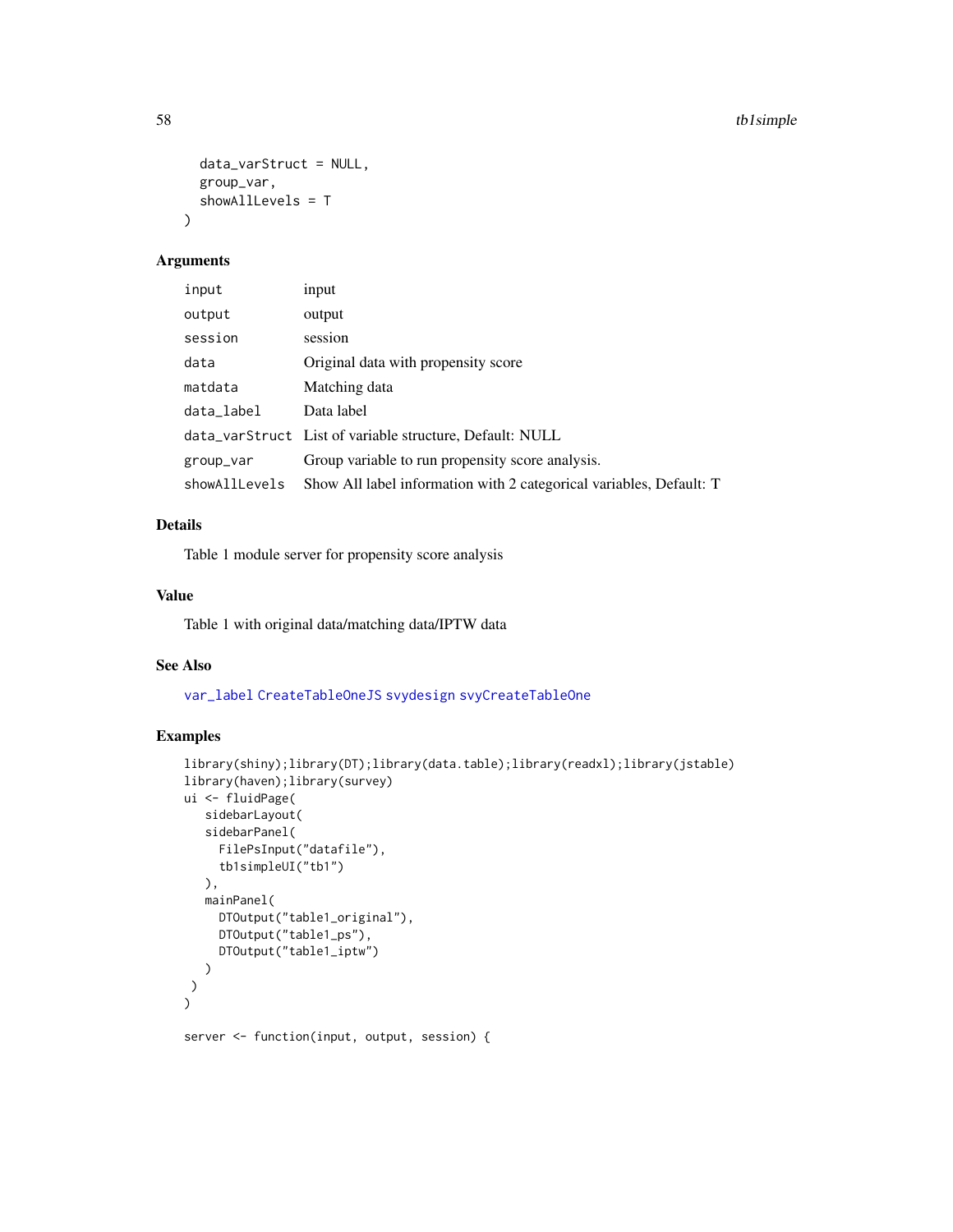```
  data_varStruct = NULL,
  group_var,
  showAllLevels = T
)
```

## Arguments

| | |
|---|---|
| input | input |
| output | output |
| session | session |
| data | Original data with propensity score |
| matdata | Matching data |
| data_label | Data label |
| data_varStruct | List of variable structure, Default: NULL |
| group_var | Group variable to run propensity score analysis. |
| showAllLevels | Show All label information with 2 categorical variables, Default: T |

## Details

Table 1 module server for propensity score analysis

## Value

Table 1 with original data/matching data/IPTW data

## See Also

var_label CreateTableOneJS svydesign svyCreateTableOne

## Examples

```
library(shiny);library(DT);library(data.table);library(readxl);library(jstable)
library(haven);library(survey)
ui <- fluidPage(
   sidebarLayout(
   sidebarPanel(
     FilePsInput("datafile"),
     tb1simpleUI("tb1")
   ),
   mainPanel(
     DTOutput("table1_original"),
     DTOutput("table1_ps"),
     DTOutput("table1_iptw")
   )
 )
)

server <- function(input, output, session) {
```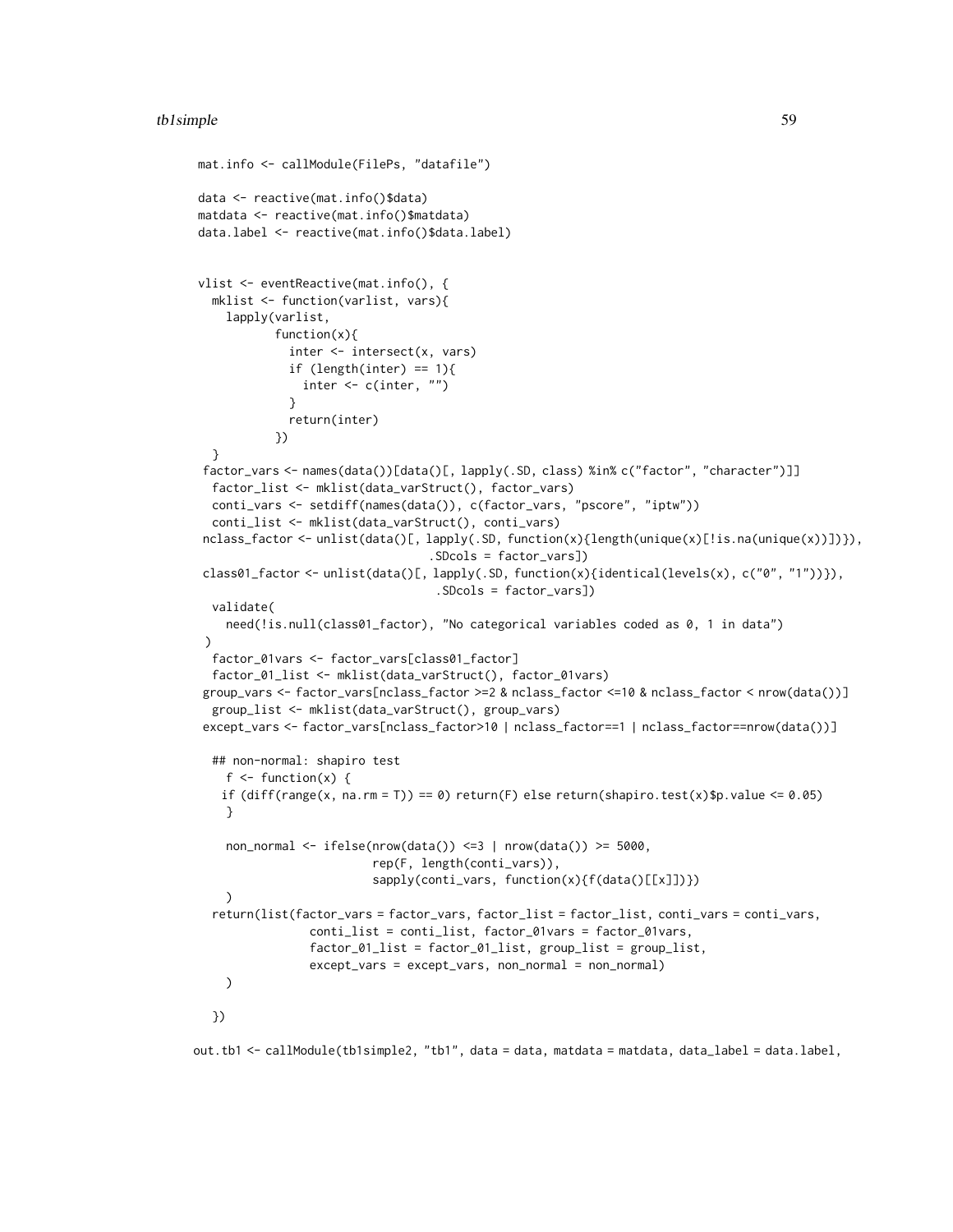```
mat.info <- callModule(FilePs, "datafile")

data <- reactive(mat.info()$data)
matdata <- reactive(mat.info()$matdata)
data.label <- reactive(mat.info()$data.label)


vlist <- eventReactive(mat.info(), {
  mklist <- function(varlist, vars){
    lapply(varlist,
           function(x){
             inter <- intersect(x, vars)
             if (length(inter) == 1){
               inter <- c(inter, "")
             }
             return(inter)
           })
  }
 factor_vars <- names(data())[data()[, lapply(.SD, class) %in% c("factor", "character")]]
  factor_list <- mklist(data_varStruct(), factor_vars)
  conti_vars <- setdiff(names(data()), c(factor_vars, "pscore", "iptw"))
  conti_list <- mklist(data_varStruct(), conti_vars)
 nclass_factor <- unlist(data()[, lapply(.SD, function(x){length(unique(x)[!is.na(unique(x))])}),
                                .SDcols = factor_vars])
 class01_factor <- unlist(data()[, lapply(.SD, function(x){identical(levels(x), c("0", "1"))}),
                                 .SDcols = factor_vars])
  validate(
    need(!is.null(class01_factor), "No categorical variables coded as 0, 1 in data")
 )
  factor_01vars <- factor_vars[class01_factor]
  factor_01_list <- mklist(data_varStruct(), factor_01vars)
 group_vars <- factor_vars[nclass_factor >=2 & nclass_factor <=10 & nclass_factor < nrow(data())]
  group_list <- mklist(data_varStruct(), group_vars)
 except_vars <- factor_vars[nclass_factor>10 | nclass_factor==1 | nclass_factor==nrow(data())]

  ## non-normal: shapiro test
    f <- function(x) {
   if (diff(range(x, na.rm = T)) == 0) return(F) else return(shapiro.test(x)$p.value <= 0.05)
    }

    non_normal <- ifelse(nrow(data()) <=3 | nrow(data()) >= 5000,
                         rep(F, length(conti_vars)),
                         sapply(conti_vars, function(x){f(data()[[x]])})
    )
  return(list(factor_vars = factor_vars, factor_list = factor_list, conti_vars = conti_vars,
              conti_list = conti_list, factor_01vars = factor_01vars,
              factor_01_list = factor_01_list, group_list = group_list,
              except_vars = except_vars, non_normal = non_normal)
    )

  })

out.tb1 <- callModule(tb1simple2, "tb1", data = data, matdata = matdata, data_label = data.label,
```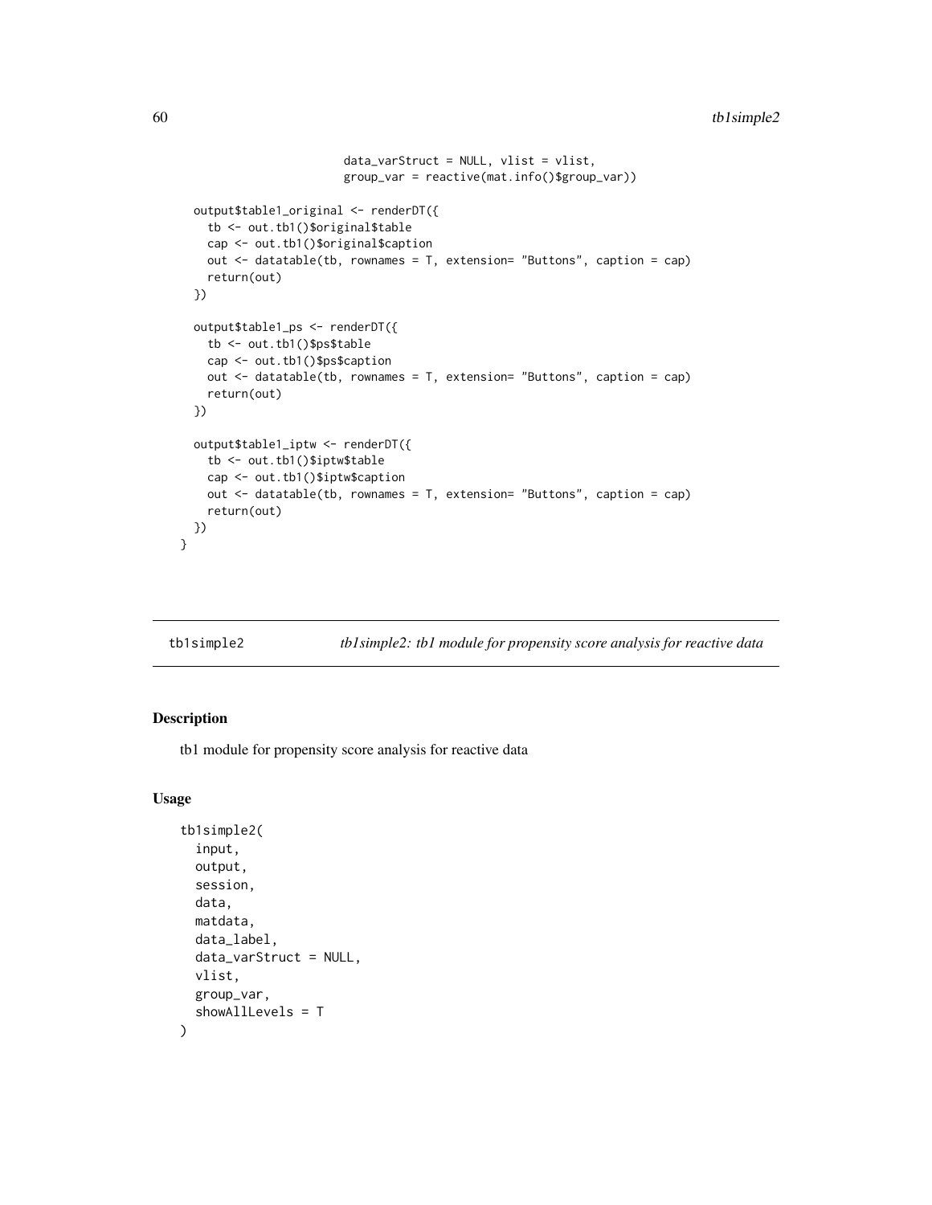```
                        data_varStruct = NULL, vlist = vlist,
                        group_var = reactive(mat.info()$group_var))

  output$table1_original <- renderDT({
    tb <- out.tb1()$original$table
    cap <- out.tb1()$original$caption
    out <- datatable(tb, rownames = T, extension= "Buttons", caption = cap)
    return(out)
  })

  output$table1_ps <- renderDT({
    tb <- out.tb1()$ps$table
    cap <- out.tb1()$ps$caption
    out <- datatable(tb, rownames = T, extension= "Buttons", caption = cap)
    return(out)
  })

  output$table1_iptw <- renderDT({
    tb <- out.tb1()$iptw$table
    cap <- out.tb1()$iptw$caption
    out <- datatable(tb, rownames = T, extension= "Buttons", caption = cap)
    return(out)
  })
}
```

## tb1simple2 — *tb1simple2: tb1 module for propensity score analysis for reactive data*

### Description

tb1 module for propensity score analysis for reactive data

### Usage

```
tb1simple2(
  input,
  output,
  session,
  data,
  matdata,
  data_label,
  data_varStruct = NULL,
  vlist,
  group_var,
  showAllLevels = T
)
```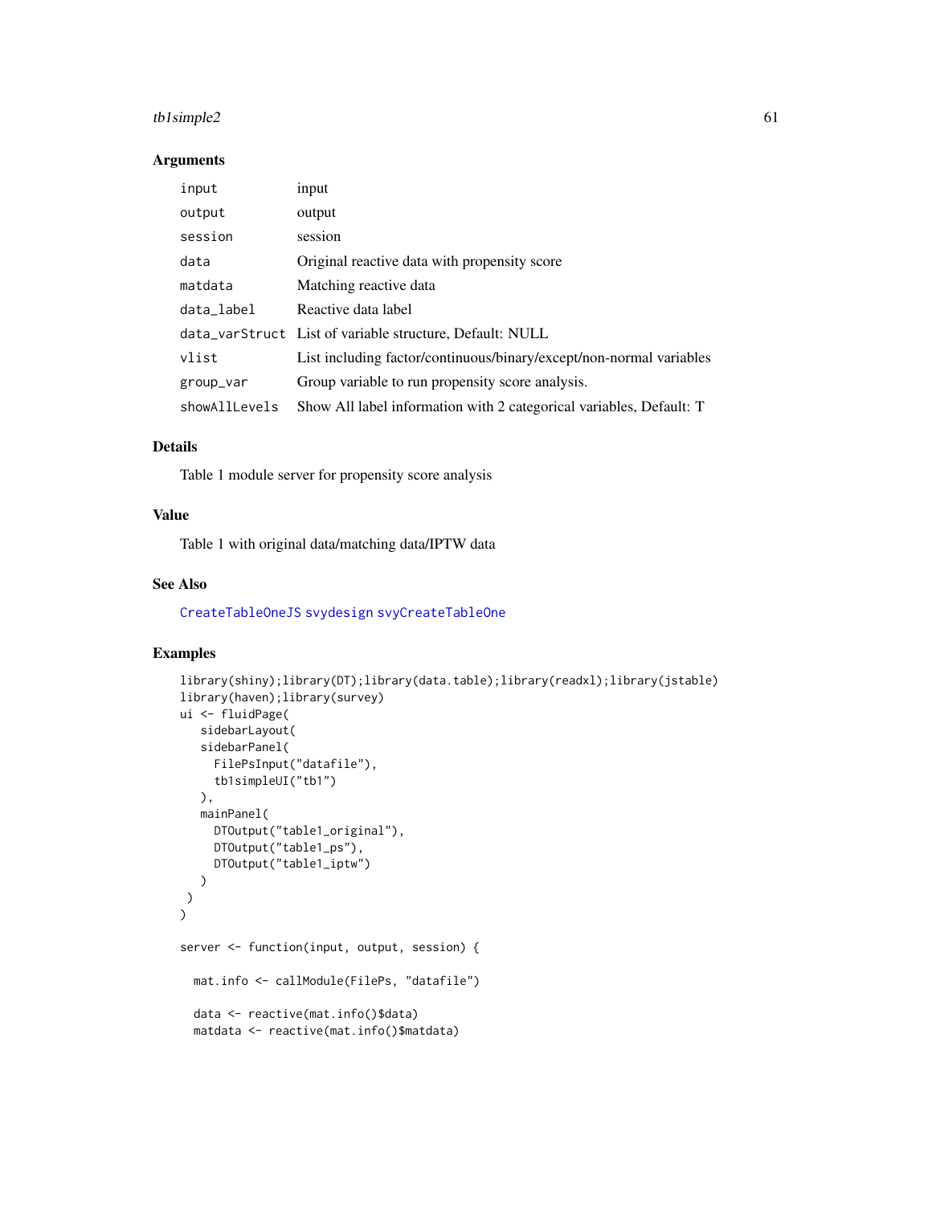## Arguments

| | |
|---|---|
| input | input |
| output | output |
| session | session |
| data | Original reactive data with propensity score |
| matdata | Matching reactive data |
| data_label | Reactive data label |
| data_varStruct | List of variable structure, Default: NULL |
| vlist | List including factor/continuous/binary/except/non-normal variables |
| group_var | Group variable to run propensity score analysis. |
| showAllLevels | Show All label information with 2 categorical variables, Default: T |

## Details

Table 1 module server for propensity score analysis

## Value

Table 1 with original data/matching data/IPTW data

## See Also

CreateTableOneJS svydesign svyCreateTableOne

## Examples

```
library(shiny);library(DT);library(data.table);library(readxl);library(jstable)
library(haven);library(survey)
ui <- fluidPage(
   sidebarLayout(
   sidebarPanel(
     FilePsInput("datafile"),
     tb1simpleUI("tb1")
   ),
   mainPanel(
     DTOutput("table1_original"),
     DTOutput("table1_ps"),
     DTOutput("table1_iptw")
   )
 )
)

server <- function(input, output, session) {

  mat.info <- callModule(FilePs, "datafile")

  data <- reactive(mat.info()$data)
  matdata <- reactive(mat.info()$matdata)
```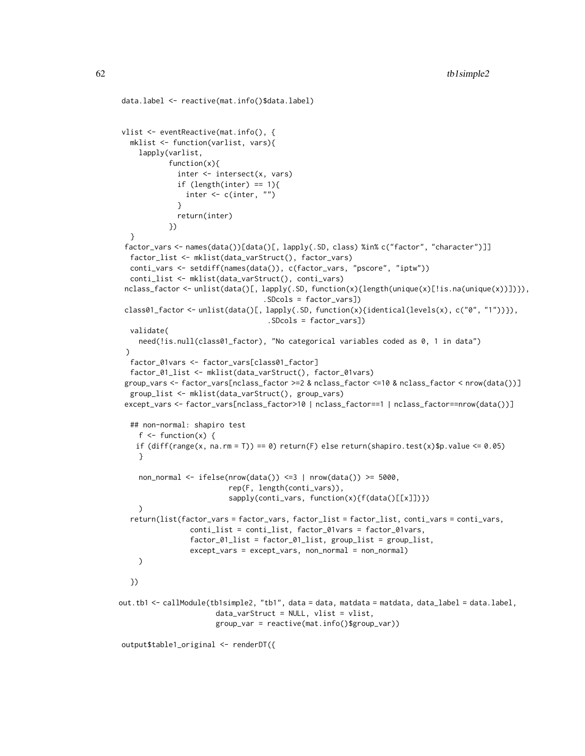```r
data.label <- reactive(mat.info()$data.label)


vlist <- eventReactive(mat.info(), {
  mklist <- function(varlist, vars){
    lapply(varlist,
           function(x){
             inter <- intersect(x, vars)
             if (length(inter) == 1){
               inter <- c(inter, "")
             }
             return(inter)
           })
  }
 factor_vars <- names(data())[data()[, lapply(.SD, class) %in% c("factor", "character")]]
  factor_list <- mklist(data_varStruct(), factor_vars)
  conti_vars <- setdiff(names(data()), c(factor_vars, "pscore", "iptw"))
  conti_list <- mklist(data_varStruct(), conti_vars)
 nclass_factor <- unlist(data()[, lapply(.SD, function(x){length(unique(x)[!is.na(unique(x))])}),
                                .SDcols = factor_vars])
 class01_factor <- unlist(data()[, lapply(.SD, function(x){identical(levels(x), c("0", "1"))}),
                                 .SDcols = factor_vars])
  validate(
    need(!is.null(class01_factor), "No categorical variables coded as 0, 1 in data")
 )
  factor_01vars <- factor_vars[class01_factor]
  factor_01_list <- mklist(data_varStruct(), factor_01vars)
 group_vars <- factor_vars[nclass_factor >=2 & nclass_factor <=10 & nclass_factor < nrow(data())]
  group_list <- mklist(data_varStruct(), group_vars)
 except_vars <- factor_vars[nclass_factor>10 | nclass_factor==1 | nclass_factor==nrow(data())]

  ## non-normal: shapiro test
    f <- function(x) {
   if (diff(range(x, na.rm = T)) == 0) return(F) else return(shapiro.test(x)$p.value <= 0.05)
    }

    non_normal <- ifelse(nrow(data()) <=3 | nrow(data()) >= 5000,
                         rep(F, length(conti_vars)),
                         sapply(conti_vars, function(x){f(data()[[x]])})
    )
  return(list(factor_vars = factor_vars, factor_list = factor_list, conti_vars = conti_vars,
              conti_list = conti_list, factor_01vars = factor_01vars,
              factor_01_list = factor_01_list, group_list = group_list,
              except_vars = except_vars, non_normal = non_normal)
    )

  })

out.tb1 <- callModule(tb1simple2, "tb1", data = data, matdata = matdata, data_label = data.label,
                      data_varStruct = NULL, vlist = vlist,
                      group_var = reactive(mat.info()$group_var))

output$table1_original <- renderDT({
```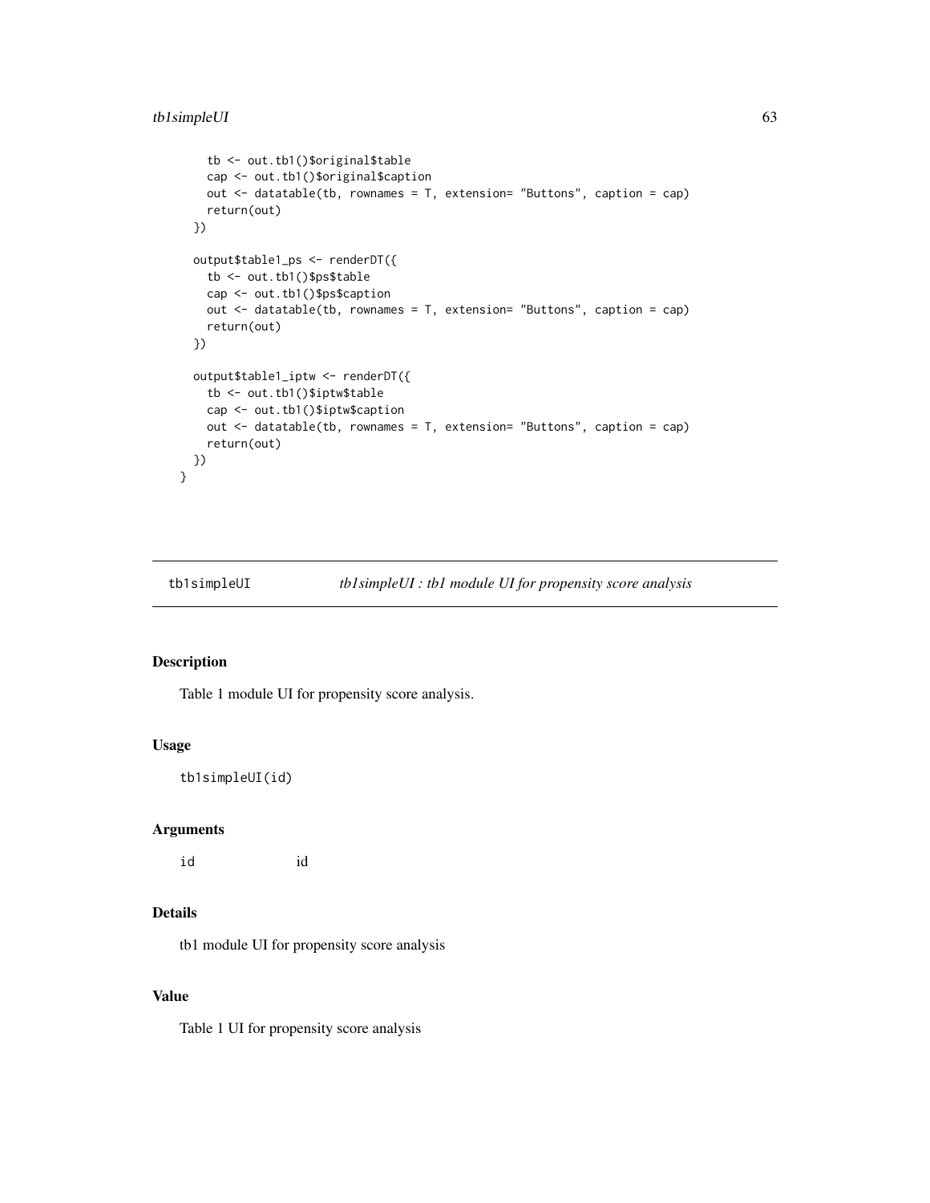```
    tb <- out.tb1()$original$table
    cap <- out.tb1()$original$caption
    out <- datatable(tb, rownames = T, extension= "Buttons", caption = cap)
    return(out)
  })

  output$table1_ps <- renderDT({
    tb <- out.tb1()$ps$table
    cap <- out.tb1()$ps$caption
    out <- datatable(tb, rownames = T, extension= "Buttons", caption = cap)
    return(out)
  })

  output$table1_iptw <- renderDT({
    tb <- out.tb1()$iptw$table
    cap <- out.tb1()$iptw$caption
    out <- datatable(tb, rownames = T, extension= "Buttons", caption = cap)
    return(out)
  })
}
```

---

## tb1simpleUI — *tb1simpleUI : tb1 module UI for propensity score analysis*

### Description

Table 1 module UI for propensity score analysis.

### Usage

```
tb1simpleUI(id)
```

### Arguments

| | |
|---|---|
| id | id |

### Details

tb1 module UI for propensity score analysis

### Value

Table 1 UI for propensity score analysis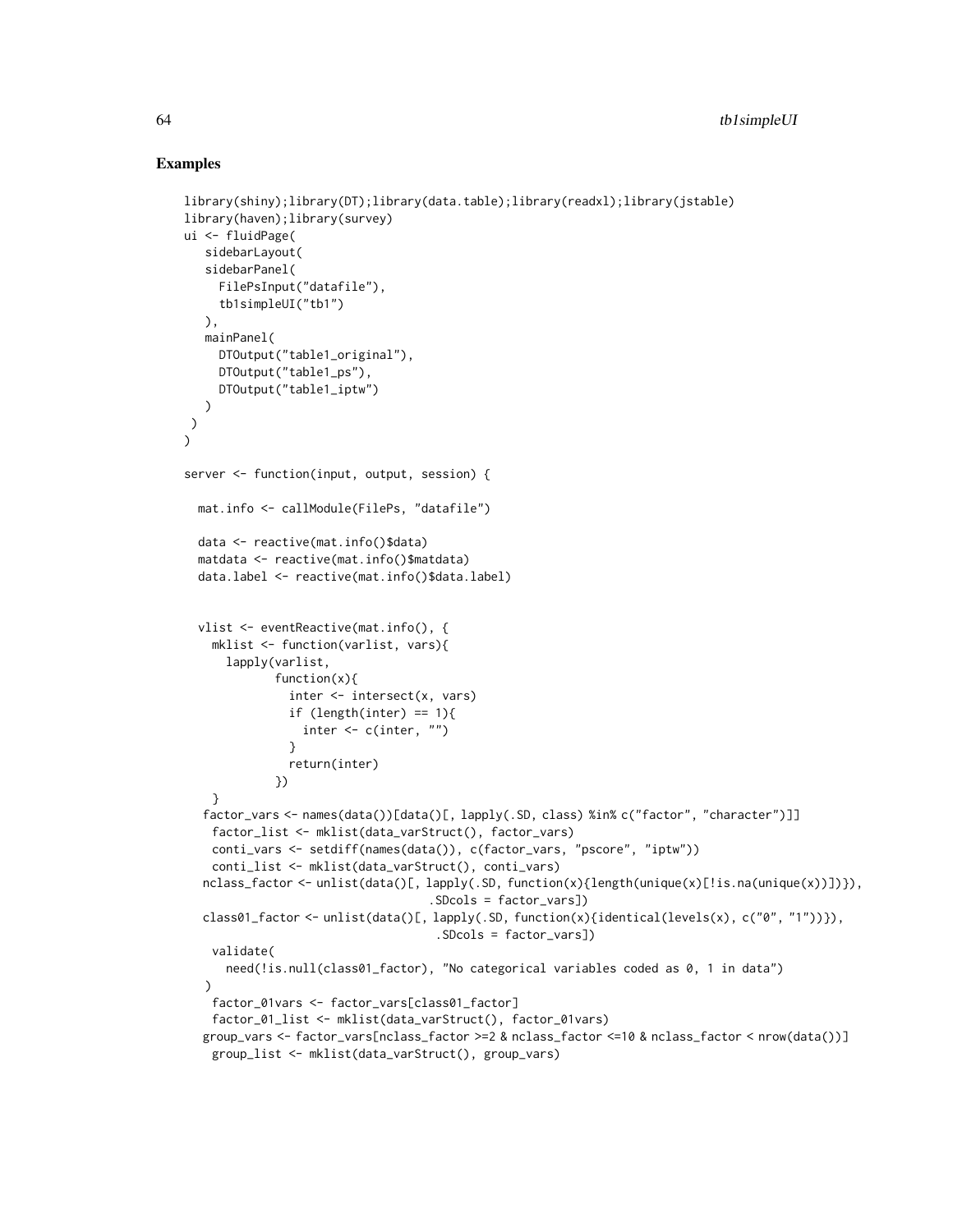## Examples

```
library(shiny);library(DT);library(data.table);library(readxl);library(jstable)
library(haven);library(survey)
ui <- fluidPage(
   sidebarLayout(
   sidebarPanel(
     FilePsInput("datafile"),
     tb1simpleUI("tb1")
   ),
   mainPanel(
     DTOutput("table1_original"),
     DTOutput("table1_ps"),
     DTOutput("table1_iptw")
   )
 )
)

server <- function(input, output, session) {

  mat.info <- callModule(FilePs, "datafile")

  data <- reactive(mat.info()$data)
  matdata <- reactive(mat.info()$matdata)
  data.label <- reactive(mat.info()$data.label)


  vlist <- eventReactive(mat.info(), {
    mklist <- function(varlist, vars){
      lapply(varlist,
             function(x){
               inter <- intersect(x, vars)
               if (length(inter) == 1){
                 inter <- c(inter, "")
               }
               return(inter)
             })
    }
   factor_vars <- names(data())[data()[, lapply(.SD, class) %in% c("factor", "character")]]
    factor_list <- mklist(data_varStruct(), factor_vars)
    conti_vars <- setdiff(names(data()), c(factor_vars, "pscore", "iptw"))
    conti_list <- mklist(data_varStruct(), conti_vars)
   nclass_factor <- unlist(data()[, lapply(.SD, function(x){length(unique(x)[!is.na(unique(x))])}),
                                  .SDcols = factor_vars])
   class01_factor <- unlist(data()[, lapply(.SD, function(x){identical(levels(x), c("0", "1"))}),
                                   .SDcols = factor_vars])
    validate(
      need(!is.null(class01_factor), "No categorical variables coded as 0, 1 in data")
   )
    factor_01vars <- factor_vars[class01_factor]
    factor_01_list <- mklist(data_varStruct(), factor_01vars)
   group_vars <- factor_vars[nclass_factor >=2 & nclass_factor <=10 & nclass_factor < nrow(data())]
    group_list <- mklist(data_varStruct(), group_vars)
```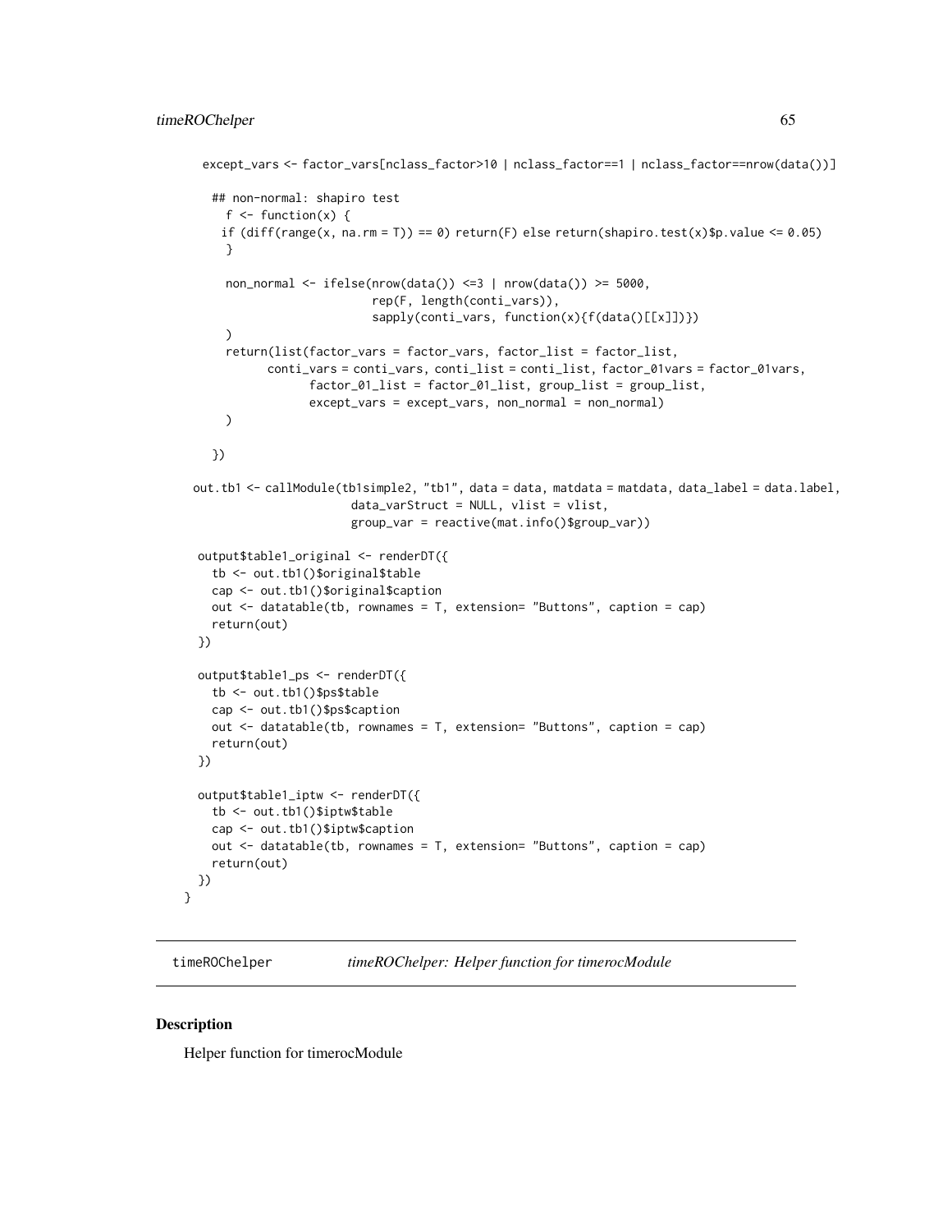```
    except_vars <- factor_vars[nclass_factor>10 | nclass_factor==1 | nclass_factor==nrow(data())]

      ## non-normal: shapiro test
        f <- function(x) {
       if (diff(range(x, na.rm = T)) == 0) return(F) else return(shapiro.test(x)$p.value <= 0.05)
        }

        non_normal <- ifelse(nrow(data()) <=3 | nrow(data()) >= 5000,
                             rep(F, length(conti_vars)),
                             sapply(conti_vars, function(x){f(data()[[x]])})
        )
        return(list(factor_vars = factor_vars, factor_list = factor_list,
              conti_vars = conti_vars, conti_list = conti_list, factor_01vars = factor_01vars,
                    factor_01_list = factor_01_list, group_list = group_list,
                    except_vars = except_vars, non_normal = non_normal)
        )

      })

  out.tb1 <- callModule(tb1simple2, "tb1", data = data, matdata = matdata, data_label = data.label,
                        data_varStruct = NULL, vlist = vlist,
                        group_var = reactive(mat.info()$group_var))

   output$table1_original <- renderDT({
     tb <- out.tb1()$original$table
     cap <- out.tb1()$original$caption
     out <- datatable(tb, rownames = T, extension= "Buttons", caption = cap)
     return(out)
   })

   output$table1_ps <- renderDT({
     tb <- out.tb1()$ps$table
     cap <- out.tb1()$ps$caption
     out <- datatable(tb, rownames = T, extension= "Buttons", caption = cap)
     return(out)
   })

   output$table1_iptw <- renderDT({
     tb <- out.tb1()$iptw$table
     cap <- out.tb1()$iptw$caption
     out <- datatable(tb, rownames = T, extension= "Buttons", caption = cap)
     return(out)
   })
}
```

---

`timeROChelper` *timeROChelper: Helper function for timerocModule*

---

## Description

Helper function for timerocModule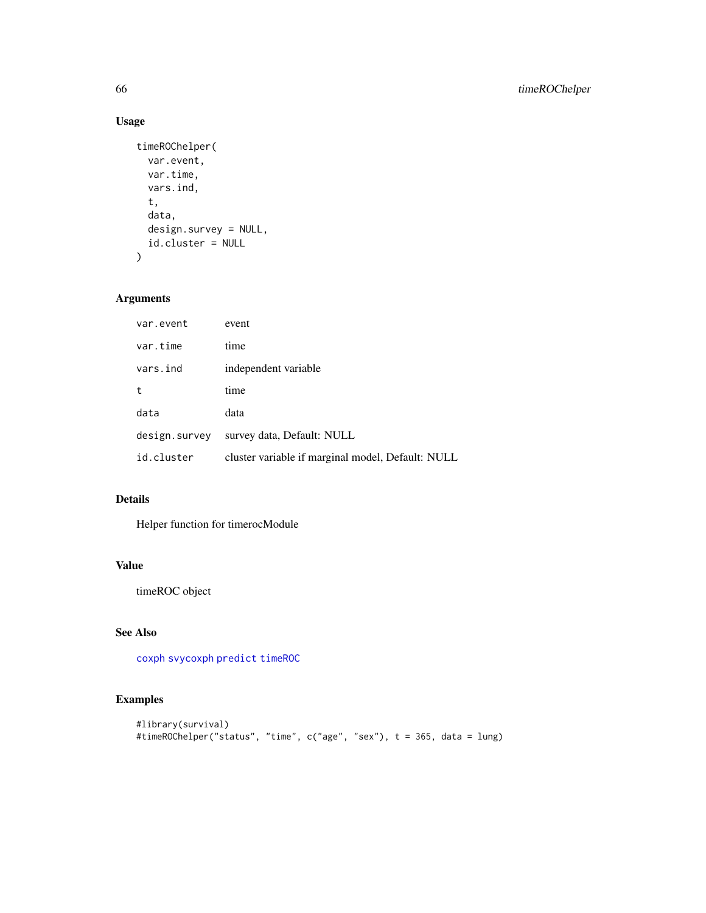## Usage

```
timeROChelper(
  var.event,
  var.time,
  vars.ind,
  t,
  data,
  design.survey = NULL,
  id.cluster = NULL
)
```

## Arguments

| | |
|---|---|
| var.event | event |
| var.time | time |
| vars.ind | independent variable |
| t | time |
| data | data |
| design.survey | survey data, Default: NULL |
| id.cluster | cluster variable if marginal model, Default: NULL |

## Details

Helper function for timerocModule

## Value

timeROC object

## See Also

coxph svycoxph predict timeROC

## Examples

```
#library(survival)
#timeROChelper("status", "time", c("age", "sex"), t = 365, data = lung)
```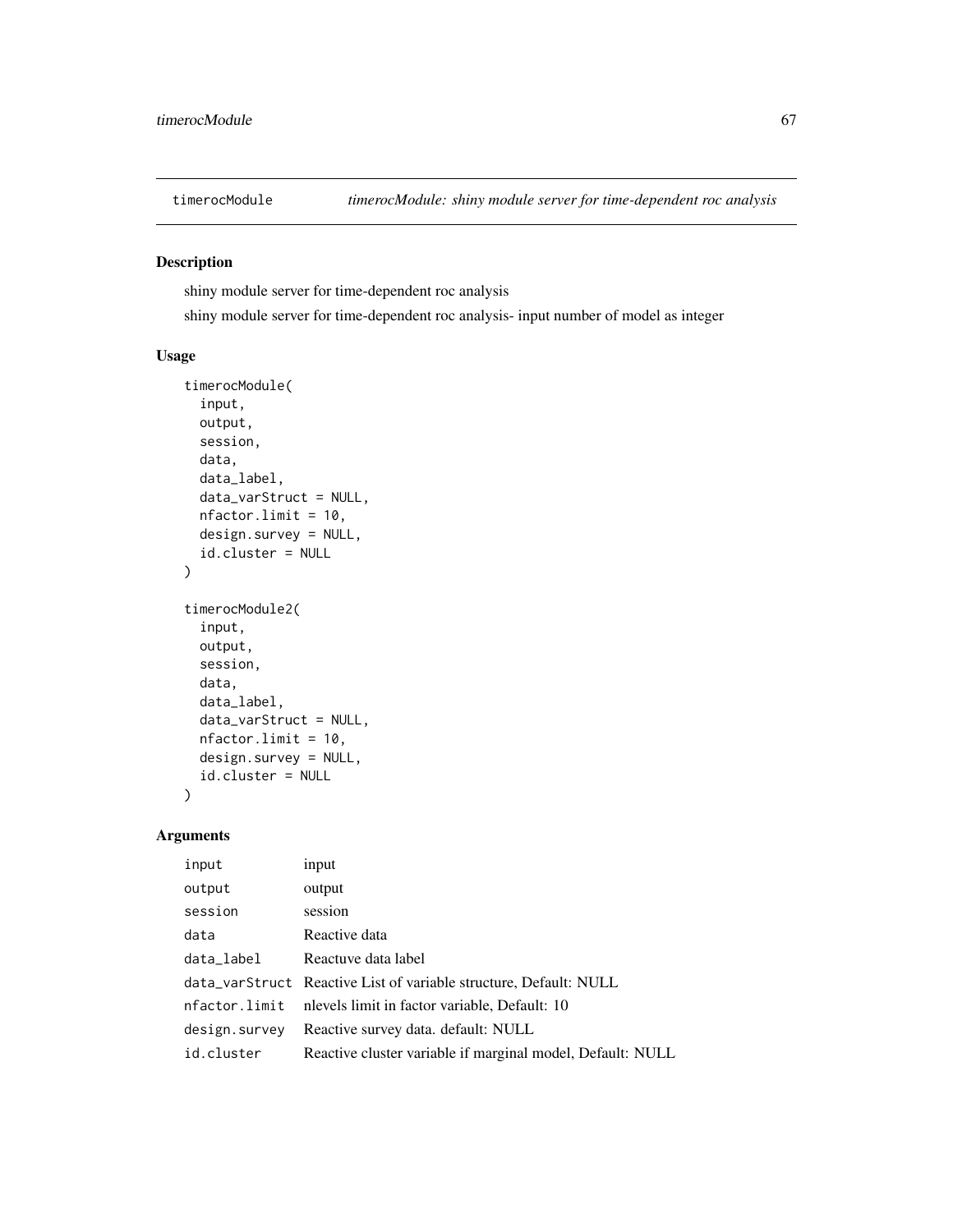timerocModule    *timerocModule: shiny module server for time-dependent roc analysis*

## Description

shiny module server for time-dependent roc analysis

shiny module server for time-dependent roc analysis- input number of model as integer

## Usage

```
timerocModule(
  input,
  output,
  session,
  data,
  data_label,
  data_varStruct = NULL,
  nfactor.limit = 10,
  design.survey = NULL,
  id.cluster = NULL
)

timerocModule2(
  input,
  output,
  session,
  data,
  data_label,
  data_varStruct = NULL,
  nfactor.limit = 10,
  design.survey = NULL,
  id.cluster = NULL
)
```

## Arguments

| | |
|---|---|
| input | input |
| output | output |
| session | session |
| data | Reactive data |
| data_label | Reactuve data label |
| data_varStruct | Reactive List of variable structure, Default: NULL |
| nfactor.limit | nlevels limit in factor variable, Default: 10 |
| design.survey | Reactive survey data. default: NULL |
| id.cluster | Reactive cluster variable if marginal model, Default: NULL |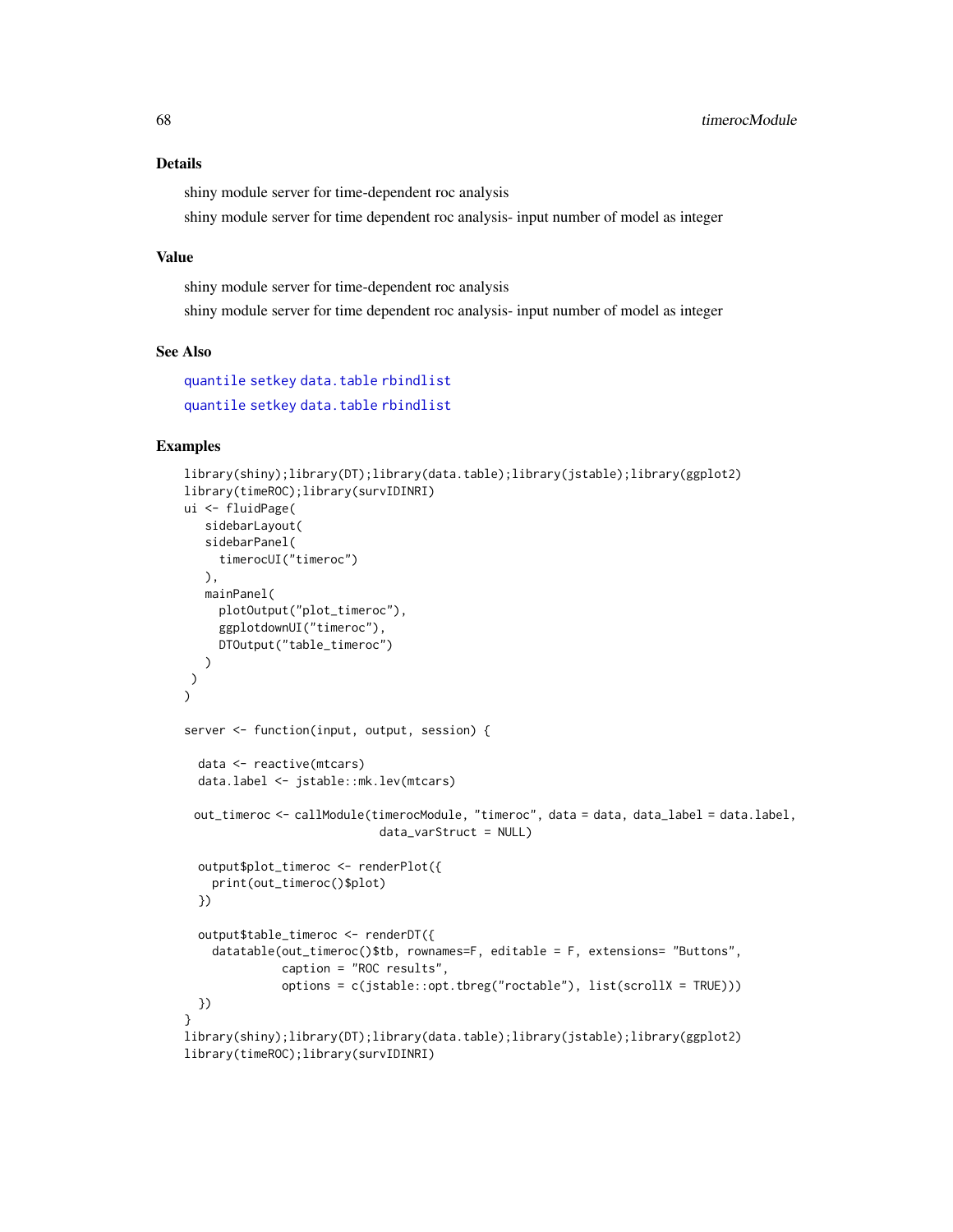### Details

shiny module server for time-dependent roc analysis

shiny module server for time dependent roc analysis- input number of model as integer

### Value

shiny module server for time-dependent roc analysis

shiny module server for time dependent roc analysis- input number of model as integer

### See Also

quantile setkey data.table rbindlist

quantile setkey data.table rbindlist

### Examples

```
library(shiny);library(DT);library(data.table);library(jstable);library(ggplot2)
library(timeROC);library(survIDINRI)
ui <- fluidPage(
   sidebarLayout(
   sidebarPanel(
     timerocUI("timeroc")
   ),
   mainPanel(
     plotOutput("plot_timeroc"),
     ggplotdownUI("timeroc"),
     DTOutput("table_timeroc")
   )
 )
)

server <- function(input, output, session) {

  data <- reactive(mtcars)
  data.label <- jstable::mk.lev(mtcars)

 out_timeroc <- callModule(timerocModule, "timeroc", data = data, data_label = data.label,
                           data_varStruct = NULL)

  output$plot_timeroc <- renderPlot({
    print(out_timeroc()$plot)
  })

  output$table_timeroc <- renderDT({
    datatable(out_timeroc()$tb, rownames=F, editable = F, extensions= "Buttons",
              caption = "ROC results",
              options = c(jstable::opt.tbreg("roctable"), list(scrollX = TRUE)))
  })
}
library(shiny);library(DT);library(data.table);library(jstable);library(ggplot2)
library(timeROC);library(survIDINRI)
```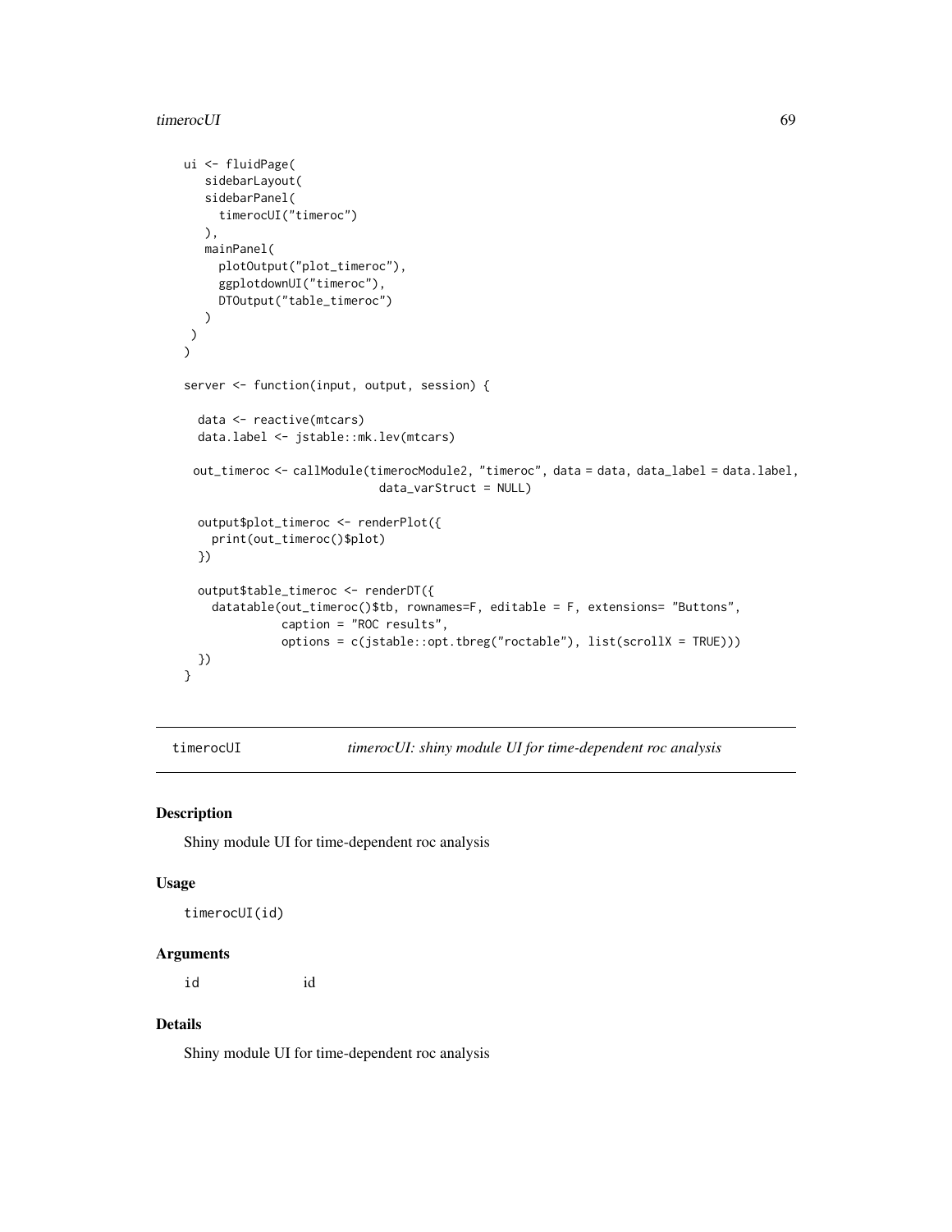```
ui <- fluidPage(
   sidebarLayout(
   sidebarPanel(
     timerocUI("timeroc")
   ),
   mainPanel(
     plotOutput("plot_timeroc"),
     ggplotdownUI("timeroc"),
     DTOutput("table_timeroc")
   )
 )
)

server <- function(input, output, session) {

  data <- reactive(mtcars)
  data.label <- jstable::mk.lev(mtcars)

 out_timeroc <- callModule(timerocModule2, "timeroc", data = data, data_label = data.label,
                           data_varStruct = NULL)

  output$plot_timeroc <- renderPlot({
    print(out_timeroc()$plot)
  })

  output$table_timeroc <- renderDT({
    datatable(out_timeroc()$tb, rownames=F, editable = F, extensions= "Buttons",
              caption = "ROC results",
              options = c(jstable::opt.tbreg("roctable"), list(scrollX = TRUE)))
  })
}
```

## timerocUI — *timerocUI: shiny module UI for time-dependent roc analysis*

### Description

Shiny module UI for time-dependent roc analysis

### Usage

```
timerocUI(id)
```

### Arguments

| | |
|---|---|
| id | id |

### Details

Shiny module UI for time-dependent roc analysis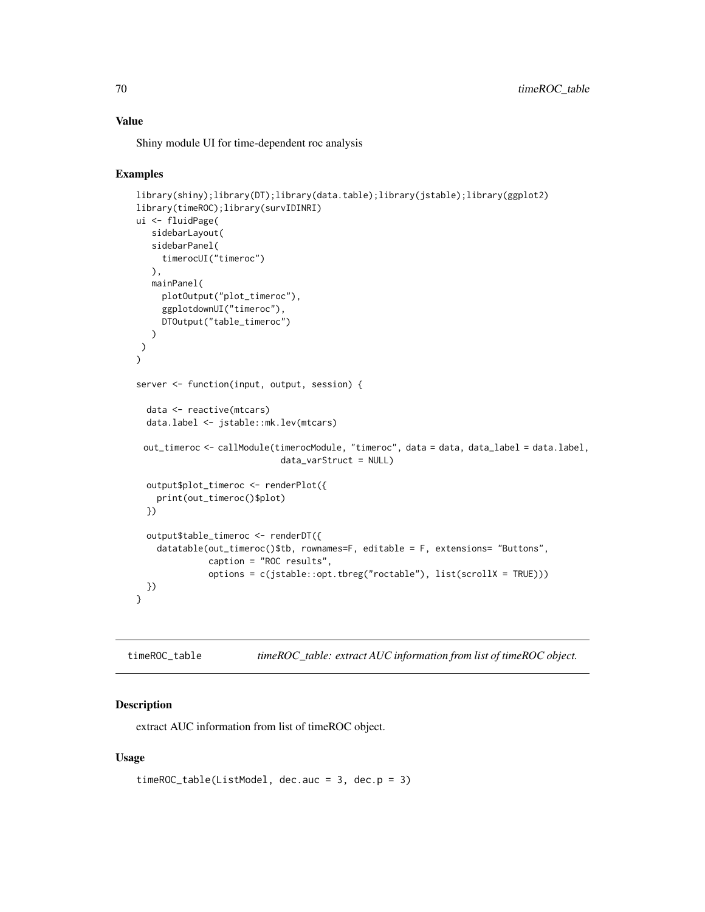## Value

Shiny module UI for time-dependent roc analysis

## Examples

```
library(shiny);library(DT);library(data.table);library(jstable);library(ggplot2)
library(timeROC);library(survIDINRI)
ui <- fluidPage(
   sidebarLayout(
   sidebarPanel(
     timerocUI("timeroc")
   ),
   mainPanel(
     plotOutput("plot_timeroc"),
     ggplotdownUI("timeroc"),
     DTOutput("table_timeroc")
   )
 )
)

server <- function(input, output, session) {

  data <- reactive(mtcars)
  data.label <- jstable::mk.lev(mtcars)

 out_timeroc <- callModule(timerocModule, "timeroc", data = data, data_label = data.label,
                           data_varStruct = NULL)

  output$plot_timeroc <- renderPlot({
    print(out_timeroc()$plot)
  })

  output$table_timeroc <- renderDT({
    datatable(out_timeroc()$tb, rownames=F, editable = F, extensions= "Buttons",
              caption = "ROC results",
              options = c(jstable::opt.tbreg("roctable"), list(scrollX = TRUE)))
  })
}
```

---

# timeROC_table    *timeROC_table: extract AUC information from list of timeROC object.*

---

## Description

extract AUC information from list of timeROC object.

## Usage

```
timeROC_table(ListModel, dec.auc = 3, dec.p = 3)
```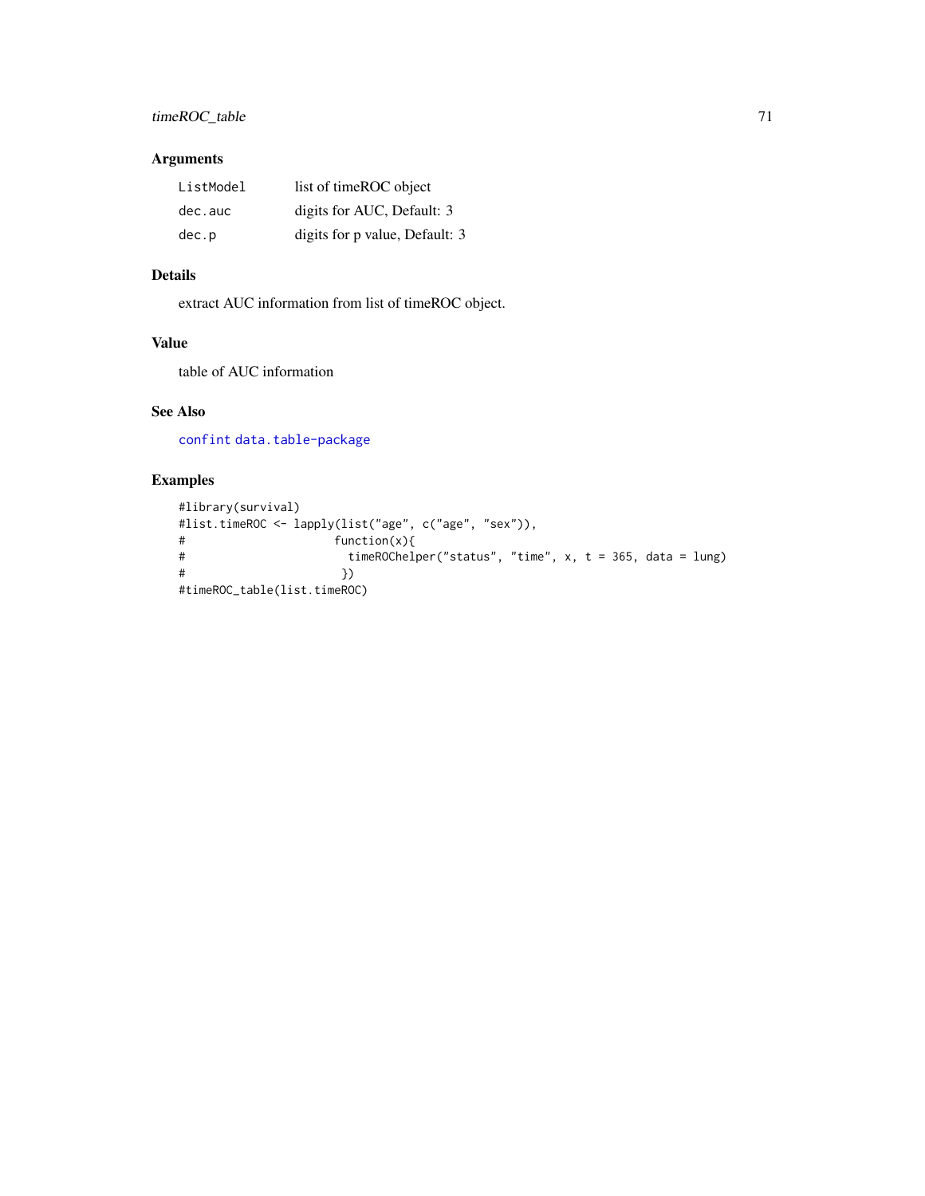## Arguments

| | |
|---|---|
| `ListModel` | list of timeROC object |
| `dec.auc` | digits for AUC, Default: 3 |
| `dec.p` | digits for p value, Default: 3 |

## Details

extract AUC information from list of timeROC object.

## Value

table of AUC information

## See Also

`confint` `data.table-package`

## Examples

```
#library(survival)
#list.timeROC <- lapply(list("age", c("age", "sex")),
#                      function(x){
#                        timeROChelper("status", "time", x, t = 365, data = lung)
#                       })
#timeROC_table(list.timeROC)
```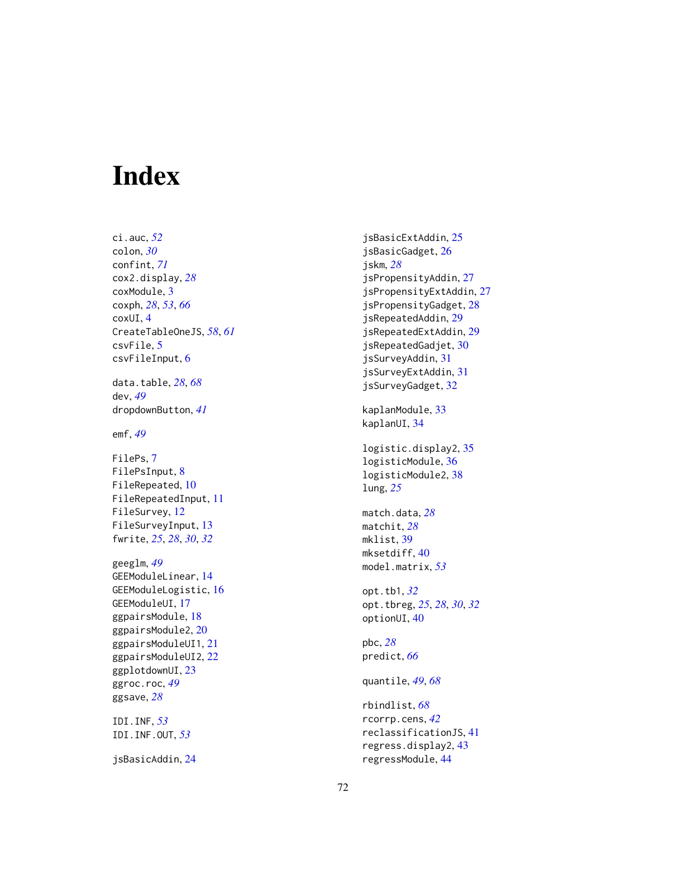# Index

ci.auc, *52*
colon, *30*
confint, *71*
cox2.display, *28*
coxModule, 3
coxph, *28*, *53*, *66*
coxUI, 4
CreateTableOneJS, *58*, *61*
csvFile, 5
csvFileInput, 6

data.table, *28*, *68*
dev, *49*
dropdownButton, *41*

emf, *49*

FilePs, 7
FilePsInput, 8
FileRepeated, 10
FileRepeatedInput, 11
FileSurvey, 12
FileSurveyInput, 13
fwrite, *25*, *28*, *30*, *32*

geeglm, *49*
GEEModuleLinear, 14
GEEModuleLogistic, 16
GEEModuleUI, 17
ggpairsModule, 18
ggpairsModule2, 20
ggpairsModuleUI1, 21
ggpairsModuleUI2, 22
ggplotdownUI, 23
ggroc.roc, *49*
ggsave, *28*

IDI.INF, *53*
IDI.INF.OUT, *53*

jsBasicAddin, 24
jsBasicExtAddin, 25
jsBasicGadget, 26
jskm, *28*
jsPropensityAddin, 27
jsPropensityExtAddin, 27
jsPropensityGadget, 28
jsRepeatedAddin, 29
jsRepeatedExtAddin, 29
jsRepeatedGadjet, 30
jsSurveyAddin, 31
jsSurveyExtAddin, 31
jsSurveyGadget, 32

kaplanModule, 33
kaplanUI, 34

logistic.display2, 35
logisticModule, 36
logisticModule2, 38
lung, *25*

match.data, *28*
matchit, *28*
mklist, 39
mksetdiff, 40
model.matrix, *53*

opt.tb1, *32*
opt.tbreg, *25*, *28*, *30*, *32*
optionUI, 40

pbc, *28*
predict, *66*

quantile, *49*, *68*

rbindlist, *68*
rcorrp.cens, *42*
reclassificationJS, 41
regress.display2, 43
regressModule, 44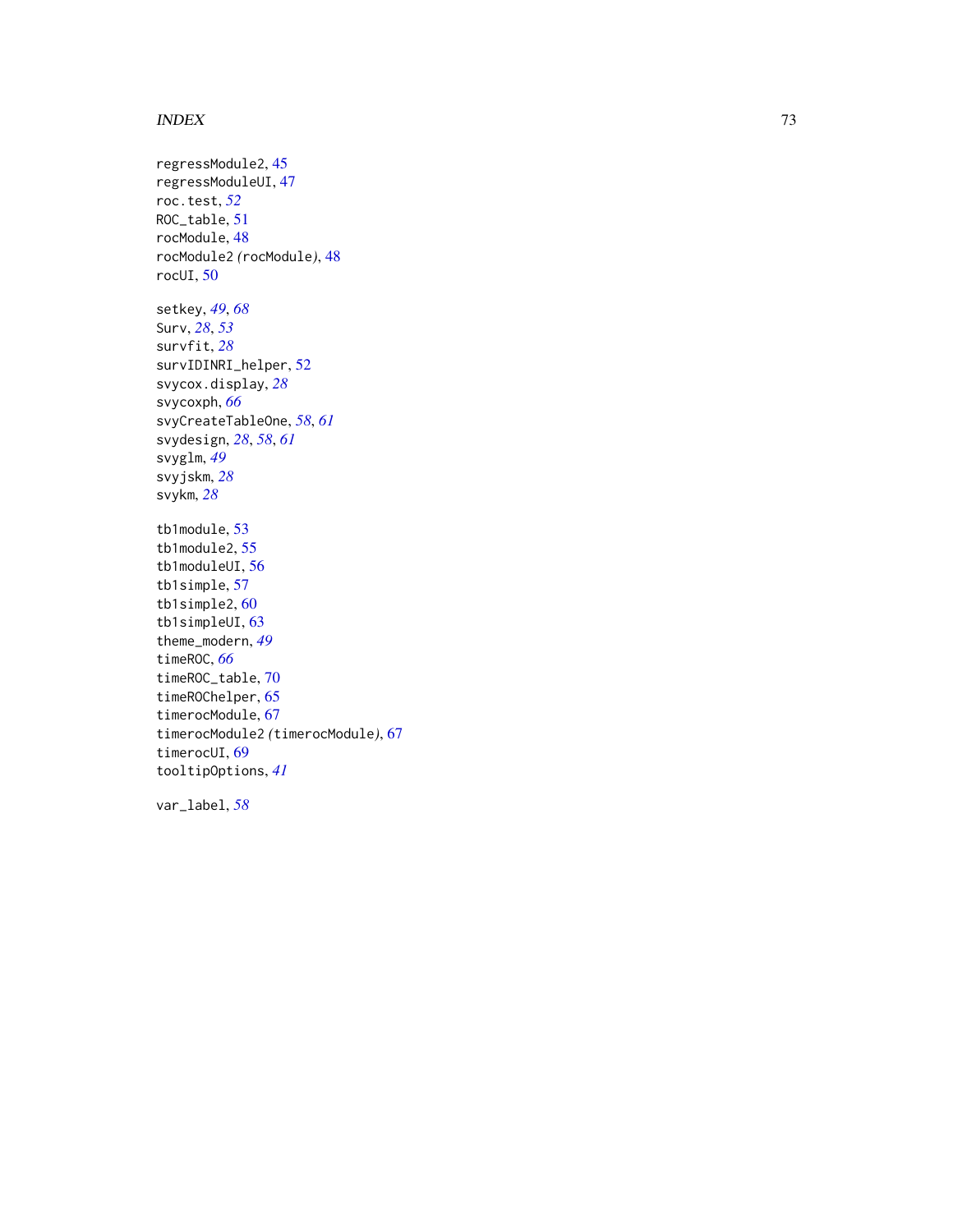regressModule2, 45
regressModuleUI, 47
roc.test, *52*
ROC_table, 51
rocModule, 48
rocModule2 *(*rocModule*)*, 48
rocUI, 50

setkey, *49*, *68*
Surv, *28*, *53*
survfit, *28*
survIDINRI_helper, 52
svycox.display, *28*
svycoxph, *66*
svyCreateTableOne, *58*, *61*
svydesign, *28*, *58*, *61*
svyglm, *49*
svyjskm, *28*
svykm, *28*

tb1module, 53
tb1module2, 55
tb1moduleUI, 56
tb1simple, 57
tb1simple2, 60
tb1simpleUI, 63
theme_modern, *49*
timeROC, *66*
timeROC_table, 70
timeROChelper, 65
timerocModule, 67
timerocModule2 *(*timerocModule*)*, 67
timerocUI, 69
tooltipOptions, *41*

var_label, *58*